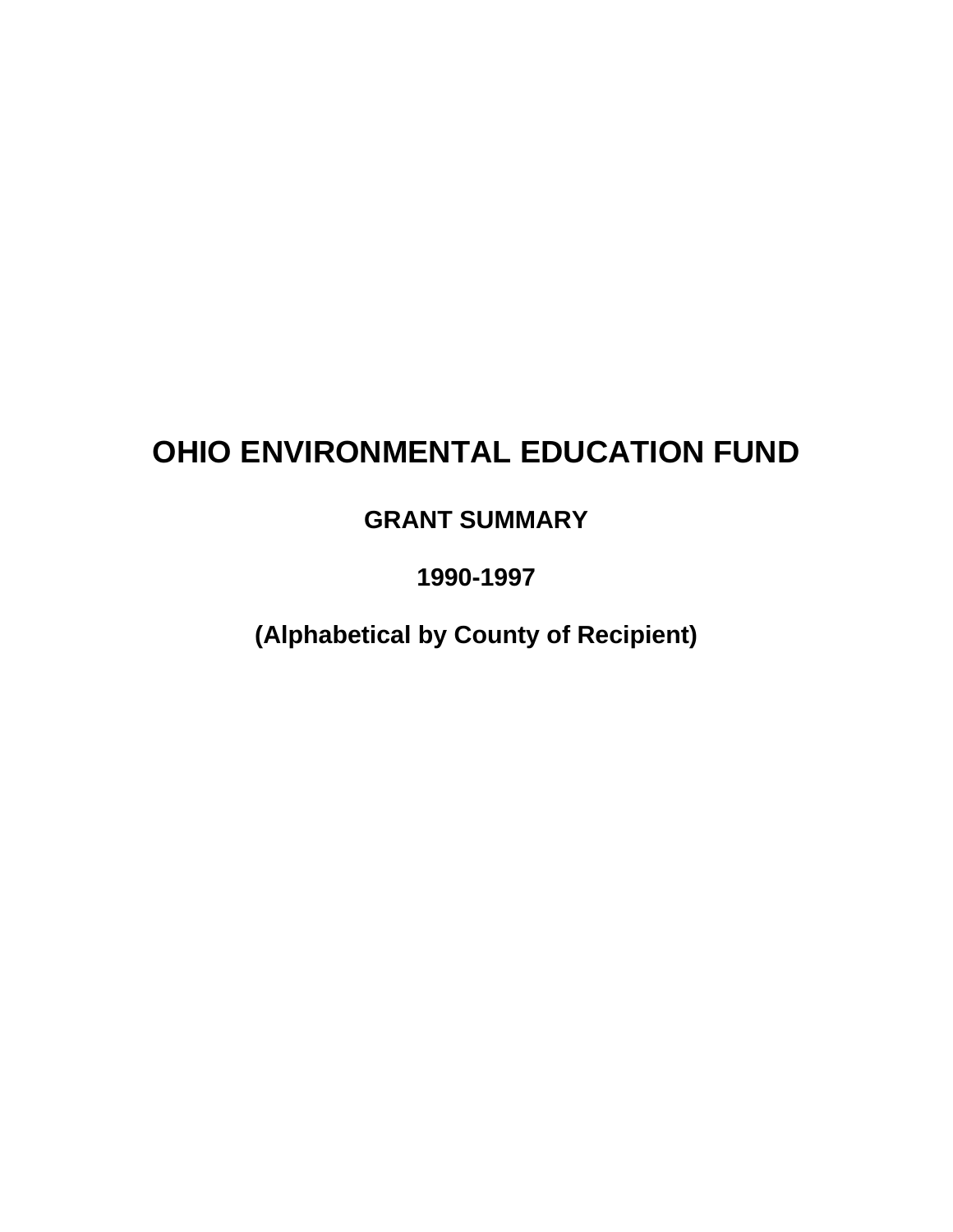# OHIO ENVIRONMENTAL EDUCATION FUND

## GRANT SUMMARY

## 1990-1997

## (Alphabetical by County of Recipient)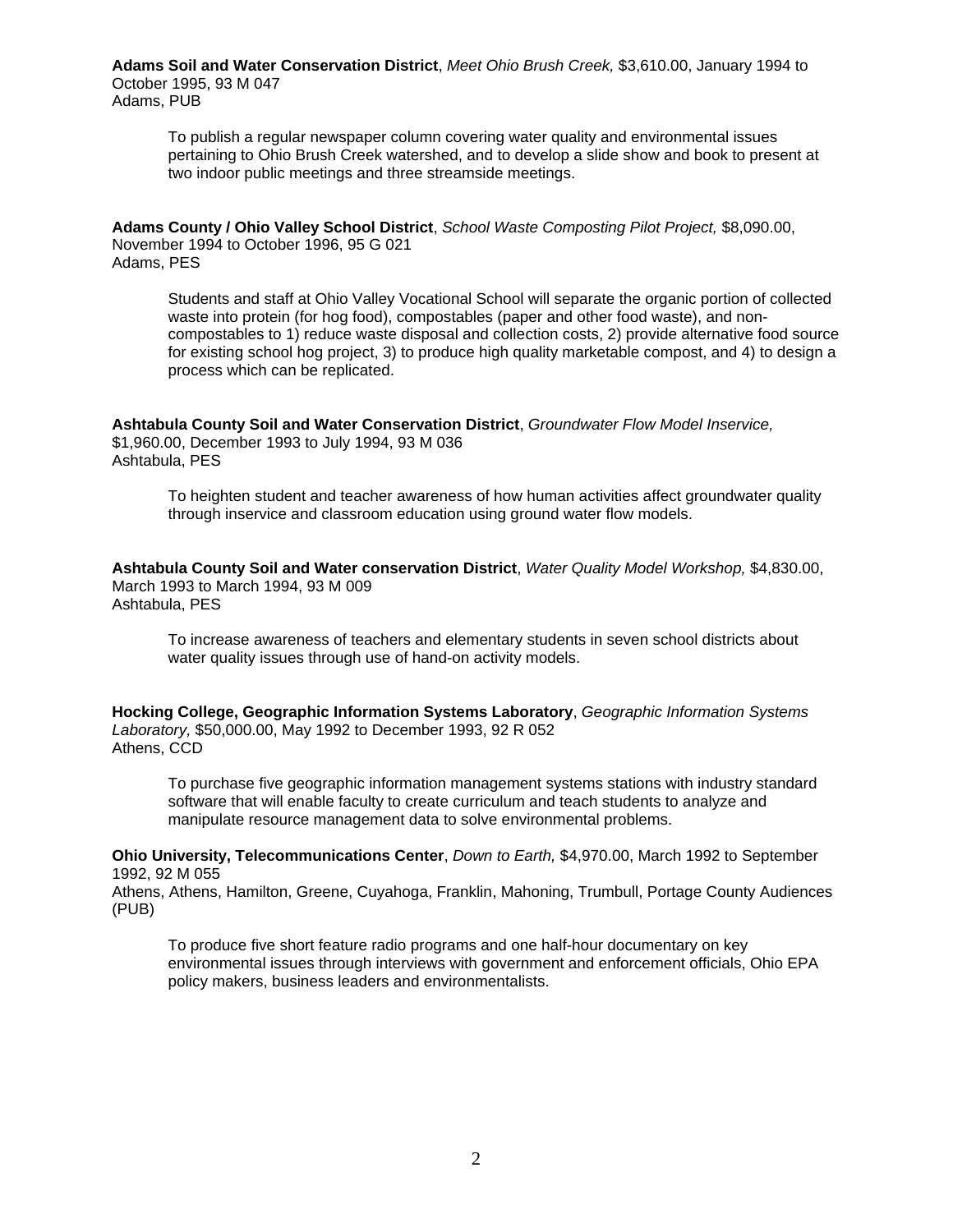**Adams Soil and Water Conservation District**, *Meet Ohio Brush Creek,* $3,610.00, January 1994 to October 1995, 93 M 047
Adams, PUB

> To publish a regular newspaper column covering water quality and environmental issues pertaining to Ohio Brush Creek watershed, and to develop a slide show and book to present at two indoor public meetings and three streamside meetings.

**Adams County / Ohio Valley School District**, *School Waste Composting Pilot Project,* $8,090.00, November 1994 to October 1996, 95 G 021
Adams, PES

> Students and staff at Ohio Valley Vocational School will separate the organic portion of collected waste into protein (for hog food), compostables (paper and other food waste), and non-compostables to 1) reduce waste disposal and collection costs, 2) provide alternative food source for existing school hog project, 3) to produce high quality marketable compost, and 4) to design a process which can be replicated.

**Ashtabula County Soil and Water Conservation District**, *Groundwater Flow Model Inservice,* $1,960.00, December 1993 to July 1994, 93 M 036
Ashtabula, PES

> To heighten student and teacher awareness of how human activities affect groundwater quality through inservice and classroom education using ground water flow models.

**Ashtabula County Soil and Water conservation District**, *Water Quality Model Workshop,* $4,830.00, March 1993 to March 1994, 93 M 009
Ashtabula, PES

> To increase awareness of teachers and elementary students in seven school districts about water quality issues through use of hand-on activity models.

**Hocking College, Geographic Information Systems Laboratory**, *Geographic Information Systems Laboratory,* $50,000.00, May 1992 to December 1993, 92 R 052
Athens, CCD

> To purchase five geographic information management systems stations with industry standard software that will enable faculty to create curriculum and teach students to analyze and manipulate resource management data to solve environmental problems.

**Ohio University, Telecommunications Center**, *Down to Earth,* $4,970.00, March 1992 to September 1992, 92 M 055
Athens, Athens, Hamilton, Greene, Cuyahoga, Franklin, Mahoning, Trumbull, Portage County Audiences (PUB)

> To produce five short feature radio programs and one half-hour documentary on key environmental issues through interviews with government and enforcement officials, Ohio EPA policy makers, business leaders and environmentalists.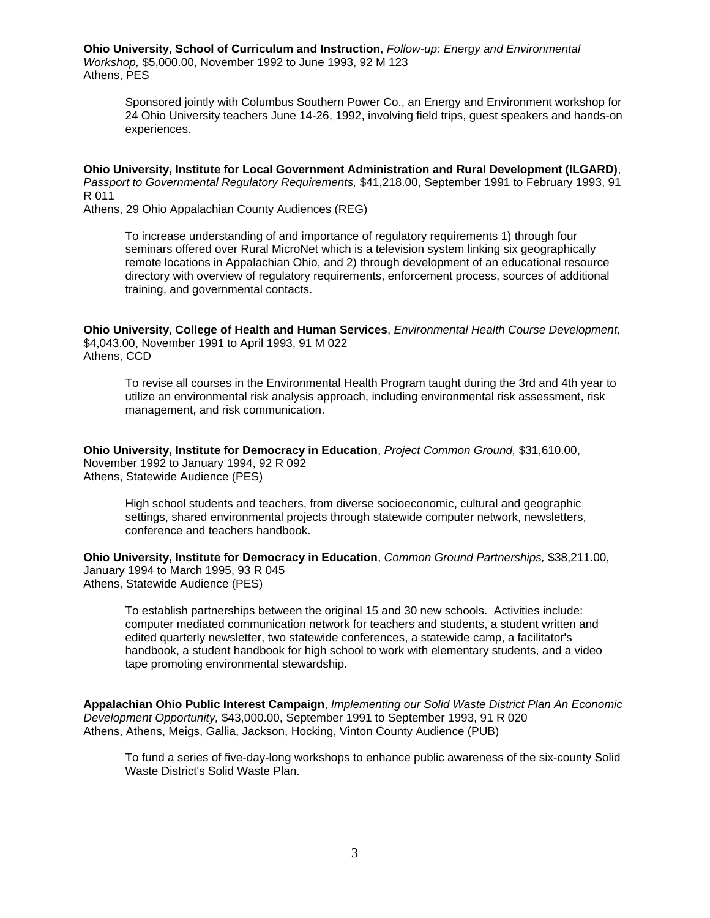**Ohio University, School of Curriculum and Instruction**, *Follow-up: Energy and Environmental Workshop,* $5,000.00, November 1992 to June 1993, 92 M 123
Athens, PES

> Sponsored jointly with Columbus Southern Power Co., an Energy and Environment workshop for 24 Ohio University teachers June 14-26, 1992, involving field trips, guest speakers and hands-on experiences.

**Ohio University, Institute for Local Government Administration and Rural Development (ILGARD)**, *Passport to Governmental Regulatory Requirements,* $41,218.00, September 1991 to February 1993, 91 R 011
Athens, 29 Ohio Appalachian County Audiences (REG)

> To increase understanding of and importance of regulatory requirements 1) through four seminars offered over Rural MicroNet which is a television system linking six geographically remote locations in Appalachian Ohio, and 2) through development of an educational resource directory with overview of regulatory requirements, enforcement process, sources of additional training, and governmental contacts.

**Ohio University, College of Health and Human Services**, *Environmental Health Course Development,* $4,043.00, November 1991 to April 1993, 91 M 022
Athens, CCD

> To revise all courses in the Environmental Health Program taught during the 3rd and 4th year to utilize an environmental risk analysis approach, including environmental risk assessment, risk management, and risk communication.

**Ohio University, Institute for Democracy in Education**, *Project Common Ground,* $31,610.00, November 1992 to January 1994, 92 R 092
Athens, Statewide Audience (PES)

> High school students and teachers, from diverse socioeconomic, cultural and geographic settings, shared environmental projects through statewide computer network, newsletters, conference and teachers handbook.

**Ohio University, Institute for Democracy in Education**, *Common Ground Partnerships,* $38,211.00, January 1994 to March 1995, 93 R 045
Athens, Statewide Audience (PES)

> To establish partnerships between the original 15 and 30 new schools. Activities include: computer mediated communication network for teachers and students, a student written and edited quarterly newsletter, two statewide conferences, a statewide camp, a facilitator's handbook, a student handbook for high school to work with elementary students, and a video tape promoting environmental stewardship.

**Appalachian Ohio Public Interest Campaign**, *Implementing our Solid Waste District Plan An Economic Development Opportunity,* $43,000.00, September 1991 to September 1993, 91 R 020
Athens, Athens, Meigs, Gallia, Jackson, Hocking, Vinton County Audience (PUB)

> To fund a series of five-day-long workshops to enhance public awareness of the six-county Solid Waste District's Solid Waste Plan.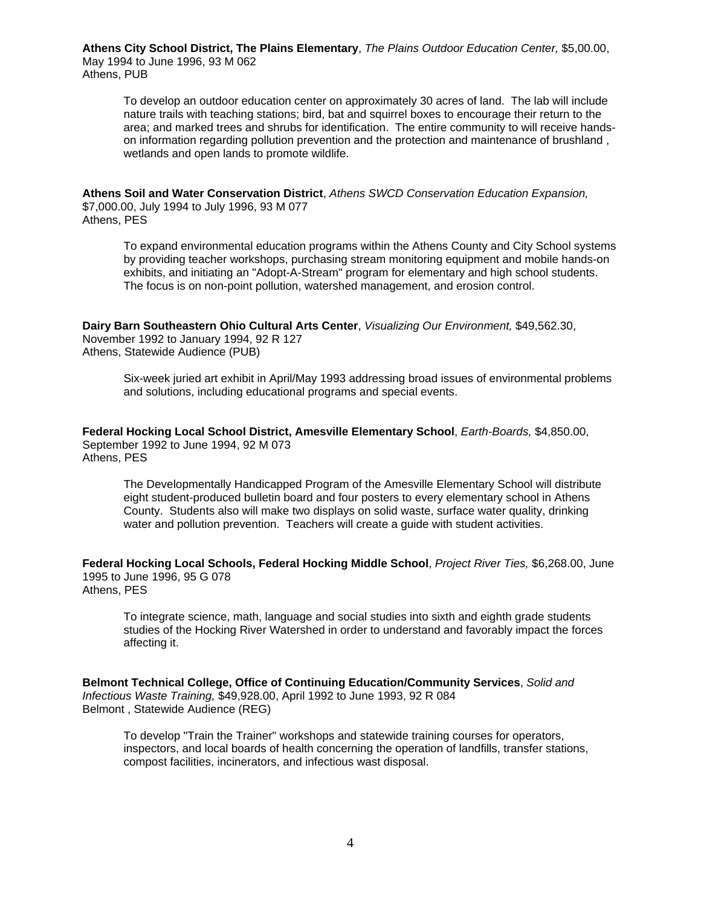**Athens City School District, The Plains Elementary**, *The Plains Outdoor Education Center,* $5,00.00, May 1994 to June 1996, 93 M 062
Athens, PUB

> To develop an outdoor education center on approximately 30 acres of land. The lab will include nature trails with teaching stations; bird, bat and squirrel boxes to encourage their return to the area; and marked trees and shrubs for identification. The entire community to will receive hands-on information regarding pollution prevention and the protection and maintenance of brushland , wetlands and open lands to promote wildlife.

**Athens Soil and Water Conservation District**, *Athens SWCD Conservation Education Expansion,* $7,000.00, July 1994 to July 1996, 93 M 077
Athens, PES

> To expand environmental education programs within the Athens County and City School systems by providing teacher workshops, purchasing stream monitoring equipment and mobile hands-on exhibits, and initiating an "Adopt-A-Stream" program for elementary and high school students. The focus is on non-point pollution, watershed management, and erosion control.

**Dairy Barn Southeastern Ohio Cultural Arts Center**, *Visualizing Our Environment,* $49,562.30, November 1992 to January 1994, 92 R 127
Athens, Statewide Audience (PUB)

> Six-week juried art exhibit in April/May 1993 addressing broad issues of environmental problems and solutions, including educational programs and special events.

**Federal Hocking Local School District, Amesville Elementary School**, *Earth-Boards,* $4,850.00, September 1992 to June 1994, 92 M 073
Athens, PES

> The Developmentally Handicapped Program of the Amesville Elementary School will distribute eight student-produced bulletin board and four posters to every elementary school in Athens County. Students also will make two displays on solid waste, surface water quality, drinking water and pollution prevention. Teachers will create a guide with student activities.

**Federal Hocking Local Schools, Federal Hocking Middle School**, *Project River Ties,* $6,268.00, June 1995 to June 1996, 95 G 078
Athens, PES

> To integrate science, math, language and social studies into sixth and eighth grade students studies of the Hocking River Watershed in order to understand and favorably impact the forces affecting it.

**Belmont Technical College, Office of Continuing Education/Community Services**, *Solid and Infectious Waste Training,* $49,928.00, April 1992 to June 1993, 92 R 084
Belmont , Statewide Audience (REG)

> To develop "Train the Trainer" workshops and statewide training courses for operators, inspectors, and local boards of health concerning the operation of landfills, transfer stations, compost facilities, incinerators, and infectious wast disposal.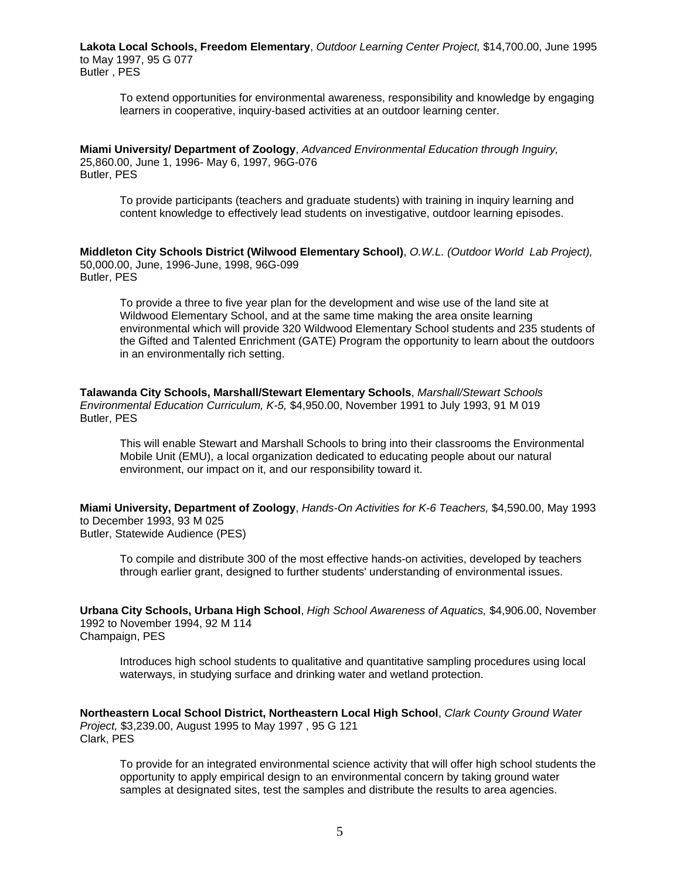**Lakota Local Schools, Freedom Elementary**, *Outdoor Learning Center Project,* $14,700.00, June 1995 to May 1997, 95 G 077
Butler , PES

> To extend opportunities for environmental awareness, responsibility and knowledge by engaging learners in cooperative, inquiry-based activities at an outdoor learning center.

**Miami University/ Department of Zoology**, *Advanced Environmental Education through Inguiry,* 25,860.00, June 1, 1996- May 6, 1997, 96G-076
Butler, PES

> To provide participants (teachers and graduate students) with training in inquiry learning and content knowledge to effectively lead students on investigative, outdoor learning episodes.

**Middleton City Schools District (Wilwood Elementary School)**, *O.W.L. (Outdoor World Lab Project),* 50,000.00, June, 1996-June, 1998, 96G-099
Butler, PES

> To provide a three to five year plan for the development and wise use of the land site at Wildwood Elementary School, and at the same time making the area onsite learning environmental which will provide 320 Wildwood Elementary School students and 235 students of the Gifted and Talented Enrichment (GATE) Program the opportunity to learn about the outdoors in an environmentally rich setting.

**Talawanda City Schools, Marshall/Stewart Elementary Schools**, *Marshall/Stewart Schools Environmental Education Curriculum, K-5,* $4,950.00, November 1991 to July 1993, 91 M 019
Butler, PES

> This will enable Stewart and Marshall Schools to bring into their classrooms the Environmental Mobile Unit (EMU), a local organization dedicated to educating people about our natural environment, our impact on it, and our responsibility toward it.

**Miami University, Department of Zoology**, *Hands-On Activities for K-6 Teachers,* $4,590.00, May 1993 to December 1993, 93 M 025
Butler, Statewide Audience (PES)

> To compile and distribute 300 of the most effective hands-on activities, developed by teachers through earlier grant, designed to further students' understanding of environmental issues.

**Urbana City Schools, Urbana High School**, *High School Awareness of Aquatics,* $4,906.00, November 1992 to November 1994, 92 M 114
Champaign, PES

> Introduces high school students to qualitative and quantitative sampling procedures using local waterways, in studying surface and drinking water and wetland protection.

**Northeastern Local School District, Northeastern Local High School**, *Clark County Ground Water Project,* $3,239.00, August 1995 to May 1997 , 95 G 121
Clark, PES

> To provide for an integrated environmental science activity that will offer high school students the opportunity to apply empirical design to an environmental concern by taking ground water samples at designated sites, test the samples and distribute the results to area agencies.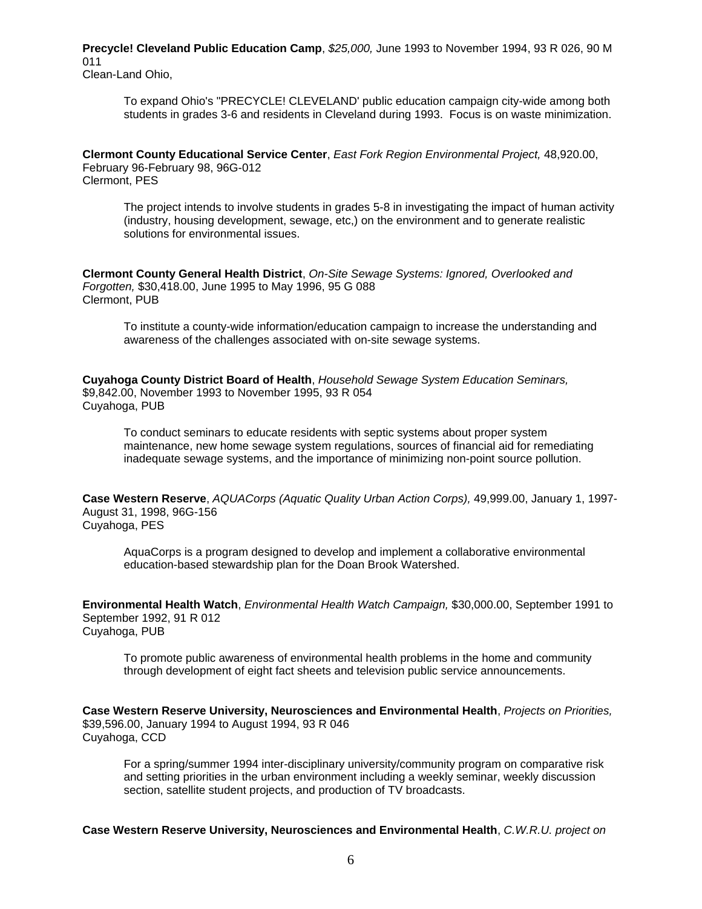**Precycle! Cleveland Public Education Camp**, *$25,000,* June 1993 to November 1994, 93 R 026, 90 M 011
Clean-Land Ohio,

> To expand Ohio's "PRECYCLE! CLEVELAND' public education campaign city-wide among both students in grades 3-6 and residents in Cleveland during 1993. Focus is on waste minimization.

**Clermont County Educational Service Center**, *East Fork Region Environmental Project,* 48,920.00, February 96-February 98, 96G-012
Clermont, PES

> The project intends to involve students in grades 5-8 in investigating the impact of human activity (industry, housing development, sewage, etc,) on the environment and to generate realistic solutions for environmental issues.

**Clermont County General Health District**, *On-Site Sewage Systems: Ignored, Overlooked and Forgotten,* $30,418.00, June 1995 to May 1996, 95 G 088
Clermont, PUB

> To institute a county-wide information/education campaign to increase the understanding and awareness of the challenges associated with on-site sewage systems.

**Cuyahoga County District Board of Health**, *Household Sewage System Education Seminars,* $9,842.00, November 1993 to November 1995, 93 R 054
Cuyahoga, PUB

> To conduct seminars to educate residents with septic systems about proper system maintenance, new home sewage system regulations, sources of financial aid for remediating inadequate sewage systems, and the importance of minimizing non-point source pollution.

**Case Western Reserve**, *AQUACorps (Aquatic Quality Urban Action Corps),* 49,999.00, January 1, 1997-August 31, 1998, 96G-156
Cuyahoga, PES

> AquaCorps is a program designed to develop and implement a collaborative environmental education-based stewardship plan for the Doan Brook Watershed.

**Environmental Health Watch**, *Environmental Health Watch Campaign,* $30,000.00, September 1991 to September 1992, 91 R 012
Cuyahoga, PUB

> To promote public awareness of environmental health problems in the home and community through development of eight fact sheets and television public service announcements.

**Case Western Reserve University, Neurosciences and Environmental Health**, *Projects on Priorities,* $39,596.00, January 1994 to August 1994, 93 R 046
Cuyahoga, CCD

> For a spring/summer 1994 inter-disciplinary university/community program on comparative risk and setting priorities in the urban environment including a weekly seminar, weekly discussion section, satellite student projects, and production of TV broadcasts.

**Case Western Reserve University, Neurosciences and Environmental Health**, *C.W.R.U. project on*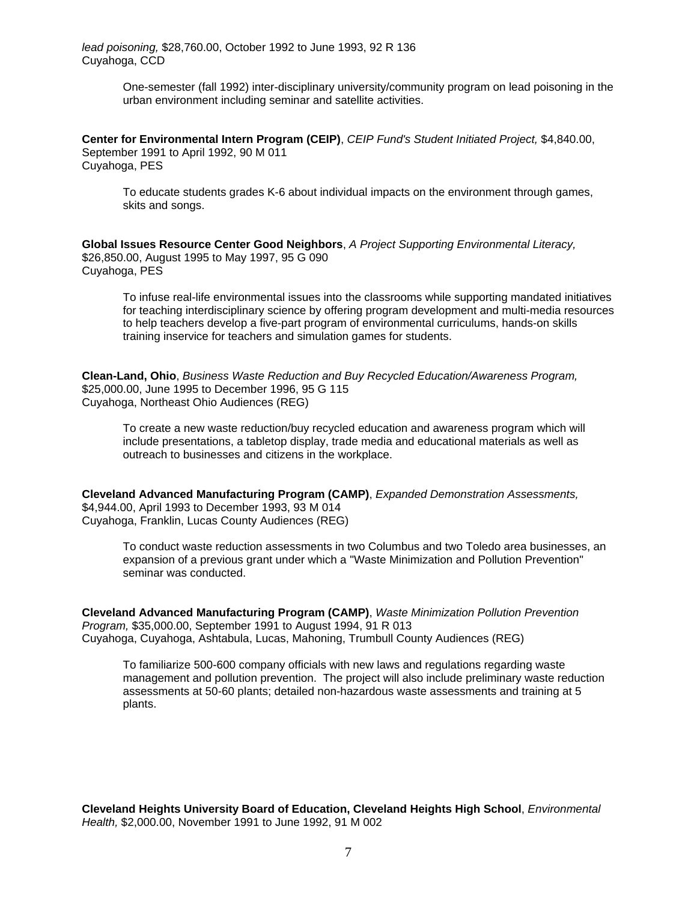*lead poisoning,* $28,760.00, October 1992 to June 1993, 92 R 136
Cuyahoga, CCD

> One-semester (fall 1992) inter-disciplinary university/community program on lead poisoning in the urban environment including seminar and satellite activities.

**Center for Environmental Intern Program (CEIP)**, *CEIP Fund's Student Initiated Project,* $4,840.00, September 1991 to April 1992, 90 M 011
Cuyahoga, PES

> To educate students grades K-6 about individual impacts on the environment through games, skits and songs.

**Global Issues Resource Center Good Neighbors**, *A Project Supporting Environmental Literacy,* $26,850.00, August 1995 to May 1997, 95 G 090
Cuyahoga, PES

> To infuse real-life environmental issues into the classrooms while supporting mandated initiatives for teaching interdisciplinary science by offering program development and multi-media resources to help teachers develop a five-part program of environmental curriculums, hands-on skills training inservice for teachers and simulation games for students.

**Clean-Land, Ohio**, *Business Waste Reduction and Buy Recycled Education/Awareness Program,* $25,000.00, June 1995 to December 1996, 95 G 115
Cuyahoga, Northeast Ohio Audiences (REG)

> To create a new waste reduction/buy recycled education and awareness program which will include presentations, a tabletop display, trade media and educational materials as well as outreach to businesses and citizens in the workplace.

**Cleveland Advanced Manufacturing Program (CAMP)**, *Expanded Demonstration Assessments,* $4,944.00, April 1993 to December 1993, 93 M 014
Cuyahoga, Franklin, Lucas County Audiences (REG)

> To conduct waste reduction assessments in two Columbus and two Toledo area businesses, an expansion of a previous grant under which a "Waste Minimization and Pollution Prevention" seminar was conducted.

**Cleveland Advanced Manufacturing Program (CAMP)**, *Waste Minimization Pollution Prevention Program,* $35,000.00, September 1991 to August 1994, 91 R 013
Cuyahoga, Cuyahoga, Ashtabula, Lucas, Mahoning, Trumbull County Audiences (REG)

> To familiarize 500-600 company officials with new laws and regulations regarding waste management and pollution prevention. The project will also include preliminary waste reduction assessments at 50-60 plants; detailed non-hazardous waste assessments and training at 5 plants.

**Cleveland Heights University Board of Education, Cleveland Heights High School**, *Environmental Health,* $2,000.00, November 1991 to June 1992, 91 M 002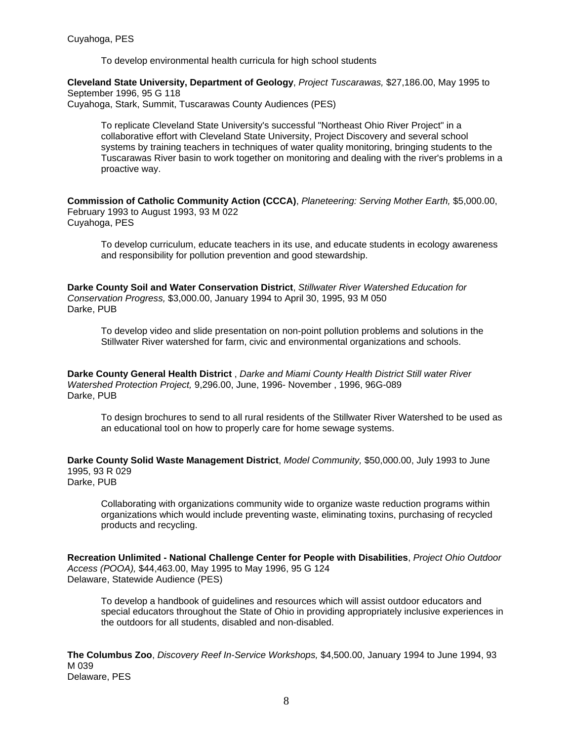Cuyahoga, PES

> To develop environmental health curricula for high school students

**Cleveland State University, Department of Geology**, *Project Tuscarawas,* $27,186.00, May 1995 to September 1996, 95 G 118
Cuyahoga, Stark, Summit, Tuscarawas County Audiences (PES)

> To replicate Cleveland State University's successful "Northeast Ohio River Project" in a collaborative effort with Cleveland State University, Project Discovery and several school systems by training teachers in techniques of water quality monitoring, bringing students to the Tuscarawas River basin to work together on monitoring and dealing with the river's problems in a proactive way.

**Commission of Catholic Community Action (CCCA)**, *Planeteering: Serving Mother Earth,* $5,000.00, February 1993 to August 1993, 93 M 022
Cuyahoga, PES

> To develop curriculum, educate teachers in its use, and educate students in ecology awareness and responsibility for pollution prevention and good stewardship.

**Darke County Soil and Water Conservation District**, *Stillwater River Watershed Education for Conservation Progress,* $3,000.00, January 1994 to April 30, 1995, 93 M 050
Darke, PUB

> To develop video and slide presentation on non-point pollution problems and solutions in the Stillwater River watershed for farm, civic and environmental organizations and schools.

**Darke County General Health District** , *Darke and Miami County Health District Still water River Watershed Protection Project,* 9,296.00, June, 1996- November , 1996, 96G-089
Darke, PUB

> To design brochures to send to all rural residents of the Stillwater River Watershed to be used as an educational tool on how to properly care for home sewage systems.

**Darke County Solid Waste Management District**, *Model Community,* $50,000.00, July 1993 to June 1995, 93 R 029
Darke, PUB

> Collaborating with organizations community wide to organize waste reduction programs within organizations which would include preventing waste, eliminating toxins, purchasing of recycled products and recycling.

**Recreation Unlimited - National Challenge Center for People with Disabilities**, *Project Ohio Outdoor Access (POOA),* $44,463.00, May 1995 to May 1996, 95 G 124
Delaware, Statewide Audience (PES)

> To develop a handbook of guidelines and resources which will assist outdoor educators and special educators throughout the State of Ohio in providing appropriately inclusive experiences in the outdoors for all students, disabled and non-disabled.

**The Columbus Zoo**, *Discovery Reef In-Service Workshops,* $4,500.00, January 1994 to June 1994, 93 M 039
Delaware, PES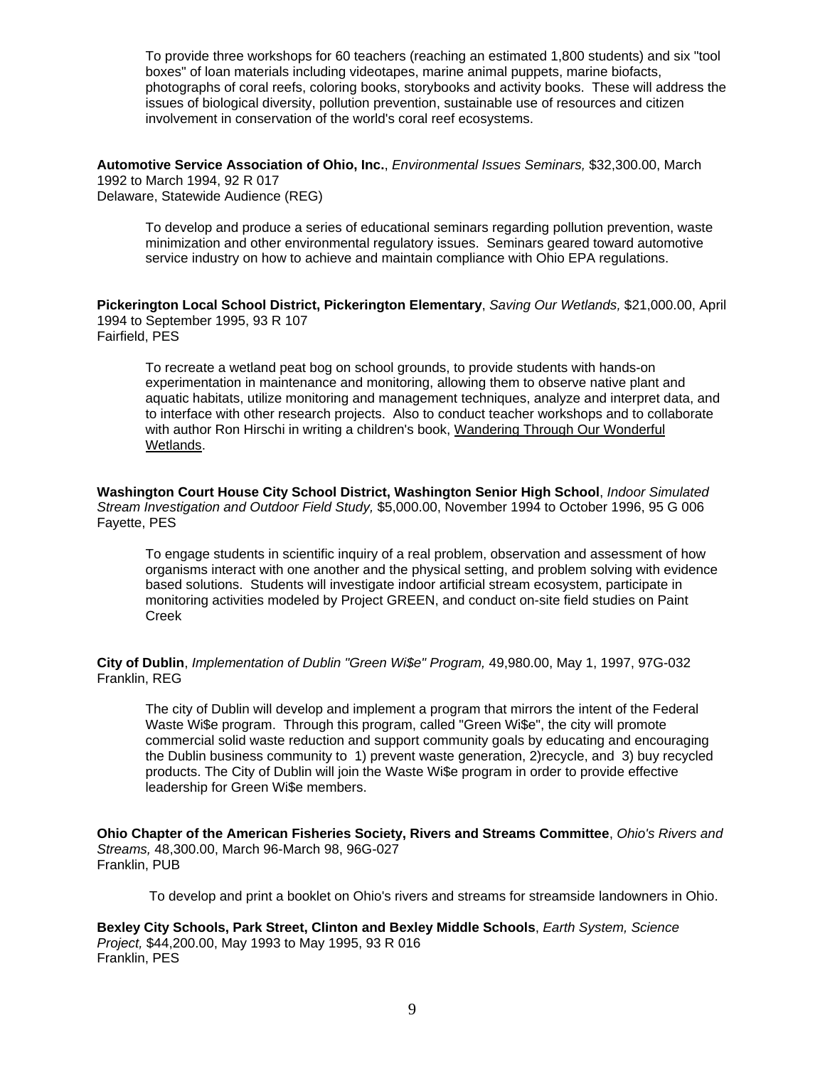To provide three workshops for 60 teachers (reaching an estimated 1,800 students) and six "tool boxes" of loan materials including videotapes, marine animal puppets, marine biofacts, photographs of coral reefs, coloring books, storybooks and activity books. These will address the issues of biological diversity, pollution prevention, sustainable use of resources and citizen involvement in conservation of the world's coral reef ecosystems.

**Automotive Service Association of Ohio, Inc.**, *Environmental Issues Seminars,* $32,300.00, March 1992 to March 1994, 92 R 017
Delaware, Statewide Audience (REG)

To develop and produce a series of educational seminars regarding pollution prevention, waste minimization and other environmental regulatory issues. Seminars geared toward automotive service industry on how to achieve and maintain compliance with Ohio EPA regulations.

**Pickerington Local School District, Pickerington Elementary**, *Saving Our Wetlands,* $21,000.00, April 1994 to September 1995, 93 R 107
Fairfield, PES

To recreate a wetland peat bog on school grounds, to provide students with hands-on experimentation in maintenance and monitoring, allowing them to observe native plant and aquatic habitats, utilize monitoring and management techniques, analyze and interpret data, and to interface with other research projects. Also to conduct teacher workshops and to collaborate with author Ron Hirschi in writing a children's book, Wandering Through Our Wonderful Wetlands.

**Washington Court House City School District, Washington Senior High School**, *Indoor Simulated Stream Investigation and Outdoor Field Study,* $5,000.00, November 1994 to October 1996, 95 G 006
Fayette, PES

To engage students in scientific inquiry of a real problem, observation and assessment of how organisms interact with one another and the physical setting, and problem solving with evidence based solutions. Students will investigate indoor artificial stream ecosystem, participate in monitoring activities modeled by Project GREEN, and conduct on-site field studies on Paint Creek

**City of Dublin**, *Implementation of Dublin "Green Wi$e" Program,* 49,980.00, May 1, 1997, 97G-032
Franklin, REG

The city of Dublin will develop and implement a program that mirrors the intent of the Federal Waste Wi$e program. Through this program, called "Green Wi$e", the city will promote commercial solid waste reduction and support community goals by educating and encouraging the Dublin business community to 1) prevent waste generation, 2)recycle, and 3) buy recycled products. The City of Dublin will join the Waste Wi$e program in order to provide effective leadership for Green Wi$e members.

**Ohio Chapter of the American Fisheries Society, Rivers and Streams Committee**, *Ohio's Rivers and Streams,* 48,300.00, March 96-March 98, 96G-027
Franklin, PUB

To develop and print a booklet on Ohio's rivers and streams for streamside landowners in Ohio.

**Bexley City Schools, Park Street, Clinton and Bexley Middle Schools**, *Earth System, Science Project,* $44,200.00, May 1993 to May 1995, 93 R 016
Franklin, PES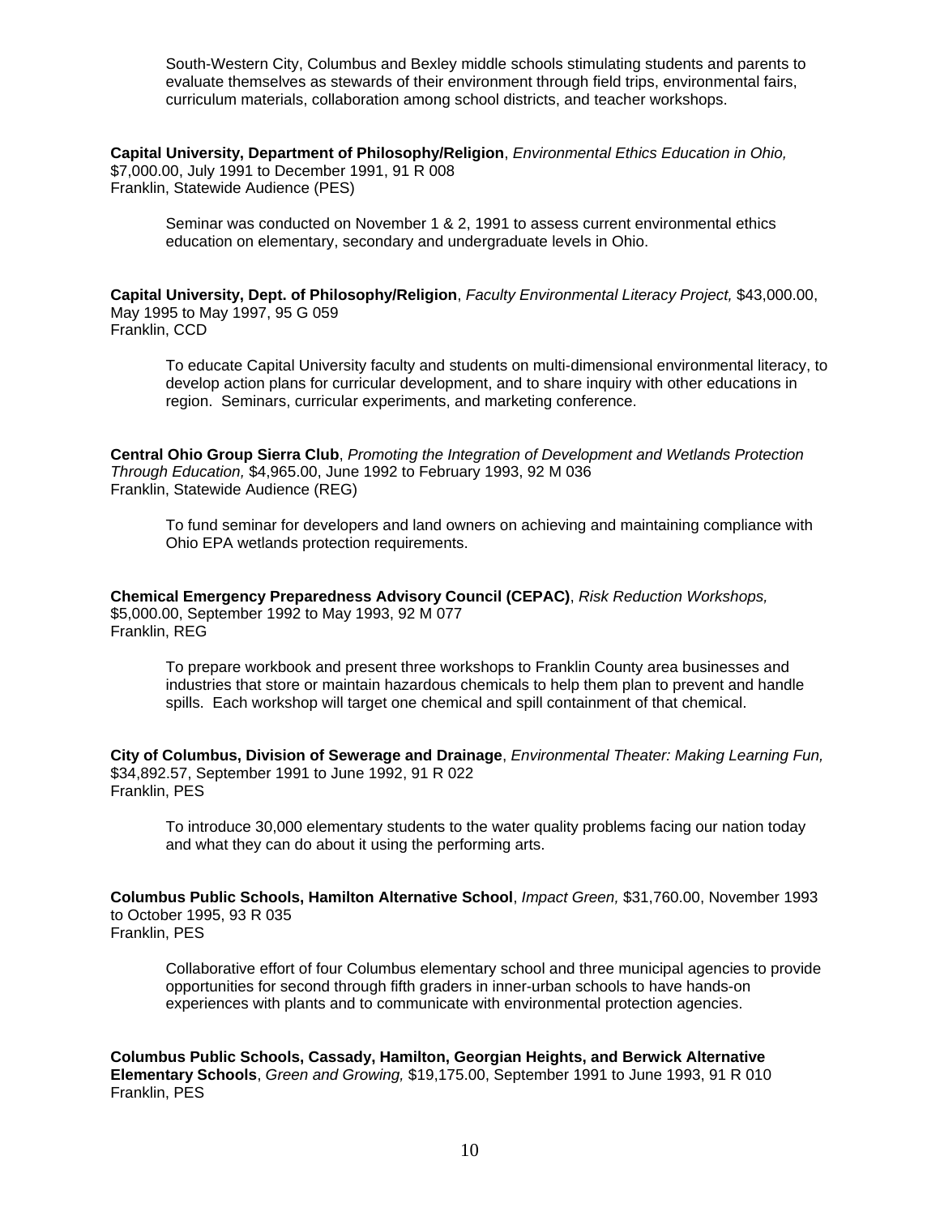South-Western City, Columbus and Bexley middle schools stimulating students and parents to evaluate themselves as stewards of their environment through field trips, environmental fairs, curriculum materials, collaboration among school districts, and teacher workshops.

**Capital University, Department of Philosophy/Religion**, *Environmental Ethics Education in Ohio,* $7,000.00, July 1991 to December 1991, 91 R 008
Franklin, Statewide Audience (PES)

Seminar was conducted on November 1 & 2, 1991 to assess current environmental ethics education on elementary, secondary and undergraduate levels in Ohio.

**Capital University, Dept. of Philosophy/Religion**, *Faculty Environmental Literacy Project,* $43,000.00, May 1995 to May 1997, 95 G 059
Franklin, CCD

To educate Capital University faculty and students on multi-dimensional environmental literacy, to develop action plans for curricular development, and to share inquiry with other educations in region. Seminars, curricular experiments, and marketing conference.

**Central Ohio Group Sierra Club**, *Promoting the Integration of Development and Wetlands Protection Through Education,* $4,965.00, June 1992 to February 1993, 92 M 036
Franklin, Statewide Audience (REG)

To fund seminar for developers and land owners on achieving and maintaining compliance with Ohio EPA wetlands protection requirements.

**Chemical Emergency Preparedness Advisory Council (CEPAC)**, *Risk Reduction Workshops,* $5,000.00, September 1992 to May 1993, 92 M 077
Franklin, REG

To prepare workbook and present three workshops to Franklin County area businesses and industries that store or maintain hazardous chemicals to help them plan to prevent and handle spills. Each workshop will target one chemical and spill containment of that chemical.

**City of Columbus, Division of Sewerage and Drainage**, *Environmental Theater: Making Learning Fun,* $34,892.57, September 1991 to June 1992, 91 R 022
Franklin, PES

To introduce 30,000 elementary students to the water quality problems facing our nation today and what they can do about it using the performing arts.

**Columbus Public Schools, Hamilton Alternative School**, *Impact Green,* $31,760.00, November 1993 to October 1995, 93 R 035
Franklin, PES

Collaborative effort of four Columbus elementary school and three municipal agencies to provide opportunities for second through fifth graders in inner-urban schools to have hands-on experiences with plants and to communicate with environmental protection agencies.

**Columbus Public Schools, Cassady, Hamilton, Georgian Heights, and Berwick Alternative Elementary Schools**, *Green and Growing,* $19,175.00, September 1991 to June 1993, 91 R 010
Franklin, PES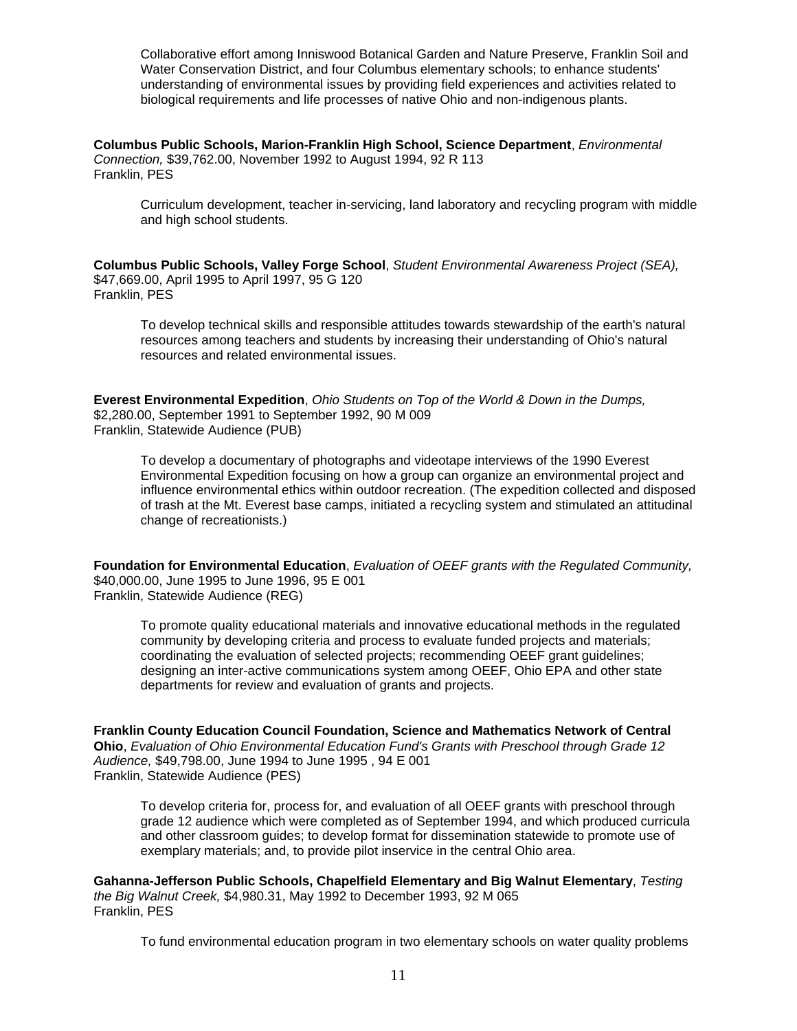Collaborative effort among Inniswood Botanical Garden and Nature Preserve, Franklin Soil and Water Conservation District, and four Columbus elementary schools; to enhance students' understanding of environmental issues by providing field experiences and activities related to biological requirements and life processes of native Ohio and non-indigenous plants.

**Columbus Public Schools, Marion-Franklin High School, Science Department**, *Environmental Connection,* $39,762.00, November 1992 to August 1994, 92 R 113
Franklin, PES

Curriculum development, teacher in-servicing, land laboratory and recycling program with middle and high school students.

**Columbus Public Schools, Valley Forge School**, *Student Environmental Awareness Project (SEA),* $47,669.00, April 1995 to April 1997, 95 G 120
Franklin, PES

To develop technical skills and responsible attitudes towards stewardship of the earth's natural resources among teachers and students by increasing their understanding of Ohio's natural resources and related environmental issues.

**Everest Environmental Expedition**, *Ohio Students on Top of the World & Down in the Dumps,* $2,280.00, September 1991 to September 1992, 90 M 009
Franklin, Statewide Audience (PUB)

To develop a documentary of photographs and videotape interviews of the 1990 Everest Environmental Expedition focusing on how a group can organize an environmental project and influence environmental ethics within outdoor recreation. (The expedition collected and disposed of trash at the Mt. Everest base camps, initiated a recycling system and stimulated an attitudinal change of recreationists.)

**Foundation for Environmental Education**, *Evaluation of OEEF grants with the Regulated Community,* $40,000.00, June 1995 to June 1996, 95 E 001
Franklin, Statewide Audience (REG)

To promote quality educational materials and innovative educational methods in the regulated community by developing criteria and process to evaluate funded projects and materials; coordinating the evaluation of selected projects; recommending OEEF grant guidelines; designing an inter-active communications system among OEEF, Ohio EPA and other state departments for review and evaluation of grants and projects.

**Franklin County Education Council Foundation, Science and Mathematics Network of Central Ohio**, *Evaluation of Ohio Environmental Education Fund's Grants with Preschool through Grade 12 Audience,* $49,798.00, June 1994 to June 1995 , 94 E 001
Franklin, Statewide Audience (PES)

To develop criteria for, process for, and evaluation of all OEEF grants with preschool through grade 12 audience which were completed as of September 1994, and which produced curricula and other classroom guides; to develop format for dissemination statewide to promote use of exemplary materials; and, to provide pilot inservice in the central Ohio area.

**Gahanna-Jefferson Public Schools, Chapelfield Elementary and Big Walnut Elementary**, *Testing the Big Walnut Creek,* $4,980.31, May 1992 to December 1993, 92 M 065
Franklin, PES

To fund environmental education program in two elementary schools on water quality problems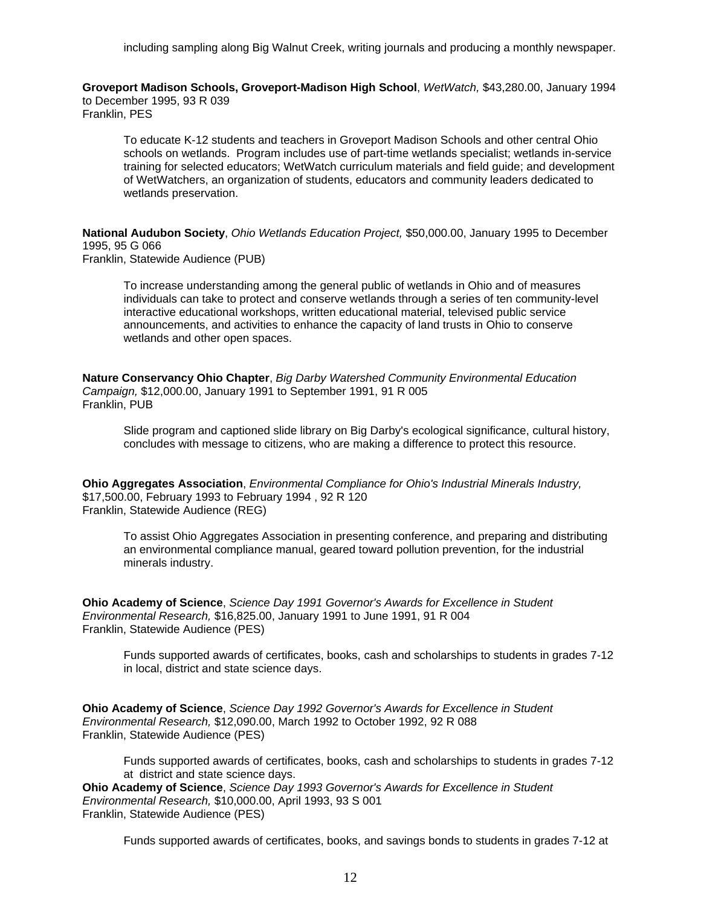including sampling along Big Walnut Creek, writing journals and producing a monthly newspaper.

**Groveport Madison Schools, Groveport-Madison High School**, *WetWatch,* $43,280.00, January 1994 to December 1995, 93 R 039
Franklin, PES

> To educate K-12 students and teachers in Groveport Madison Schools and other central Ohio schools on wetlands. Program includes use of part-time wetlands specialist; wetlands in-service training for selected educators; WetWatch curriculum materials and field guide; and development of WetWatchers, an organization of students, educators and community leaders dedicated to wetlands preservation.

**National Audubon Society**, *Ohio Wetlands Education Project,* $50,000.00, January 1995 to December 1995, 95 G 066
Franklin, Statewide Audience (PUB)

> To increase understanding among the general public of wetlands in Ohio and of measures individuals can take to protect and conserve wetlands through a series of ten community-level interactive educational workshops, written educational material, televised public service announcements, and activities to enhance the capacity of land trusts in Ohio to conserve wetlands and other open spaces.

**Nature Conservancy Ohio Chapter**, *Big Darby Watershed Community Environmental Education Campaign,* $12,000.00, January 1991 to September 1991, 91 R 005
Franklin, PUB

> Slide program and captioned slide library on Big Darby's ecological significance, cultural history, concludes with message to citizens, who are making a difference to protect this resource.

**Ohio Aggregates Association**, *Environmental Compliance for Ohio's Industrial Minerals Industry,* $17,500.00, February 1993 to February 1994 , 92 R 120
Franklin, Statewide Audience (REG)

> To assist Ohio Aggregates Association in presenting conference, and preparing and distributing an environmental compliance manual, geared toward pollution prevention, for the industrial minerals industry.

**Ohio Academy of Science**, *Science Day 1991 Governor's Awards for Excellence in Student Environmental Research,* $16,825.00, January 1991 to June 1991, 91 R 004
Franklin, Statewide Audience (PES)

> Funds supported awards of certificates, books, cash and scholarships to students in grades 7-12 in local, district and state science days.

**Ohio Academy of Science**, *Science Day 1992 Governor's Awards for Excellence in Student Environmental Research,* $12,090.00, March 1992 to October 1992, 92 R 088
Franklin, Statewide Audience (PES)

> Funds supported awards of certificates, books, cash and scholarships to students in grades 7-12 at district and state science days.

**Ohio Academy of Science**, *Science Day 1993 Governor's Awards for Excellence in Student Environmental Research,* $10,000.00, April 1993, 93 S 001
Franklin, Statewide Audience (PES)

> Funds supported awards of certificates, books, and savings bonds to students in grades 7-12 at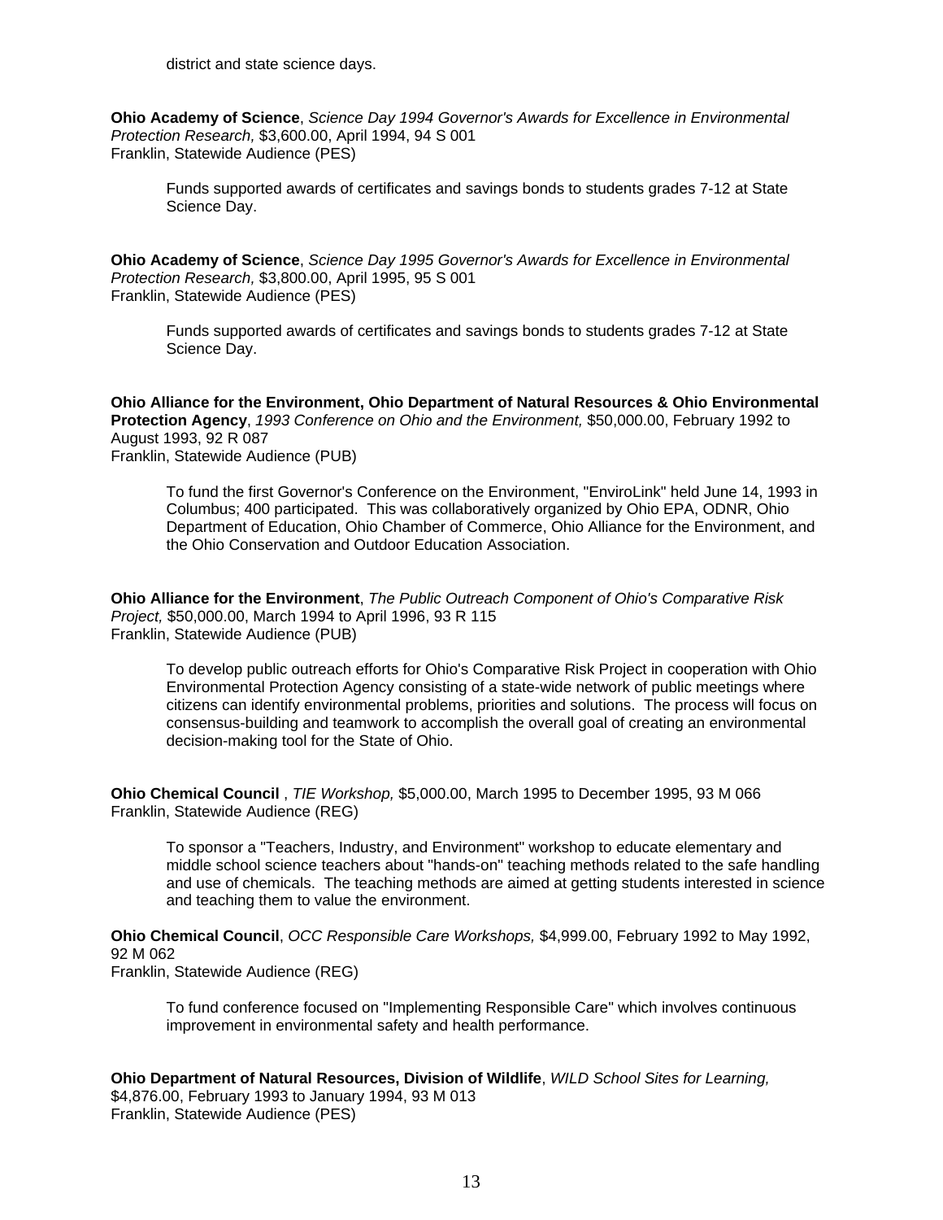district and state science days.

**Ohio Academy of Science**, *Science Day 1994 Governor's Awards for Excellence in Environmental Protection Research,* $3,600.00, April 1994, 94 S 001
Franklin, Statewide Audience (PES)

> Funds supported awards of certificates and savings bonds to students grades 7-12 at State Science Day.

**Ohio Academy of Science**, *Science Day 1995 Governor's Awards for Excellence in Environmental Protection Research,* $3,800.00, April 1995, 95 S 001
Franklin, Statewide Audience (PES)

> Funds supported awards of certificates and savings bonds to students grades 7-12 at State Science Day.

**Ohio Alliance for the Environment, Ohio Department of Natural Resources & Ohio Environmental Protection Agency**, *1993 Conference on Ohio and the Environment,* $50,000.00, February 1992 to August 1993, 92 R 087
Franklin, Statewide Audience (PUB)

> To fund the first Governor's Conference on the Environment, "EnviroLink" held June 14, 1993 in Columbus; 400 participated. This was collaboratively organized by Ohio EPA, ODNR, Ohio Department of Education, Ohio Chamber of Commerce, Ohio Alliance for the Environment, and the Ohio Conservation and Outdoor Education Association.

**Ohio Alliance for the Environment**, *The Public Outreach Component of Ohio's Comparative Risk Project,* $50,000.00, March 1994 to April 1996, 93 R 115
Franklin, Statewide Audience (PUB)

> To develop public outreach efforts for Ohio's Comparative Risk Project in cooperation with Ohio Environmental Protection Agency consisting of a state-wide network of public meetings where citizens can identify environmental problems, priorities and solutions. The process will focus on consensus-building and teamwork to accomplish the overall goal of creating an environmental decision-making tool for the State of Ohio.

**Ohio Chemical Council** , *TIE Workshop,* $5,000.00, March 1995 to December 1995, 93 M 066
Franklin, Statewide Audience (REG)

> To sponsor a "Teachers, Industry, and Environment" workshop to educate elementary and middle school science teachers about "hands-on" teaching methods related to the safe handling and use of chemicals. The teaching methods are aimed at getting students interested in science and teaching them to value the environment.

**Ohio Chemical Council**, *OCC Responsible Care Workshops,* $4,999.00, February 1992 to May 1992, 92 M 062
Franklin, Statewide Audience (REG)

> To fund conference focused on "Implementing Responsible Care" which involves continuous improvement in environmental safety and health performance.

**Ohio Department of Natural Resources, Division of Wildlife**, *WILD School Sites for Learning,* $4,876.00, February 1993 to January 1994, 93 M 013
Franklin, Statewide Audience (PES)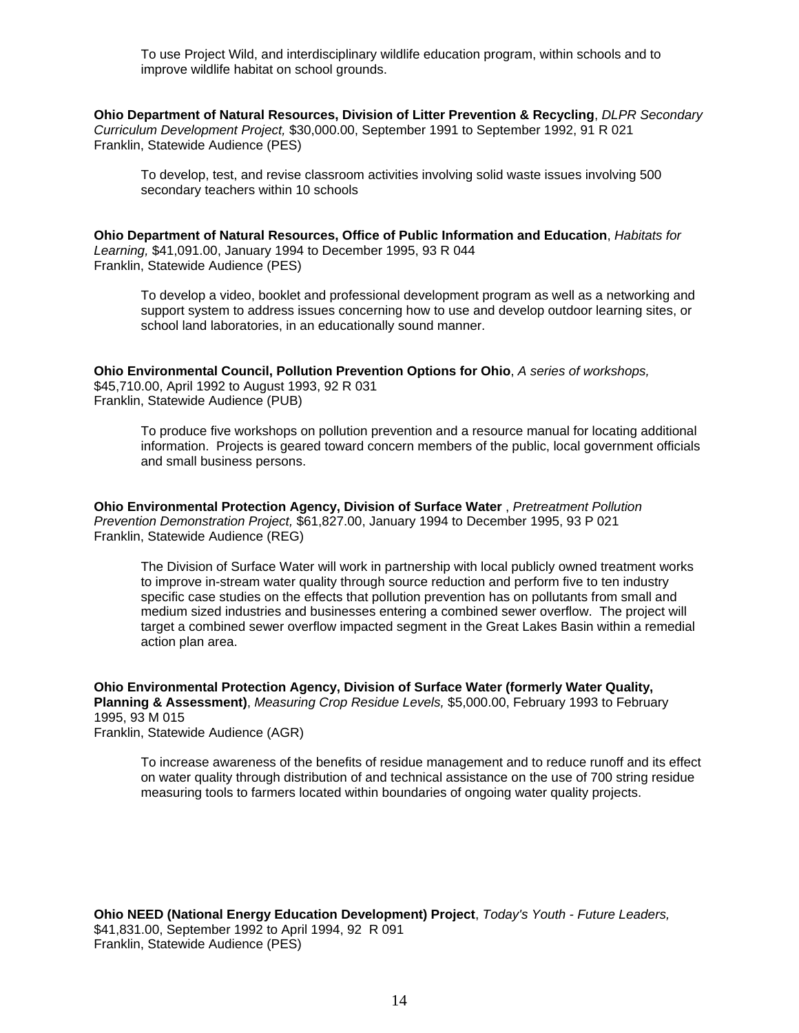To use Project Wild, and interdisciplinary wildlife education program, within schools and to improve wildlife habitat on school grounds.

**Ohio Department of Natural Resources, Division of Litter Prevention & Recycling**, *DLPR Secondary Curriculum Development Project,* $30,000.00, September 1991 to September 1992, 91 R 021
Franklin, Statewide Audience (PES)

To develop, test, and revise classroom activities involving solid waste issues involving 500 secondary teachers within 10 schools

**Ohio Department of Natural Resources, Office of Public Information and Education**, *Habitats for Learning,* $41,091.00, January 1994 to December 1995, 93 R 044
Franklin, Statewide Audience (PES)

To develop a video, booklet and professional development program as well as a networking and support system to address issues concerning how to use and develop outdoor learning sites, or school land laboratories, in an educationally sound manner.

**Ohio Environmental Council, Pollution Prevention Options for Ohio**, *A series of workshops,* $45,710.00, April 1992 to August 1993, 92 R 031
Franklin, Statewide Audience (PUB)

To produce five workshops on pollution prevention and a resource manual for locating additional information. Projects is geared toward concern members of the public, local government officials and small business persons.

**Ohio Environmental Protection Agency, Division of Surface Water** , *Pretreatment Pollution Prevention Demonstration Project,* $61,827.00, January 1994 to December 1995, 93 P 021
Franklin, Statewide Audience (REG)

The Division of Surface Water will work in partnership with local publicly owned treatment works to improve in-stream water quality through source reduction and perform five to ten industry specific case studies on the effects that pollution prevention has on pollutants from small and medium sized industries and businesses entering a combined sewer overflow. The project will target a combined sewer overflow impacted segment in the Great Lakes Basin within a remedial action plan area.

**Ohio Environmental Protection Agency, Division of Surface Water (formerly Water Quality, Planning & Assessment)**, *Measuring Crop Residue Levels,* $5,000.00, February 1993 to February 1995, 93 M 015
Franklin, Statewide Audience (AGR)

To increase awareness of the benefits of residue management and to reduce runoff and its effect on water quality through distribution of and technical assistance on the use of 700 string residue measuring tools to farmers located within boundaries of ongoing water quality projects.

**Ohio NEED (National Energy Education Development) Project**, *Today's Youth - Future Leaders,* $41,831.00, September 1992 to April 1994, 92 R 091
Franklin, Statewide Audience (PES)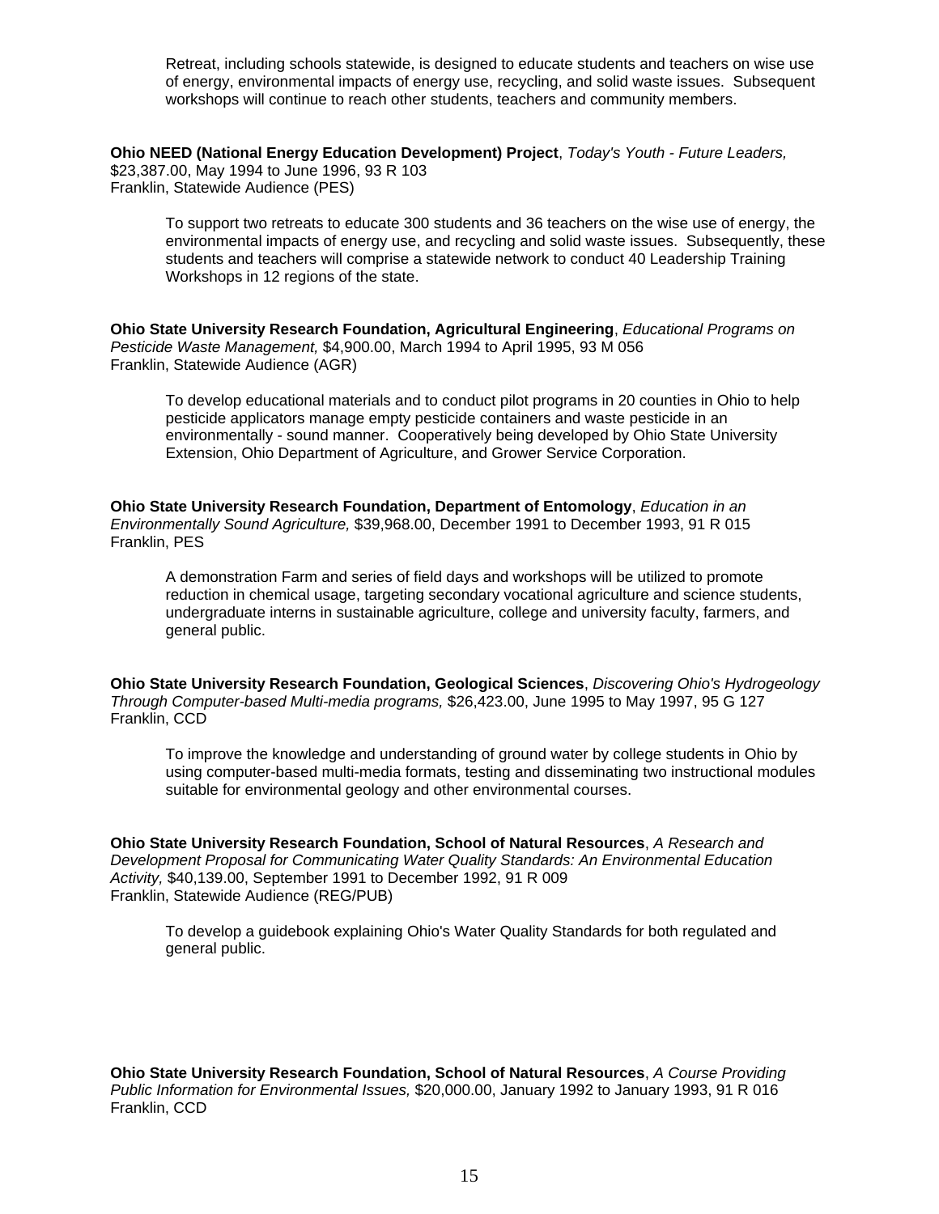Retreat, including schools statewide, is designed to educate students and teachers on wise use of energy, environmental impacts of energy use, recycling, and solid waste issues. Subsequent workshops will continue to reach other students, teachers and community members.

**Ohio NEED (National Energy Education Development) Project**, *Today's Youth - Future Leaders,* $23,387.00, May 1994 to June 1996, 93 R 103
Franklin, Statewide Audience (PES)

> To support two retreats to educate 300 students and 36 teachers on the wise use of energy, the environmental impacts of energy use, and recycling and solid waste issues. Subsequently, these students and teachers will comprise a statewide network to conduct 40 Leadership Training Workshops in 12 regions of the state.

**Ohio State University Research Foundation, Agricultural Engineering**, *Educational Programs on Pesticide Waste Management,* $4,900.00, March 1994 to April 1995, 93 M 056
Franklin, Statewide Audience (AGR)

> To develop educational materials and to conduct pilot programs in 20 counties in Ohio to help pesticide applicators manage empty pesticide containers and waste pesticide in an environmentally - sound manner. Cooperatively being developed by Ohio State University Extension, Ohio Department of Agriculture, and Grower Service Corporation.

**Ohio State University Research Foundation, Department of Entomology**, *Education in an Environmentally Sound Agriculture,* $39,968.00, December 1991 to December 1993, 91 R 015
Franklin, PES

> A demonstration Farm and series of field days and workshops will be utilized to promote reduction in chemical usage, targeting secondary vocational agriculture and science students, undergraduate interns in sustainable agriculture, college and university faculty, farmers, and general public.

**Ohio State University Research Foundation, Geological Sciences**, *Discovering Ohio's Hydrogeology Through Computer-based Multi-media programs,* $26,423.00, June 1995 to May 1997, 95 G 127
Franklin, CCD

> To improve the knowledge and understanding of ground water by college students in Ohio by using computer-based multi-media formats, testing and disseminating two instructional modules suitable for environmental geology and other environmental courses.

**Ohio State University Research Foundation, School of Natural Resources**, *A Research and Development Proposal for Communicating Water Quality Standards: An Environmental Education Activity,* $40,139.00, September 1991 to December 1992, 91 R 009
Franklin, Statewide Audience (REG/PUB)

> To develop a guidebook explaining Ohio's Water Quality Standards for both regulated and general public.

**Ohio State University Research Foundation, School of Natural Resources**, *A Course Providing Public Information for Environmental Issues,* $20,000.00, January 1992 to January 1993, 91 R 016
Franklin, CCD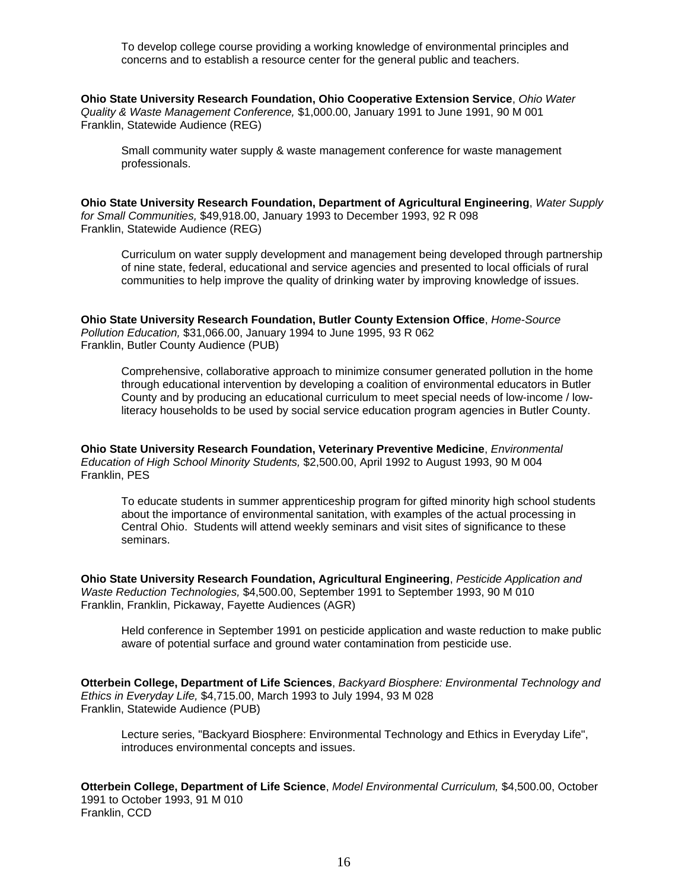To develop college course providing a working knowledge of environmental principles and concerns and to establish a resource center for the general public and teachers.

**Ohio State University Research Foundation, Ohio Cooperative Extension Service**, *Ohio Water Quality & Waste Management Conference,* $1,000.00, January 1991 to June 1991, 90 M 001
Franklin, Statewide Audience (REG)

Small community water supply & waste management conference for waste management professionals.

**Ohio State University Research Foundation, Department of Agricultural Engineering**, *Water Supply for Small Communities,* $49,918.00, January 1993 to December 1993, 92 R 098
Franklin, Statewide Audience (REG)

Curriculum on water supply development and management being developed through partnership of nine state, federal, educational and service agencies and presented to local officials of rural communities to help improve the quality of drinking water by improving knowledge of issues.

**Ohio State University Research Foundation, Butler County Extension Office**, *Home-Source Pollution Education,* $31,066.00, January 1994 to June 1995, 93 R 062
Franklin, Butler County Audience (PUB)

Comprehensive, collaborative approach to minimize consumer generated pollution in the home through educational intervention by developing a coalition of environmental educators in Butler County and by producing an educational curriculum to meet special needs of low-income / low-literacy households to be used by social service education program agencies in Butler County.

**Ohio State University Research Foundation, Veterinary Preventive Medicine**, *Environmental Education of High School Minority Students,* $2,500.00, April 1992 to August 1993, 90 M 004
Franklin, PES

To educate students in summer apprenticeship program for gifted minority high school students about the importance of environmental sanitation, with examples of the actual processing in Central Ohio. Students will attend weekly seminars and visit sites of significance to these seminars.

**Ohio State University Research Foundation, Agricultural Engineering**, *Pesticide Application and Waste Reduction Technologies,* $4,500.00, September 1991 to September 1993, 90 M 010
Franklin, Franklin, Pickaway, Fayette Audiences (AGR)

Held conference in September 1991 on pesticide application and waste reduction to make public aware of potential surface and ground water contamination from pesticide use.

**Otterbein College, Department of Life Sciences**, *Backyard Biosphere: Environmental Technology and Ethics in Everyday Life,* $4,715.00, March 1993 to July 1994, 93 M 028
Franklin, Statewide Audience (PUB)

Lecture series, "Backyard Biosphere: Environmental Technology and Ethics in Everyday Life", introduces environmental concepts and issues.

**Otterbein College, Department of Life Science**, *Model Environmental Curriculum,* $4,500.00, October 1991 to October 1993, 91 M 010
Franklin, CCD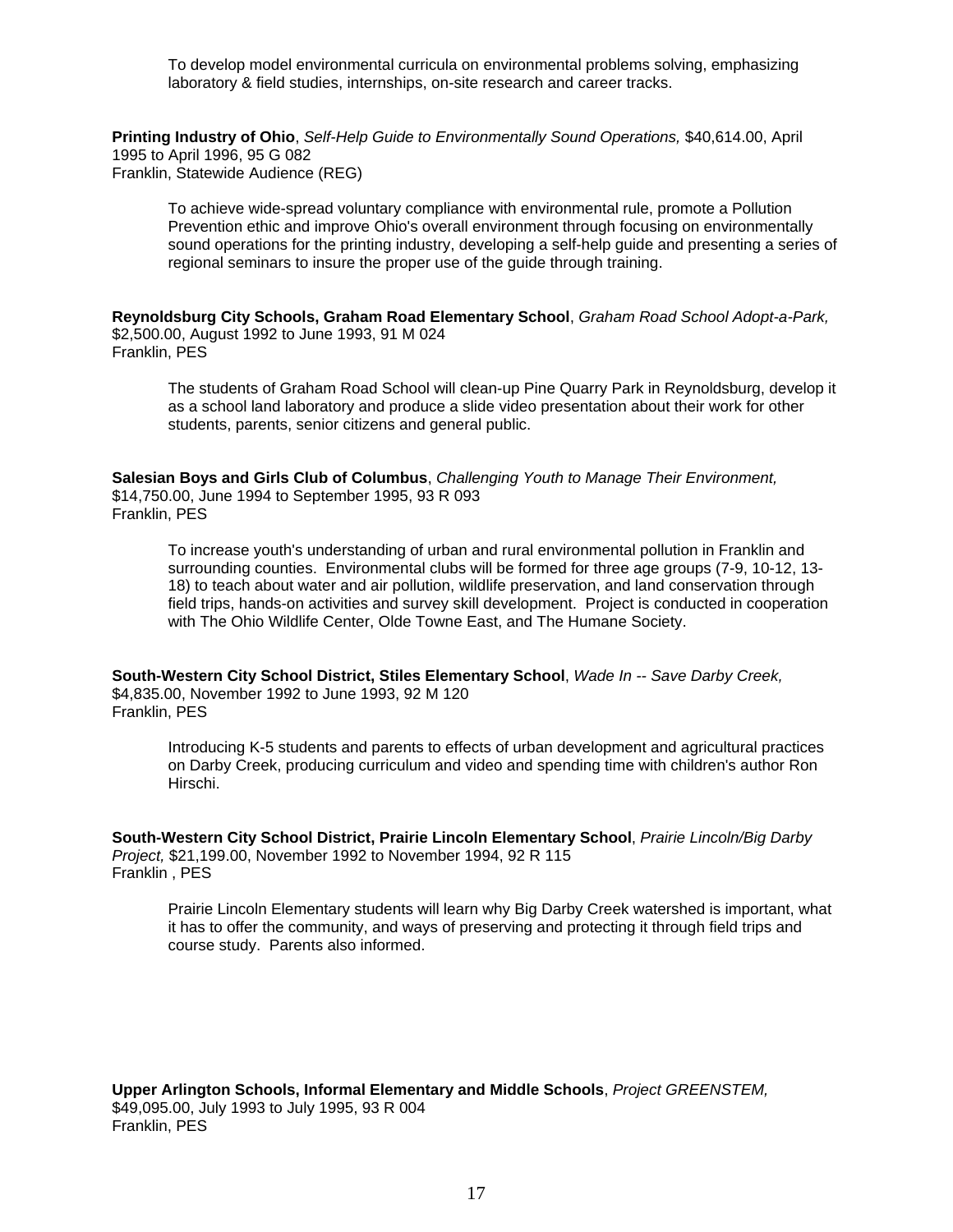To develop model environmental curricula on environmental problems solving, emphasizing laboratory & field studies, internships, on-site research and career tracks.

**Printing Industry of Ohio**, *Self-Help Guide to Environmentally Sound Operations,* $40,614.00, April 1995 to April 1996, 95 G 082
Franklin, Statewide Audience (REG)

To achieve wide-spread voluntary compliance with environmental rule, promote a Pollution Prevention ethic and improve Ohio's overall environment through focusing on environmentally sound operations for the printing industry, developing a self-help guide and presenting a series of regional seminars to insure the proper use of the guide through training.

**Reynoldsburg City Schools, Graham Road Elementary School**, *Graham Road School Adopt-a-Park,* $2,500.00, August 1992 to June 1993, 91 M 024
Franklin, PES

The students of Graham Road School will clean-up Pine Quarry Park in Reynoldsburg, develop it as a school land laboratory and produce a slide video presentation about their work for other students, parents, senior citizens and general public.

**Salesian Boys and Girls Club of Columbus**, *Challenging Youth to Manage Their Environment,* $14,750.00, June 1994 to September 1995, 93 R 093
Franklin, PES

To increase youth's understanding of urban and rural environmental pollution in Franklin and surrounding counties. Environmental clubs will be formed for three age groups (7-9, 10-12, 13-18) to teach about water and air pollution, wildlife preservation, and land conservation through field trips, hands-on activities and survey skill development. Project is conducted in cooperation with The Ohio Wildlife Center, Olde Towne East, and The Humane Society.

**South-Western City School District, Stiles Elementary School**, *Wade In -- Save Darby Creek,* $4,835.00, November 1992 to June 1993, 92 M 120
Franklin, PES

Introducing K-5 students and parents to effects of urban development and agricultural practices on Darby Creek, producing curriculum and video and spending time with children's author Ron Hirschi.

**South-Western City School District, Prairie Lincoln Elementary School**, *Prairie Lincoln/Big Darby Project,* $21,199.00, November 1992 to November 1994, 92 R 115
Franklin , PES

Prairie Lincoln Elementary students will learn why Big Darby Creek watershed is important, what it has to offer the community, and ways of preserving and protecting it through field trips and course study. Parents also informed.

**Upper Arlington Schools, Informal Elementary and Middle Schools**, *Project GREENSTEM,* $49,095.00, July 1993 to July 1995, 93 R 004
Franklin, PES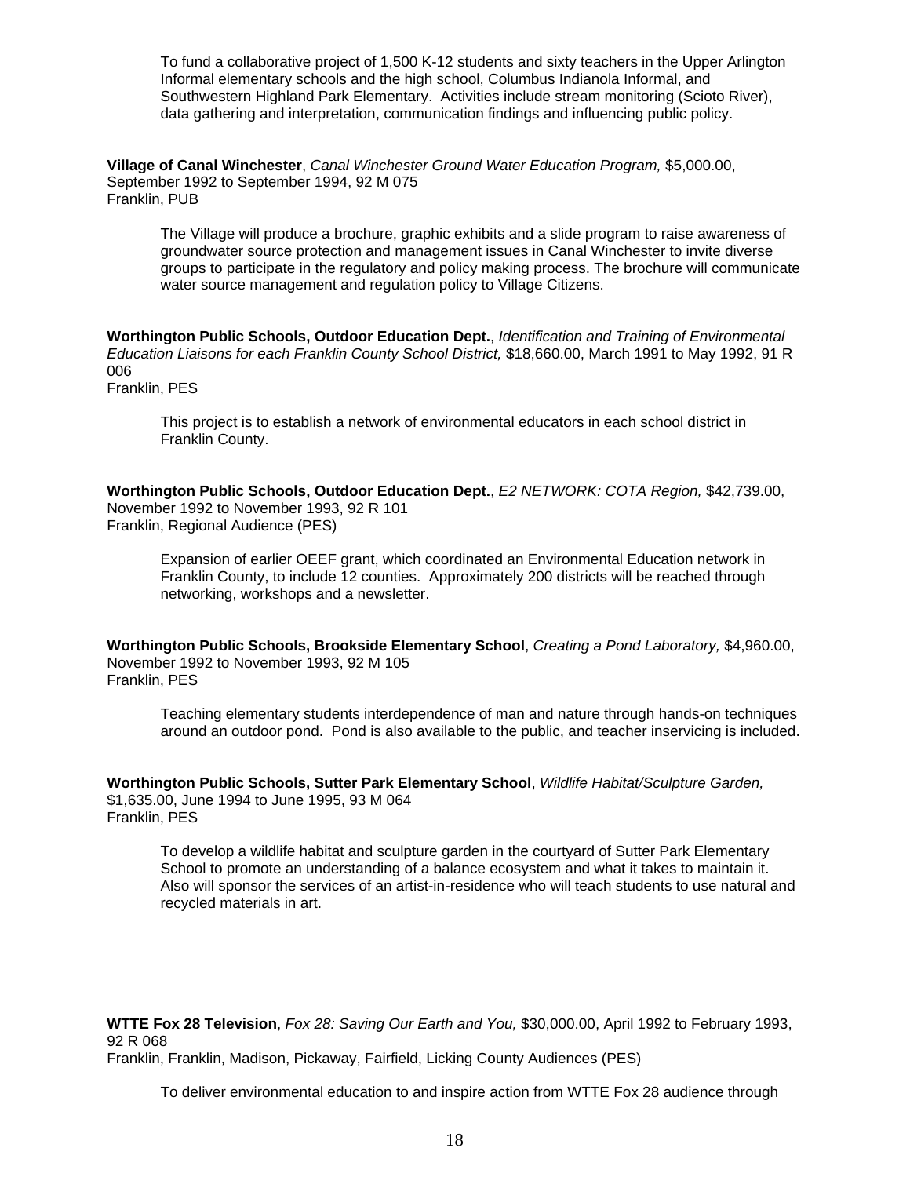To fund a collaborative project of 1,500 K-12 students and sixty teachers in the Upper Arlington Informal elementary schools and the high school, Columbus Indianola Informal, and Southwestern Highland Park Elementary. Activities include stream monitoring (Scioto River), data gathering and interpretation, communication findings and influencing public policy.

**Village of Canal Winchester**, *Canal Winchester Ground Water Education Program,* $5,000.00, September 1992 to September 1994, 92 M 075
Franklin, PUB

The Village will produce a brochure, graphic exhibits and a slide program to raise awareness of groundwater source protection and management issues in Canal Winchester to invite diverse groups to participate in the regulatory and policy making process. The brochure will communicate water source management and regulation policy to Village Citizens.

**Worthington Public Schools, Outdoor Education Dept.**, *Identification and Training of Environmental Education Liaisons for each Franklin County School District,* $18,660.00, March 1991 to May 1992, 91 R 006
Franklin, PES

This project is to establish a network of environmental educators in each school district in Franklin County.

**Worthington Public Schools, Outdoor Education Dept.**, *E2 NETWORK: COTA Region,* $42,739.00, November 1992 to November 1993, 92 R 101
Franklin, Regional Audience (PES)

Expansion of earlier OEEF grant, which coordinated an Environmental Education network in Franklin County, to include 12 counties. Approximately 200 districts will be reached through networking, workshops and a newsletter.

**Worthington Public Schools, Brookside Elementary School**, *Creating a Pond Laboratory,* $4,960.00, November 1992 to November 1993, 92 M 105
Franklin, PES

Teaching elementary students interdependence of man and nature through hands-on techniques around an outdoor pond. Pond is also available to the public, and teacher inservicing is included.

**Worthington Public Schools, Sutter Park Elementary School**, *Wildlife Habitat/Sculpture Garden,* $1,635.00, June 1994 to June 1995, 93 M 064
Franklin, PES

To develop a wildlife habitat and sculpture garden in the courtyard of Sutter Park Elementary School to promote an understanding of a balance ecosystem and what it takes to maintain it. Also will sponsor the services of an artist-in-residence who will teach students to use natural and recycled materials in art.

**WTTE Fox 28 Television**, *Fox 28: Saving Our Earth and You,* $30,000.00, April 1992 to February 1993, 92 R 068
Franklin, Franklin, Madison, Pickaway, Fairfield, Licking County Audiences (PES)

To deliver environmental education to and inspire action from WTTE Fox 28 audience through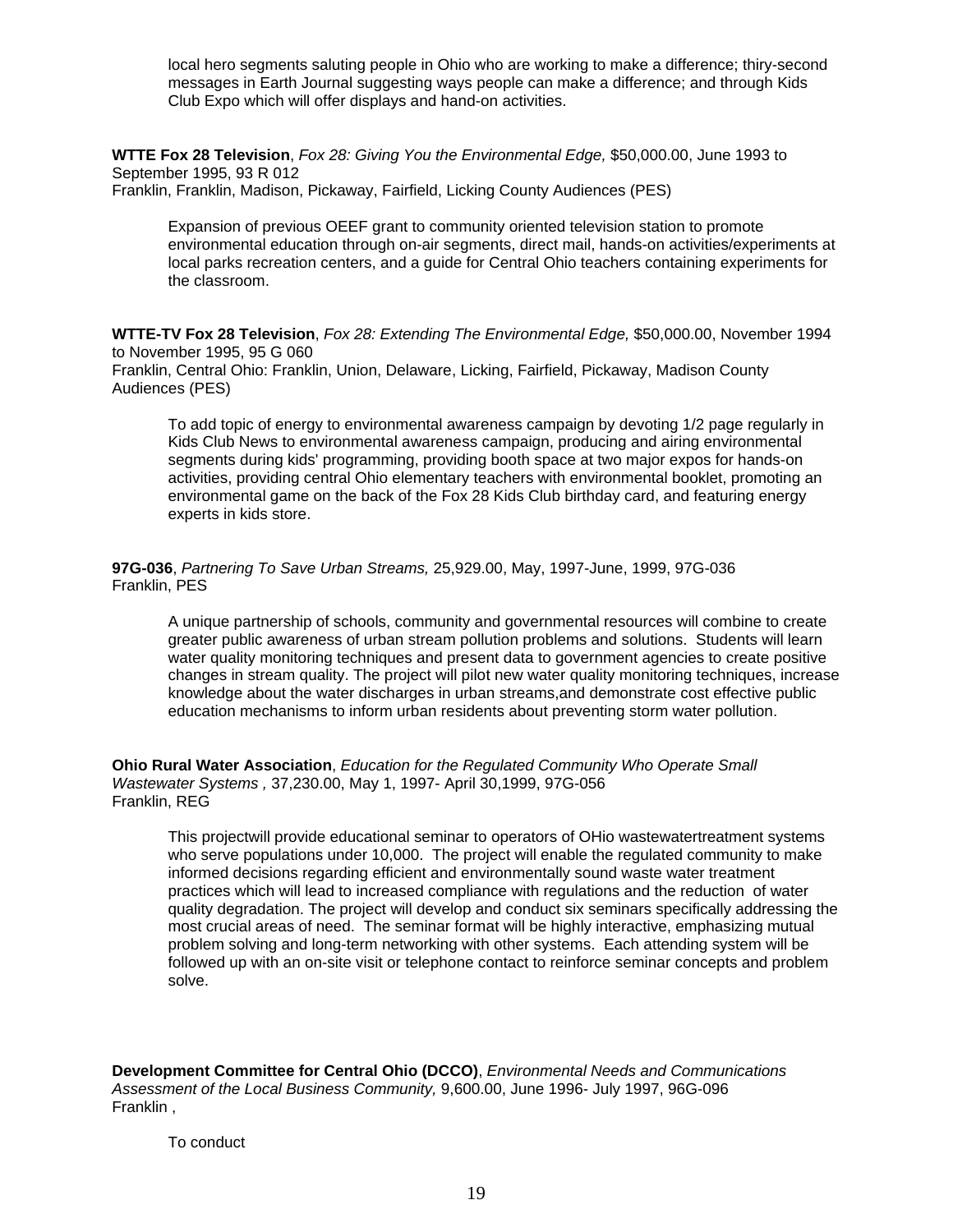local hero segments saluting people in Ohio who are working to make a difference; thiry-second messages in Earth Journal suggesting ways people can make a difference; and through Kids Club Expo which will offer displays and hand-on activities.

**WTTE Fox 28 Television**, *Fox 28: Giving You the Environmental Edge,* $50,000.00, June 1993 to September 1995, 93 R 012
Franklin, Franklin, Madison, Pickaway, Fairfield, Licking County Audiences (PES)

Expansion of previous OEEF grant to community oriented television station to promote environmental education through on-air segments, direct mail, hands-on activities/experiments at local parks recreation centers, and a guide for Central Ohio teachers containing experiments for the classroom.

**WTTE-TV Fox 28 Television**, *Fox 28: Extending The Environmental Edge,* $50,000.00, November 1994 to November 1995, 95 G 060
Franklin, Central Ohio: Franklin, Union, Delaware, Licking, Fairfield, Pickaway, Madison County Audiences (PES)

To add topic of energy to environmental awareness campaign by devoting 1/2 page regularly in Kids Club News to environmental awareness campaign, producing and airing environmental segments during kids' programming, providing booth space at two major expos for hands-on activities, providing central Ohio elementary teachers with environmental booklet, promoting an environmental game on the back of the Fox 28 Kids Club birthday card, and featuring energy experts in kids store.

**97G-036**, *Partnering To Save Urban Streams,* 25,929.00, May, 1997-June, 1999, 97G-036
Franklin, PES

A unique partnership of schools, community and governmental resources will combine to create greater public awareness of urban stream pollution problems and solutions. Students will learn water quality monitoring techniques and present data to government agencies to create positive changes in stream quality. The project will pilot new water quality monitoring techniques, increase knowledge about the water discharges in urban streams,and demonstrate cost effective public education mechanisms to inform urban residents about preventing storm water pollution.

**Ohio Rural Water Association**, *Education for the Regulated Community Who Operate Small Wastewater Systems ,* 37,230.00, May 1, 1997- April 30,1999, 97G-056
Franklin, REG

This projectwill provide educational seminar to operators of OHio wastewatertreatment systems who serve populations under 10,000. The project will enable the regulated community to make informed decisions regarding efficient and environmentally sound waste water treatment practices which will lead to increased compliance with regulations and the reduction of water quality degradation. The project will develop and conduct six seminars specifically addressing the most crucial areas of need. The seminar format will be highly interactive, emphasizing mutual problem solving and long-term networking with other systems. Each attending system will be followed up with an on-site visit or telephone contact to reinforce seminar concepts and problem solve.

**Development Committee for Central Ohio (DCCO)**, *Environmental Needs and Communications Assessment of the Local Business Community,* 9,600.00, June 1996- July 1997, 96G-096
Franklin ,

To conduct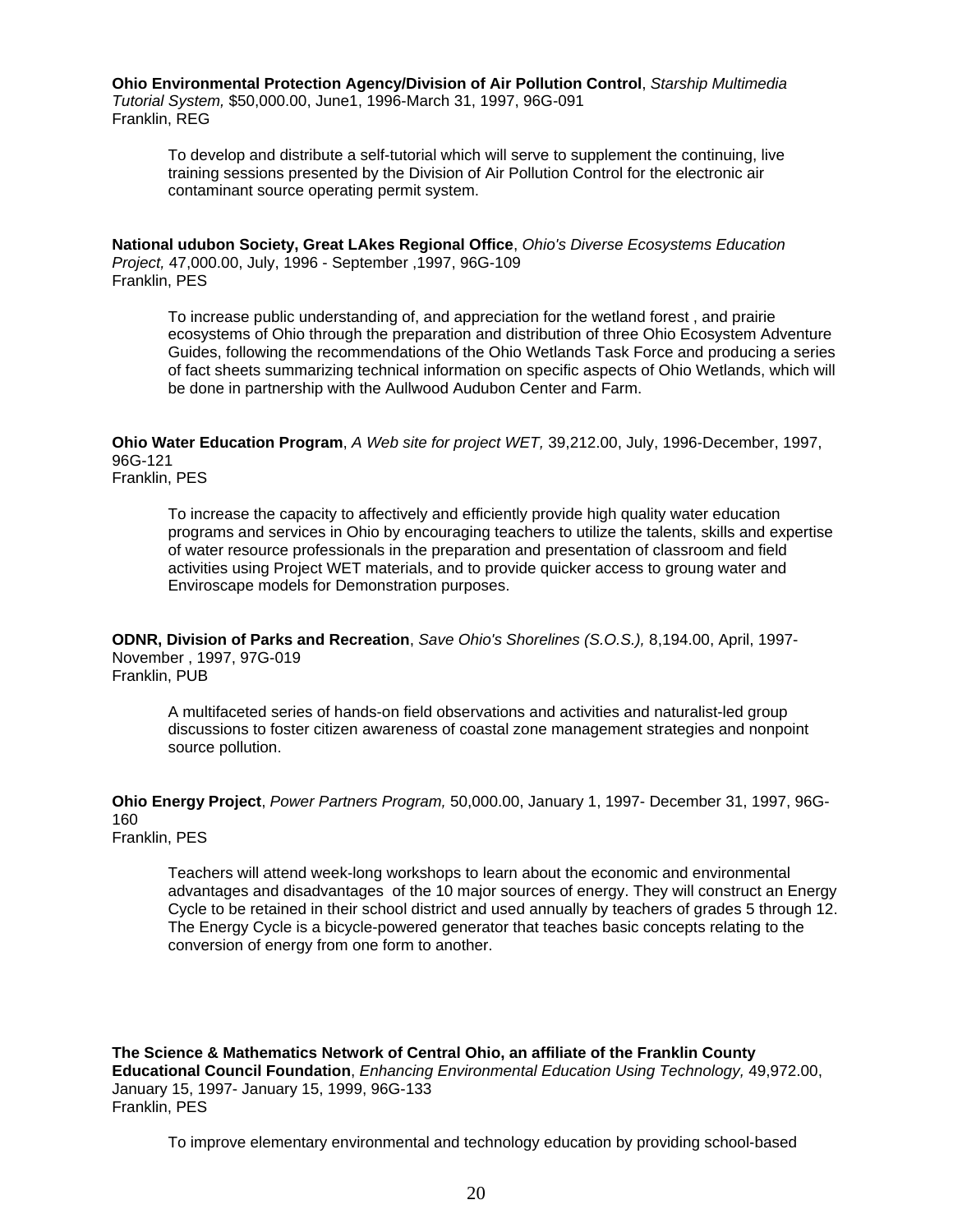**Ohio Environmental Protection Agency/Division of Air Pollution Control**, *Starship Multimedia Tutorial System,* $50,000.00, June1, 1996-March 31, 1997, 96G-091
Franklin, REG

> To develop and distribute a self-tutorial which will serve to supplement the continuing, live training sessions presented by the Division of Air Pollution Control for the electronic air contaminant source operating permit system.

**National udubon Society, Great LAkes Regional Office**, *Ohio's Diverse Ecosystems Education Project,* 47,000.00, July, 1996 - September ,1997, 96G-109
Franklin, PES

> To increase public understanding of, and appreciation for the wetland forest , and prairie ecosystems of Ohio through the preparation and distribution of three Ohio Ecosystem Adventure Guides, following the recommendations of the Ohio Wetlands Task Force and producing a series of fact sheets summarizing technical information on specific aspects of Ohio Wetlands, which will be done in partnership with the Aullwood Audubon Center and Farm.

**Ohio Water Education Program**, *A Web site for project WET,* 39,212.00, July, 1996-December, 1997, 96G-121
Franklin, PES

> To increase the capacity to affectively and efficiently provide high quality water education programs and services in Ohio by encouraging teachers to utilize the talents, skills and expertise of water resource professionals in the preparation and presentation of classroom and field activities using Project WET materials, and to provide quicker access to groung water and Enviroscape models for Demonstration purposes.

**ODNR, Division of Parks and Recreation**, *Save Ohio's Shorelines (S.O.S.),* 8,194.00, April, 1997-November , 1997, 97G-019
Franklin, PUB

> A multifaceted series of hands-on field observations and activities and naturalist-led group discussions to foster citizen awareness of coastal zone management strategies and nonpoint source pollution.

**Ohio Energy Project**, *Power Partners Program,* 50,000.00, January 1, 1997- December 31, 1997, 96G-160
Franklin, PES

> Teachers will attend week-long workshops to learn about the economic and environmental advantages and disadvantages of the 10 major sources of energy. They will construct an Energy Cycle to be retained in their school district and used annually by teachers of grades 5 through 12. The Energy Cycle is a bicycle-powered generator that teaches basic concepts relating to the conversion of energy from one form to another.

**The Science & Mathematics Network of Central Ohio, an affiliate of the Franklin County Educational Council Foundation**, *Enhancing Environmental Education Using Technology,* 49,972.00, January 15, 1997- January 15, 1999, 96G-133
Franklin, PES

> To improve elementary environmental and technology education by providing school-based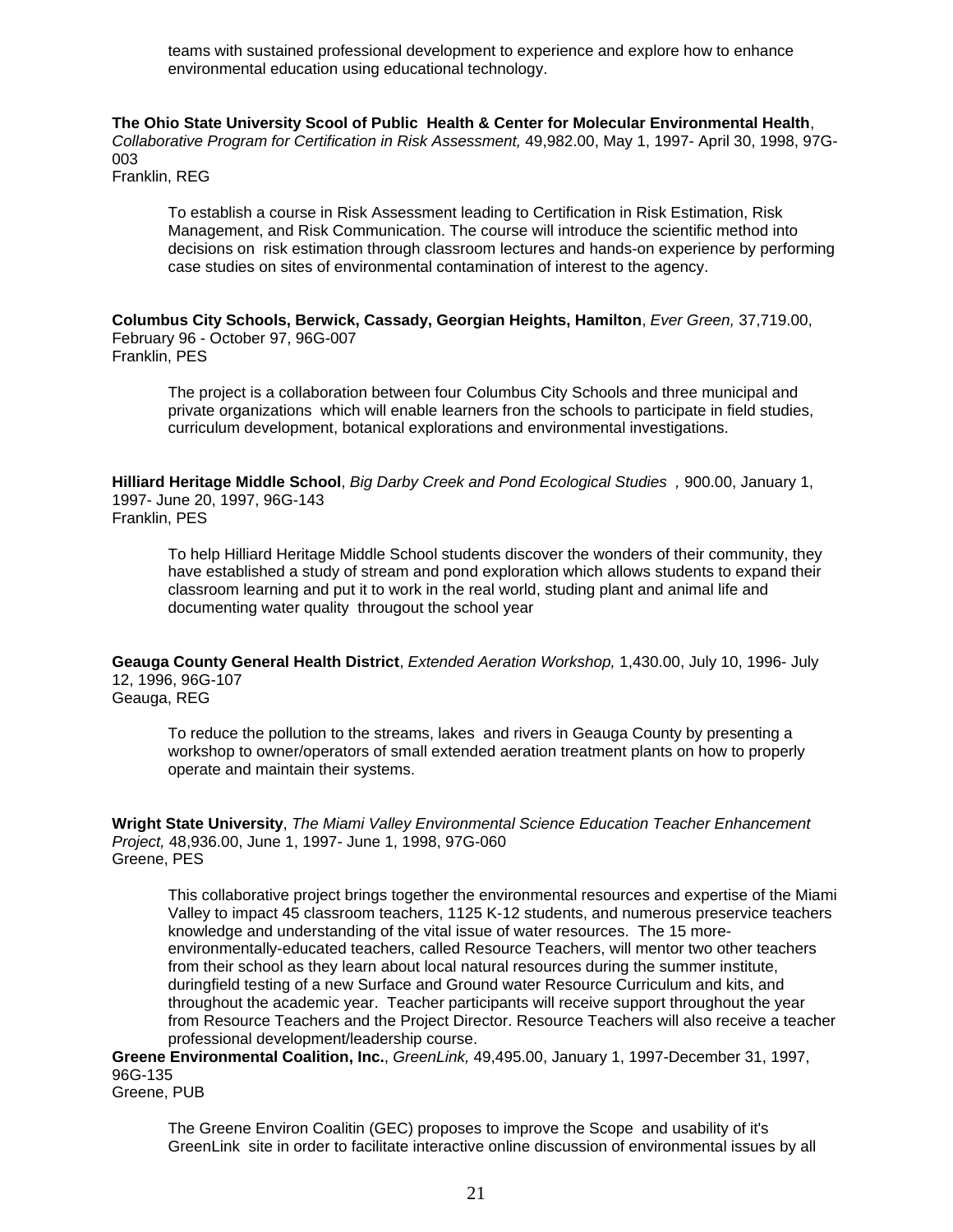teams with sustained professional development to experience and explore how to enhance environmental education using educational technology.

**The Ohio State University Scool of Public Health & Center for Molecular Environmental Health**, *Collaborative Program for Certification in Risk Assessment,* 49,982.00, May 1, 1997- April 30, 1998, 97G-003
Franklin, REG

To establish a course in Risk Assessment leading to Certification in Risk Estimation, Risk Management, and Risk Communication. The course will introduce the scientific method into decisions on risk estimation through classroom lectures and hands-on experience by performing case studies on sites of environmental contamination of interest to the agency.

**Columbus City Schools, Berwick, Cassady, Georgian Heights, Hamilton**, *Ever Green,* 37,719.00, February 96 - October 97, 96G-007
Franklin, PES

The project is a collaboration between four Columbus City Schools and three municipal and private organizations which will enable learners fron the schools to participate in field studies, curriculum development, botanical explorations and environmental investigations.

**Hilliard Heritage Middle School**, *Big Darby Creek and Pond Ecological Studies ,* 900.00, January 1, 1997- June 20, 1997, 96G-143
Franklin, PES

To help Hilliard Heritage Middle School students discover the wonders of their community, they have established a study of stream and pond exploration which allows students to expand their classroom learning and put it to work in the real world, studing plant and animal life and documenting water quality througout the school year

**Geauga County General Health District**, *Extended Aeration Workshop,* 1,430.00, July 10, 1996- July 12, 1996, 96G-107
Geauga, REG

To reduce the pollution to the streams, lakes and rivers in Geauga County by presenting a workshop to owner/operators of small extended aeration treatment plants on how to properly operate and maintain their systems.

**Wright State University**, *The Miami Valley Environmental Science Education Teacher Enhancement Project,* 48,936.00, June 1, 1997- June 1, 1998, 97G-060
Greene, PES

This collaborative project brings together the environmental resources and expertise of the Miami Valley to impact 45 classroom teachers, 1125 K-12 students, and numerous preservice teachers knowledge and understanding of the vital issue of water resources. The 15 more-environmentally-educated teachers, called Resource Teachers, will mentor two other teachers from their school as they learn about local natural resources during the summer institute, duringfield testing of a new Surface and Ground water Resource Curriculum and kits, and throughout the academic year. Teacher participants will receive support throughout the year from Resource Teachers and the Project Director. Resource Teachers will also receive a teacher professional development/leadership course.

**Greene Environmental Coalition, Inc.**, *GreenLink,* 49,495.00, January 1, 1997-December 31, 1997, 96G-135
Greene, PUB

The Greene Environ Coalitin (GEC) proposes to improve the Scope and usability of it's GreenLink site in order to facilitate interactive online discussion of environmental issues by all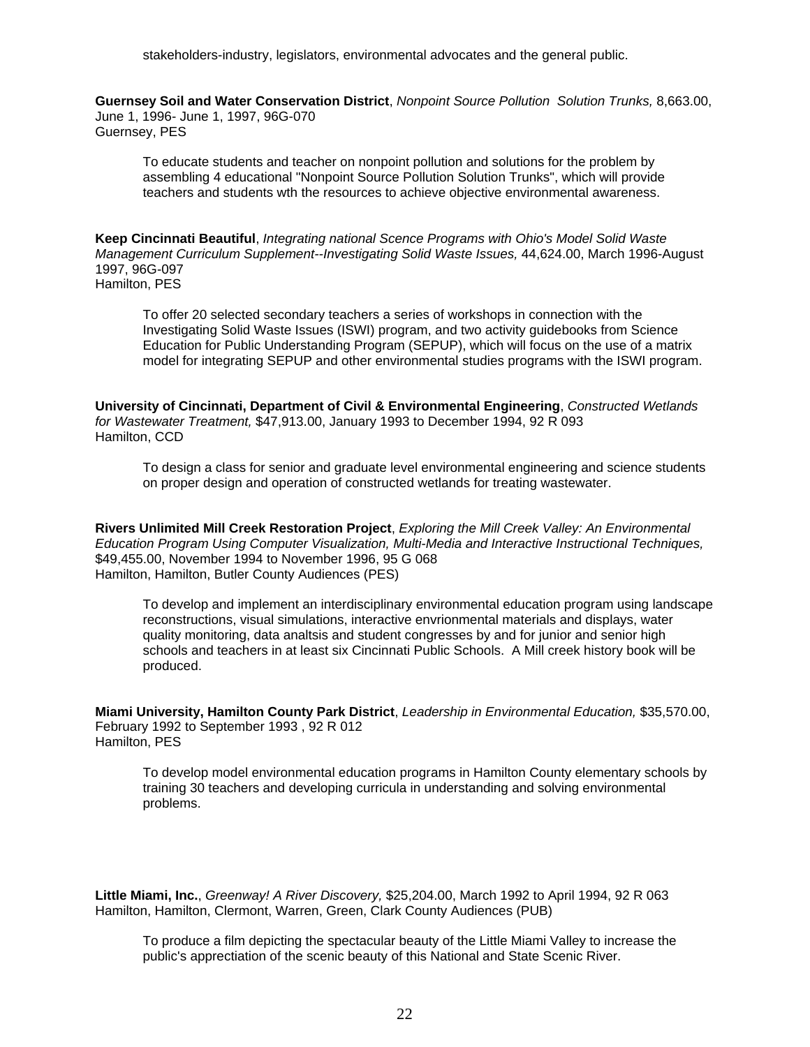stakeholders-industry, legislators, environmental advocates and the general public.

**Guernsey Soil and Water Conservation District**, *Nonpoint Source Pollution Solution Trunks,* 8,663.00, June 1, 1996- June 1, 1997, 96G-070
Guernsey, PES

To educate students and teacher on nonpoint pollution and solutions for the problem by assembling 4 educational "Nonpoint Source Pollution Solution Trunks", which will provide teachers and students wth the resources to achieve objective environmental awareness.

**Keep Cincinnati Beautiful**, *Integrating national Scence Programs with Ohio's Model Solid Waste Management Curriculum Supplement--Investigating Solid Waste Issues,* 44,624.00, March 1996-August 1997, 96G-097
Hamilton, PES

To offer 20 selected secondary teachers a series of workshops in connection with the Investigating Solid Waste Issues (ISWI) program, and two activity guidebooks from Science Education for Public Understanding Program (SEPUP), which will focus on the use of a matrix model for integrating SEPUP and other environmental studies programs with the ISWI program.

**University of Cincinnati, Department of Civil & Environmental Engineering**, *Constructed Wetlands for Wastewater Treatment,* $47,913.00, January 1993 to December 1994, 92 R 093
Hamilton, CCD

To design a class for senior and graduate level environmental engineering and science students on proper design and operation of constructed wetlands for treating wastewater.

**Rivers Unlimited Mill Creek Restoration Project**, *Exploring the Mill Creek Valley: An Environmental Education Program Using Computer Visualization, Multi-Media and Interactive Instructional Techniques,* $49,455.00, November 1994 to November 1996, 95 G 068
Hamilton, Hamilton, Butler County Audiences (PES)

To develop and implement an interdisciplinary environmental education program using landscape reconstructions, visual simulations, interactive envrionmental materials and displays, water quality monitoring, data analtsis and student congresses by and for junior and senior high schools and teachers in at least six Cincinnati Public Schools. A Mill creek history book will be produced.

**Miami University, Hamilton County Park District**, *Leadership in Environmental Education,* $35,570.00, February 1992 to September 1993 , 92 R 012
Hamilton, PES

To develop model environmental education programs in Hamilton County elementary schools by training 30 teachers and developing curricula in understanding and solving environmental problems.

**Little Miami, Inc.**, *Greenway! A River Discovery,* $25,204.00, March 1992 to April 1994, 92 R 063
Hamilton, Hamilton, Clermont, Warren, Green, Clark County Audiences (PUB)

To produce a film depicting the spectacular beauty of the Little Miami Valley to increase the public's apprectiation of the scenic beauty of this National and State Scenic River.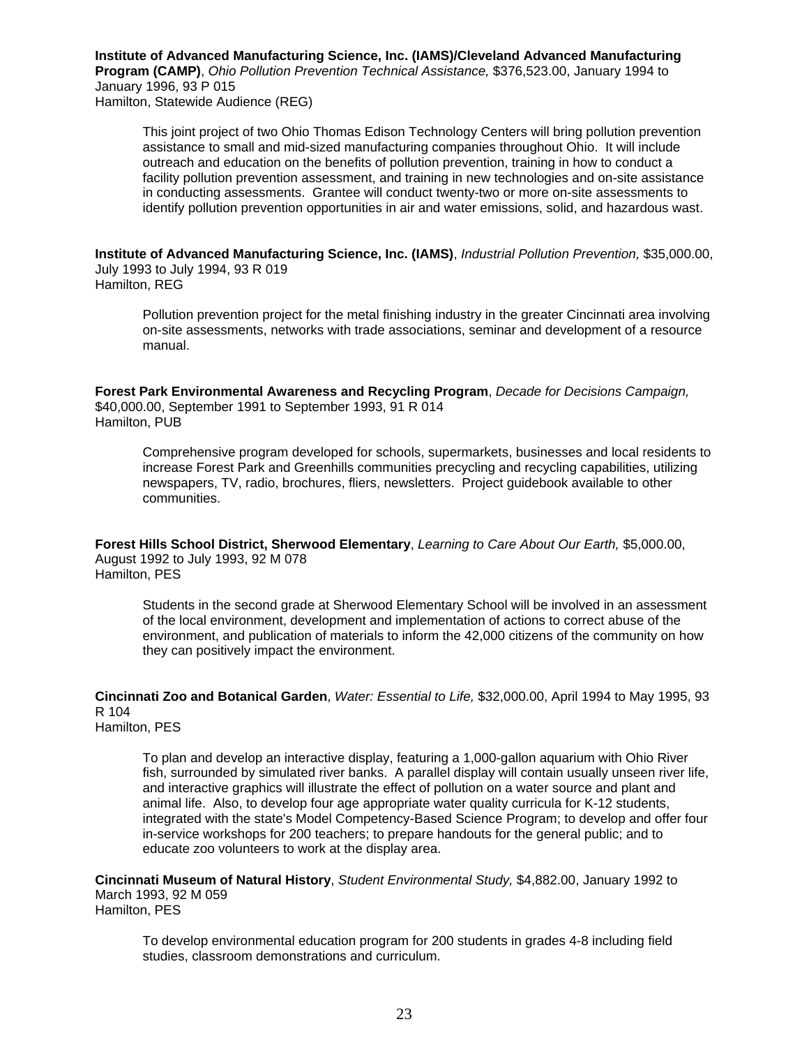**Institute of Advanced Manufacturing Science, Inc. (IAMS)/Cleveland Advanced Manufacturing Program (CAMP)**, *Ohio Pollution Prevention Technical Assistance,* $376,523.00, January 1994 to January 1996, 93 P 015
Hamilton, Statewide Audience (REG)

> This joint project of two Ohio Thomas Edison Technology Centers will bring pollution prevention assistance to small and mid-sized manufacturing companies throughout Ohio. It will include outreach and education on the benefits of pollution prevention, training in how to conduct a facility pollution prevention assessment, and training in new technologies and on-site assistance in conducting assessments. Grantee will conduct twenty-two or more on-site assessments to identify pollution prevention opportunities in air and water emissions, solid, and hazardous wast.

**Institute of Advanced Manufacturing Science, Inc. (IAMS)**, *Industrial Pollution Prevention,* $35,000.00, July 1993 to July 1994, 93 R 019
Hamilton, REG

> Pollution prevention project for the metal finishing industry in the greater Cincinnati area involving on-site assessments, networks with trade associations, seminar and development of a resource manual.

**Forest Park Environmental Awareness and Recycling Program**, *Decade for Decisions Campaign,* $40,000.00, September 1991 to September 1993, 91 R 014
Hamilton, PUB

> Comprehensive program developed for schools, supermarkets, businesses and local residents to increase Forest Park and Greenhills communities precycling and recycling capabilities, utilizing newspapers, TV, radio, brochures, fliers, newsletters. Project guidebook available to other communities.

**Forest Hills School District, Sherwood Elementary**, *Learning to Care About Our Earth,* $5,000.00, August 1992 to July 1993, 92 M 078
Hamilton, PES

> Students in the second grade at Sherwood Elementary School will be involved in an assessment of the local environment, development and implementation of actions to correct abuse of the environment, and publication of materials to inform the 42,000 citizens of the community on how they can positively impact the environment.

**Cincinnati Zoo and Botanical Garden**, *Water: Essential to Life,* $32,000.00, April 1994 to May 1995, 93 R 104
Hamilton, PES

> To plan and develop an interactive display, featuring a 1,000-gallon aquarium with Ohio River fish, surrounded by simulated river banks. A parallel display will contain usually unseen river life, and interactive graphics will illustrate the effect of pollution on a water source and plant and animal life. Also, to develop four age appropriate water quality curricula for K-12 students, integrated with the state's Model Competency-Based Science Program; to develop and offer four in-service workshops for 200 teachers; to prepare handouts for the general public; and to educate zoo volunteers to work at the display area.

**Cincinnati Museum of Natural History**, *Student Environmental Study,* $4,882.00, January 1992 to March 1993, 92 M 059
Hamilton, PES

> To develop environmental education program for 200 students in grades 4-8 including field studies, classroom demonstrations and curriculum.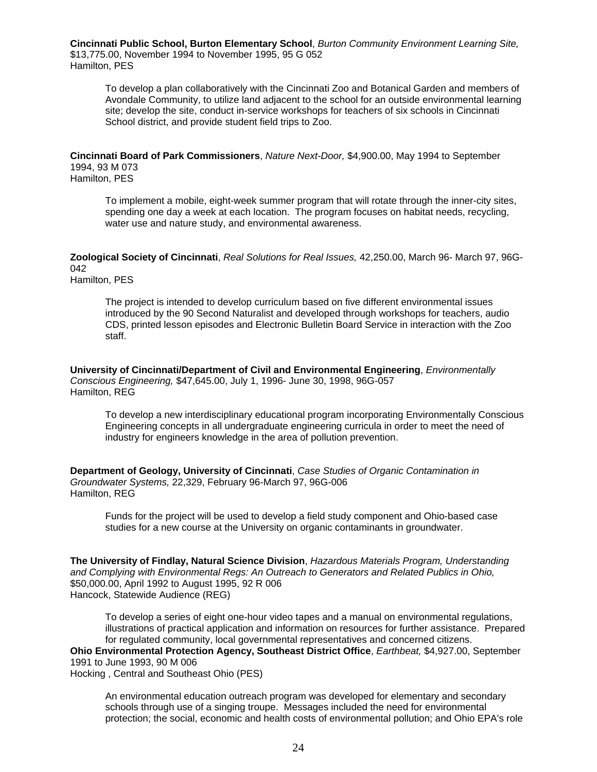**Cincinnati Public School, Burton Elementary School**, *Burton Community Environment Learning Site,* $13,775.00, November 1994 to November 1995, 95 G 052
Hamilton, PES

> To develop a plan collaboratively with the Cincinnati Zoo and Botanical Garden and members of Avondale Community, to utilize land adjacent to the school for an outside environmental learning site; develop the site, conduct in-service workshops for teachers of six schools in Cincinnati School district, and provide student field trips to Zoo.

**Cincinnati Board of Park Commissioners**, *Nature Next-Door,* $4,900.00, May 1994 to September 1994, 93 M 073
Hamilton, PES

> To implement a mobile, eight-week summer program that will rotate through the inner-city sites, spending one day a week at each location. The program focuses on habitat needs, recycling, water use and nature study, and environmental awareness.

**Zoological Society of Cincinnati**, *Real Solutions for Real Issues,* 42,250.00, March 96- March 97, 96G-042
Hamilton, PES

> The project is intended to develop curriculum based on five different environmental issues introduced by the 90 Second Naturalist and developed through workshops for teachers, audio CDS, printed lesson episodes and Electronic Bulletin Board Service in interaction with the Zoo staff.

**University of Cincinnati/Department of Civil and Environmental Engineering**, *Environmentally Conscious Engineering,* $47,645.00, July 1, 1996- June 30, 1998, 96G-057
Hamilton, REG

> To develop a new interdisciplinary educational program incorporating Environmentally Conscious Engineering concepts in all undergraduate engineering curricula in order to meet the need of industry for engineers knowledge in the area of pollution prevention.

**Department of Geology, University of Cincinnati**, *Case Studies of Organic Contamination in Groundwater Systems,* 22,329, February 96-March 97, 96G-006
Hamilton, REG

> Funds for the project will be used to develop a field study component and Ohio-based case studies for a new course at the University on organic contaminants in groundwater.

**The University of Findlay, Natural Science Division**, *Hazardous Materials Program, Understanding and Complying with Environmental Regs: An Outreach to Generators and Related Publics in Ohio,* $50,000.00, April 1992 to August 1995, 92 R 006
Hancock, Statewide Audience (REG)

> To develop a series of eight one-hour video tapes and a manual on environmental regulations, illustrations of practical application and information on resources for further assistance. Prepared for regulated community, local governmental representatives and concerned citizens.

**Ohio Environmental Protection Agency, Southeast District Office**, *Earthbeat,* $4,927.00, September 1991 to June 1993, 90 M 006
Hocking , Central and Southeast Ohio (PES)

> An environmental education outreach program was developed for elementary and secondary schools through use of a singing troupe. Messages included the need for environmental protection; the social, economic and health costs of environmental pollution; and Ohio EPA's role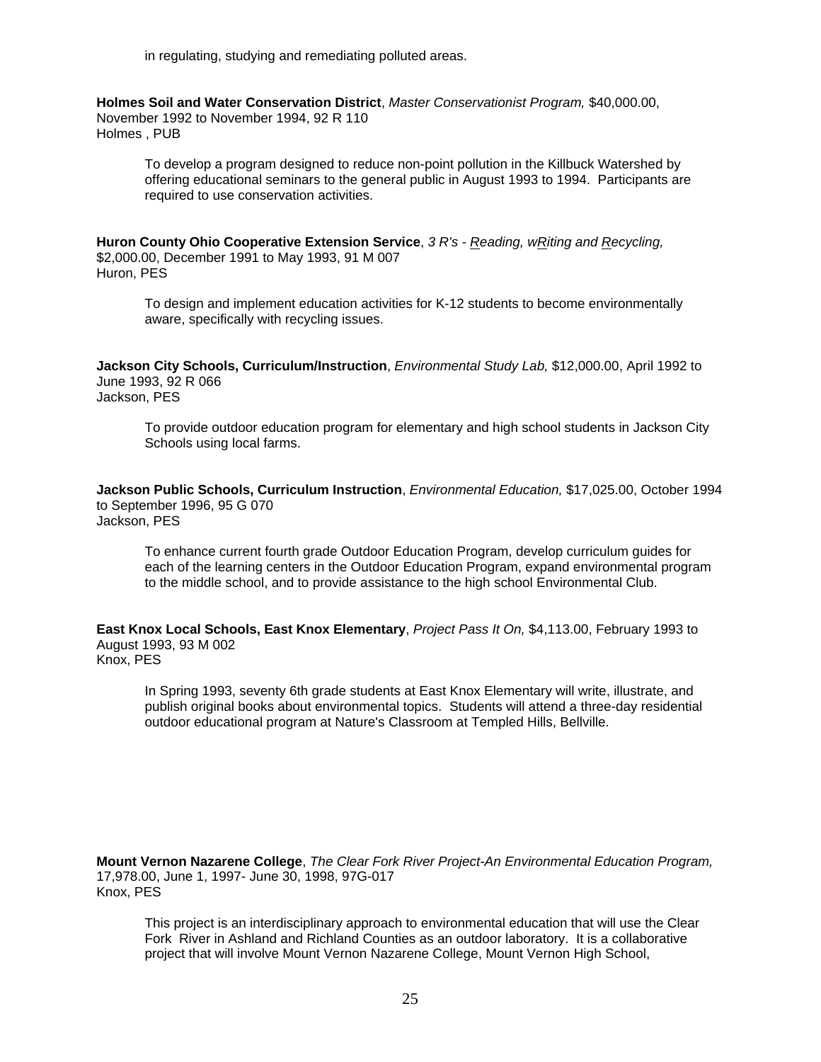in regulating, studying and remediating polluted areas.

**Holmes Soil and Water Conservation District**, *Master Conservationist Program,* $40,000.00, November 1992 to November 1994, 92 R 110
Holmes , PUB

> To develop a program designed to reduce non-point pollution in the Killbuck Watershed by offering educational seminars to the general public in August 1993 to 1994. Participants are required to use conservation activities.

**Huron County Ohio Cooperative Extension Service**, *3 R's - Reading, wRiting and Recycling,* $2,000.00, December 1991 to May 1993, 91 M 007
Huron, PES

> To design and implement education activities for K-12 students to become environmentally aware, specifically with recycling issues.

**Jackson City Schools, Curriculum/Instruction**, *Environmental Study Lab,* $12,000.00, April 1992 to June 1993, 92 R 066
Jackson, PES

> To provide outdoor education program for elementary and high school students in Jackson City Schools using local farms.

**Jackson Public Schools, Curriculum Instruction**, *Environmental Education,* $17,025.00, October 1994 to September 1996, 95 G 070
Jackson, PES

> To enhance current fourth grade Outdoor Education Program, develop curriculum guides for each of the learning centers in the Outdoor Education Program, expand environmental program to the middle school, and to provide assistance to the high school Environmental Club.

**East Knox Local Schools, East Knox Elementary**, *Project Pass It On,* $4,113.00, February 1993 to August 1993, 93 M 002
Knox, PES

> In Spring 1993, seventy 6th grade students at East Knox Elementary will write, illustrate, and publish original books about environmental topics. Students will attend a three-day residential outdoor educational program at Nature's Classroom at Templed Hills, Bellville.

**Mount Vernon Nazarene College**, *The Clear Fork River Project-An Environmental Education Program,* 17,978.00, June 1, 1997- June 30, 1998, 97G-017
Knox, PES

> This project is an interdisciplinary approach to environmental education that will use the Clear Fork River in Ashland and Richland Counties as an outdoor laboratory. It is a collaborative project that will involve Mount Vernon Nazarene College, Mount Vernon High School,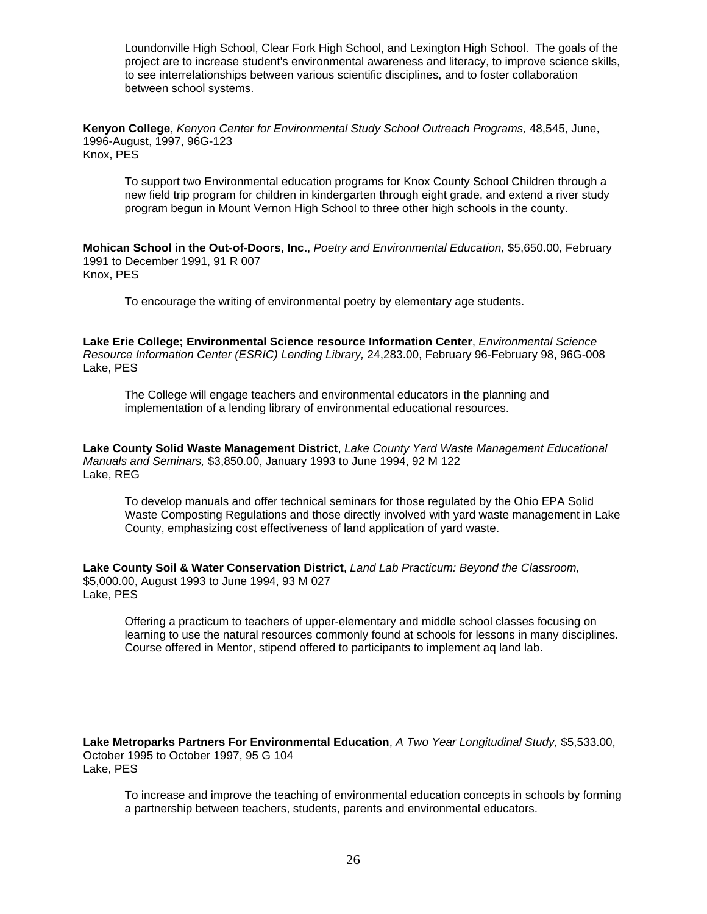Loundonville High School, Clear Fork High School, and Lexington High School. The goals of the project are to increase student's environmental awareness and literacy, to improve science skills, to see interrelationships between various scientific disciplines, and to foster collaboration between school systems.

**Kenyon College**, *Kenyon Center for Environmental Study School Outreach Programs,* 48,545, June, 1996-August, 1997, 96G-123
Knox, PES

To support two Environmental education programs for Knox County School Children through a new field trip program for children in kindergarten through eight grade, and extend a river study program begun in Mount Vernon High School to three other high schools in the county.

**Mohican School in the Out-of-Doors, Inc.**, *Poetry and Environmental Education,* $5,650.00, February 1991 to December 1991, 91 R 007
Knox, PES

To encourage the writing of environmental poetry by elementary age students.

**Lake Erie College; Environmental Science resource Information Center**, *Environmental Science Resource Information Center (ESRIC) Lending Library,* 24,283.00, February 96-February 98, 96G-008
Lake, PES

The College will engage teachers and environmental educators in the planning and implementation of a lending library of environmental educational resources.

**Lake County Solid Waste Management District**, *Lake County Yard Waste Management Educational Manuals and Seminars,* $3,850.00, January 1993 to June 1994, 92 M 122
Lake, REG

To develop manuals and offer technical seminars for those regulated by the Ohio EPA Solid Waste Composting Regulations and those directly involved with yard waste management in Lake County, emphasizing cost effectiveness of land application of yard waste.

**Lake County Soil & Water Conservation District**, *Land Lab Practicum: Beyond the Classroom,* $5,000.00, August 1993 to June 1994, 93 M 027
Lake, PES

Offering a practicum to teachers of upper-elementary and middle school classes focusing on learning to use the natural resources commonly found at schools for lessons in many disciplines. Course offered in Mentor, stipend offered to participants to implement aq land lab.

**Lake Metroparks Partners For Environmental Education**, *A Two Year Longitudinal Study,* $5,533.00, October 1995 to October 1997, 95 G 104
Lake, PES

To increase and improve the teaching of environmental education concepts in schools by forming a partnership between teachers, students, parents and environmental educators.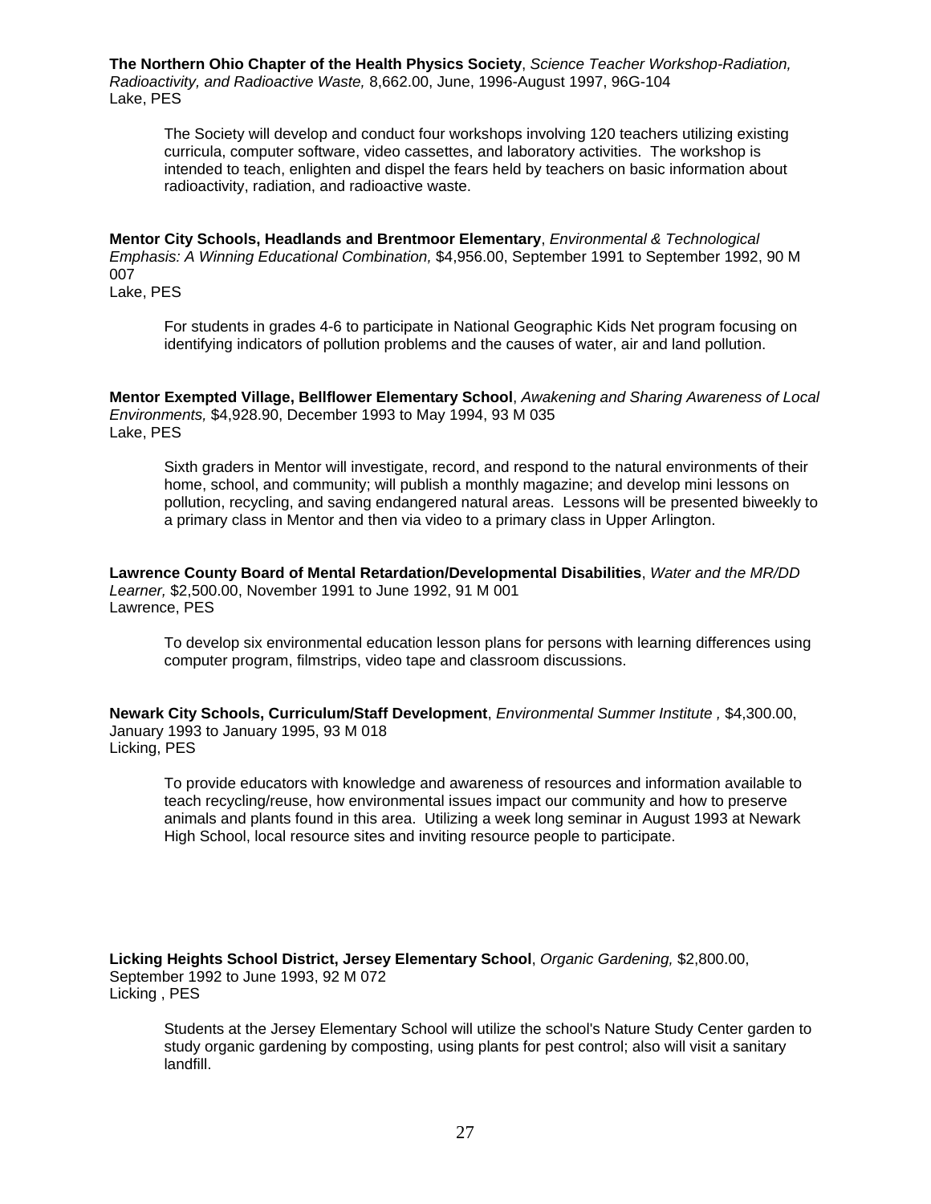**The Northern Ohio Chapter of the Health Physics Society**, *Science Teacher Workshop-Radiation, Radioactivity, and Radioactive Waste,* 8,662.00, June, 1996-August 1997, 96G-104
Lake, PES

> The Society will develop and conduct four workshops involving 120 teachers utilizing existing curricula, computer software, video cassettes, and laboratory activities. The workshop is intended to teach, enlighten and dispel the fears held by teachers on basic information about radioactivity, radiation, and radioactive waste.

**Mentor City Schools, Headlands and Brentmoor Elementary**, *Environmental & Technological Emphasis: A Winning Educational Combination,* $4,956.00, September 1991 to September 1992, 90 M 007
Lake, PES

> For students in grades 4-6 to participate in National Geographic Kids Net program focusing on identifying indicators of pollution problems and the causes of water, air and land pollution.

**Mentor Exempted Village, Bellflower Elementary School**, *Awakening and Sharing Awareness of Local Environments,* $4,928.90, December 1993 to May 1994, 93 M 035
Lake, PES

> Sixth graders in Mentor will investigate, record, and respond to the natural environments of their home, school, and community; will publish a monthly magazine; and develop mini lessons on pollution, recycling, and saving endangered natural areas. Lessons will be presented biweekly to a primary class in Mentor and then via video to a primary class in Upper Arlington.

**Lawrence County Board of Mental Retardation/Developmental Disabilities**, *Water and the MR/DD Learner,* $2,500.00, November 1991 to June 1992, 91 M 001
Lawrence, PES

> To develop six environmental education lesson plans for persons with learning differences using computer program, filmstrips, video tape and classroom discussions.

**Newark City Schools, Curriculum/Staff Development**, *Environmental Summer Institute ,* $4,300.00, January 1993 to January 1995, 93 M 018
Licking, PES

> To provide educators with knowledge and awareness of resources and information available to teach recycling/reuse, how environmental issues impact our community and how to preserve animals and plants found in this area. Utilizing a week long seminar in August 1993 at Newark High School, local resource sites and inviting resource people to participate.

**Licking Heights School District, Jersey Elementary School**, *Organic Gardening,* $2,800.00, September 1992 to June 1993, 92 M 072
Licking , PES

> Students at the Jersey Elementary School will utilize the school's Nature Study Center garden to study organic gardening by composting, using plants for pest control; also will visit a sanitary landfill.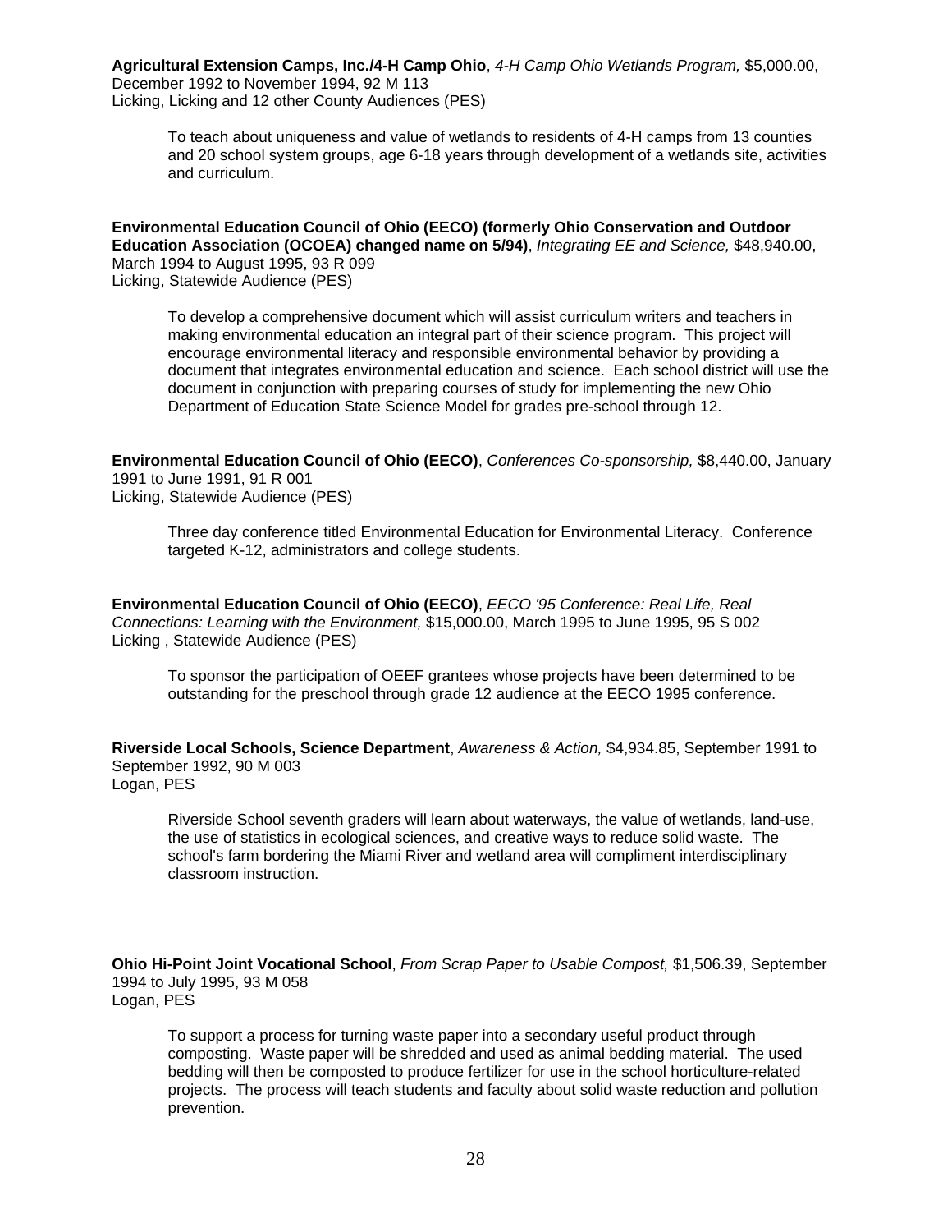**Agricultural Extension Camps, Inc./4-H Camp Ohio**, *4-H Camp Ohio Wetlands Program,* $5,000.00, December 1992 to November 1994, 92 M 113
Licking, Licking and 12 other County Audiences (PES)

> To teach about uniqueness and value of wetlands to residents of 4-H camps from 13 counties and 20 school system groups, age 6-18 years through development of a wetlands site, activities and curriculum.

**Environmental Education Council of Ohio (EECO) (formerly Ohio Conservation and Outdoor Education Association (OCOEA) changed name on 5/94)**, *Integrating EE and Science,* $48,940.00, March 1994 to August 1995, 93 R 099
Licking, Statewide Audience (PES)

> To develop a comprehensive document which will assist curriculum writers and teachers in making environmental education an integral part of their science program. This project will encourage environmental literacy and responsible environmental behavior by providing a document that integrates environmental education and science. Each school district will use the document in conjunction with preparing courses of study for implementing the new Ohio Department of Education State Science Model for grades pre-school through 12.

**Environmental Education Council of Ohio (EECO)**, *Conferences Co-sponsorship,* $8,440.00, January 1991 to June 1991, 91 R 001
Licking, Statewide Audience (PES)

> Three day conference titled Environmental Education for Environmental Literacy. Conference targeted K-12, administrators and college students.

**Environmental Education Council of Ohio (EECO)**, *EECO '95 Conference: Real Life, Real Connections: Learning with the Environment,* $15,000.00, March 1995 to June 1995, 95 S 002
Licking , Statewide Audience (PES)

> To sponsor the participation of OEEF grantees whose projects have been determined to be outstanding for the preschool through grade 12 audience at the EECO 1995 conference.

**Riverside Local Schools, Science Department**, *Awareness & Action,* $4,934.85, September 1991 to September 1992, 90 M 003
Logan, PES

> Riverside School seventh graders will learn about waterways, the value of wetlands, land-use, the use of statistics in ecological sciences, and creative ways to reduce solid waste. The school's farm bordering the Miami River and wetland area will compliment interdisciplinary classroom instruction.

**Ohio Hi-Point Joint Vocational School**, *From Scrap Paper to Usable Compost,* $1,506.39, September 1994 to July 1995, 93 M 058
Logan, PES

> To support a process for turning waste paper into a secondary useful product through composting. Waste paper will be shredded and used as animal bedding material. The used bedding will then be composted to produce fertilizer for use in the school horticulture-related projects. The process will teach students and faculty about solid waste reduction and pollution prevention.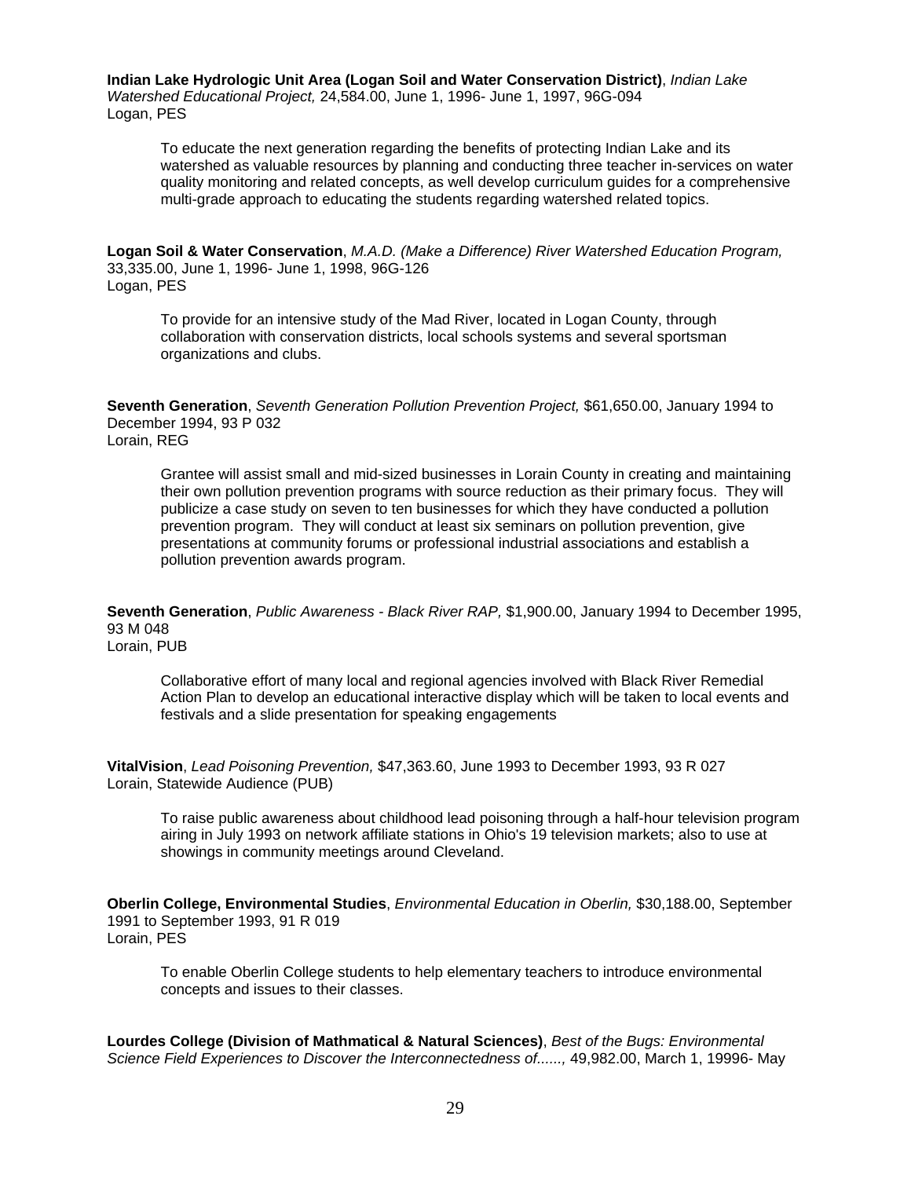**Indian Lake Hydrologic Unit Area (Logan Soil and Water Conservation District)**, *Indian Lake Watershed Educational Project,* 24,584.00, June 1, 1996- June 1, 1997, 96G-094
Logan, PES

> To educate the next generation regarding the benefits of protecting Indian Lake and its watershed as valuable resources by planning and conducting three teacher in-services on water quality monitoring and related concepts, as well develop curriculum guides for a comprehensive multi-grade approach to educating the students regarding watershed related topics.

**Logan Soil & Water Conservation**, *M.A.D. (Make a Difference) River Watershed Education Program,* 33,335.00, June 1, 1996- June 1, 1998, 96G-126
Logan, PES

> To provide for an intensive study of the Mad River, located in Logan County, through collaboration with conservation districts, local schools systems and several sportsman organizations and clubs.

**Seventh Generation**, *Seventh Generation Pollution Prevention Project,* $61,650.00, January 1994 to December 1994, 93 P 032
Lorain, REG

> Grantee will assist small and mid-sized businesses in Lorain County in creating and maintaining their own pollution prevention programs with source reduction as their primary focus. They will publicize a case study on seven to ten businesses for which they have conducted a pollution prevention program. They will conduct at least six seminars on pollution prevention, give presentations at community forums or professional industrial associations and establish a pollution prevention awards program.

**Seventh Generation**, *Public Awareness - Black River RAP,* $1,900.00, January 1994 to December 1995, 93 M 048
Lorain, PUB

> Collaborative effort of many local and regional agencies involved with Black River Remedial Action Plan to develop an educational interactive display which will be taken to local events and festivals and a slide presentation for speaking engagements

**VitalVision**, *Lead Poisoning Prevention,* $47,363.60, June 1993 to December 1993, 93 R 027
Lorain, Statewide Audience (PUB)

> To raise public awareness about childhood lead poisoning through a half-hour television program airing in July 1993 on network affiliate stations in Ohio's 19 television markets; also to use at showings in community meetings around Cleveland.

**Oberlin College, Environmental Studies**, *Environmental Education in Oberlin,* $30,188.00, September 1991 to September 1993, 91 R 019
Lorain, PES

> To enable Oberlin College students to help elementary teachers to introduce environmental concepts and issues to their classes.

**Lourdes College (Division of Mathmatical & Natural Sciences)**, *Best of the Bugs: Environmental Science Field Experiences to Discover the Interconnectedness of......,* 49,982.00, March 1, 19996- May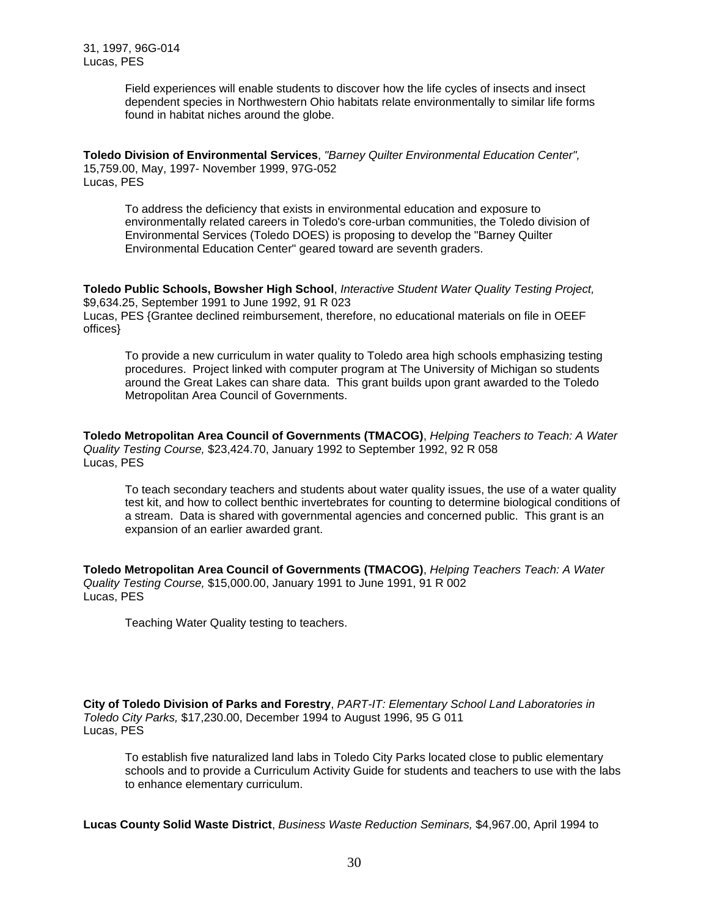31, 1997, 96G-014
Lucas, PES

> Field experiences will enable students to discover how the life cycles of insects and insect dependent species in Northwestern Ohio habitats relate environmentally to similar life forms found in habitat niches around the globe.

**Toledo Division of Environmental Services**, *"Barney Quilter Environmental Education Center",* 15,759.00, May, 1997- November 1999, 97G-052
Lucas, PES

> To address the deficiency that exists in environmental education and exposure to environmentally related careers in Toledo's core-urban communities, the Toledo division of Environmental Services (Toledo DOES) is proposing to develop the "Barney Quilter Environmental Education Center" geared toward are seventh graders.

**Toledo Public Schools, Bowsher High School**, *Interactive Student Water Quality Testing Project,* $9,634.25, September 1991 to June 1992, 91 R 023
Lucas, PES {Grantee declined reimbursement, therefore, no educational materials on file in OEEF offices}

> To provide a new curriculum in water quality to Toledo area high schools emphasizing testing procedures. Project linked with computer program at The University of Michigan so students around the Great Lakes can share data. This grant builds upon grant awarded to the Toledo Metropolitan Area Council of Governments.

**Toledo Metropolitan Area Council of Governments (TMACOG)**, *Helping Teachers to Teach: A Water Quality Testing Course,* $23,424.70, January 1992 to September 1992, 92 R 058
Lucas, PES

> To teach secondary teachers and students about water quality issues, the use of a water quality test kit, and how to collect benthic invertebrates for counting to determine biological conditions of a stream. Data is shared with governmental agencies and concerned public. This grant is an expansion of an earlier awarded grant.

**Toledo Metropolitan Area Council of Governments (TMACOG)**, *Helping Teachers Teach: A Water Quality Testing Course,* $15,000.00, January 1991 to June 1991, 91 R 002
Lucas, PES

> Teaching Water Quality testing to teachers.

**City of Toledo Division of Parks and Forestry**, *PART-IT: Elementary School Land Laboratories in Toledo City Parks,* $17,230.00, December 1994 to August 1996, 95 G 011
Lucas, PES

> To establish five naturalized land labs in Toledo City Parks located close to public elementary schools and to provide a Curriculum Activity Guide for students and teachers to use with the labs to enhance elementary curriculum.

**Lucas County Solid Waste District**, *Business Waste Reduction Seminars,* $4,967.00, April 1994 to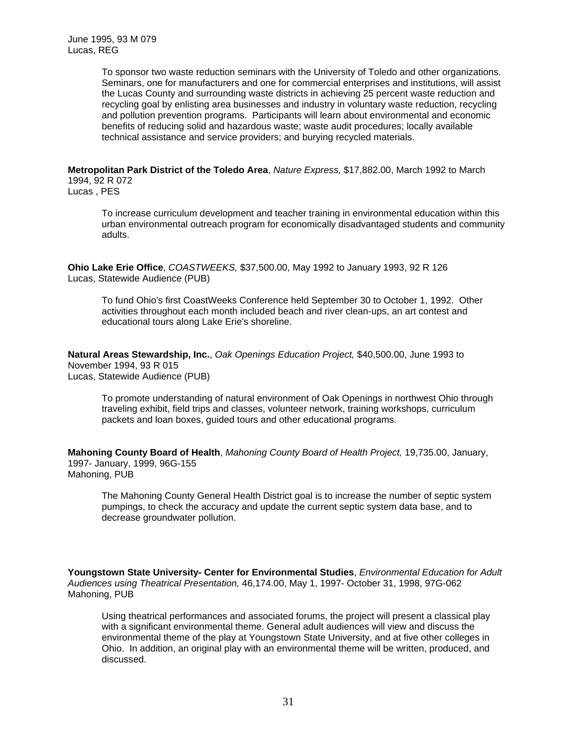June 1995, 93 M 079
Lucas, REG

> To sponsor two waste reduction seminars with the University of Toledo and other organizations. Seminars, one for manufacturers and one for commercial enterprises and institutions, will assist the Lucas County and surrounding waste districts in achieving 25 percent waste reduction and recycling goal by enlisting area businesses and industry in voluntary waste reduction, recycling and pollution prevention programs. Participants will learn about environmental and economic benefits of reducing solid and hazardous waste; waste audit procedures; locally available technical assistance and service providers; and burying recycled materials.

**Metropolitan Park District of the Toledo Area**, *Nature Express,* $17,882.00, March 1992 to March 1994, 92 R 072
Lucas , PES

> To increase curriculum development and teacher training in environmental education within this urban environmental outreach program for economically disadvantaged students and community adults.

**Ohio Lake Erie Office**, *COASTWEEKS,* $37,500.00, May 1992 to January 1993, 92 R 126
Lucas, Statewide Audience (PUB)

> To fund Ohio's first CoastWeeks Conference held September 30 to October 1, 1992. Other activities throughout each month included beach and river clean-ups, an art contest and educational tours along Lake Erie's shoreline.

**Natural Areas Stewardship, Inc.**, *Oak Openings Education Project,* $40,500.00, June 1993 to November 1994, 93 R 015
Lucas, Statewide Audience (PUB)

> To promote understanding of natural environment of Oak Openings in northwest Ohio through traveling exhibit, field trips and classes, volunteer network, training workshops, curriculum packets and loan boxes, guided tours and other educational programs.

**Mahoning County Board of Health**, *Mahoning County Board of Health Project,* 19,735.00, January, 1997- January, 1999, 96G-155
Mahoning, PUB

> The Mahoning County General Health District goal is to increase the number of septic system pumpings, to check the accuracy and update the current septic system data base, and to decrease groundwater pollution.

**Youngstown State University- Center for Environmental Studies**, *Environmental Education for Adult Audiences using Theatrical Presentation,* 46,174.00, May 1, 1997- October 31, 1998, 97G-062
Mahoning, PUB

> Using theatrical performances and associated forums, the project will present a classical play with a significant environmental theme. General adult audiences will view and discuss the environmental theme of the play at Youngstown State University, and at five other colleges in Ohio. In addition, an original play with an environmental theme will be written, produced, and discussed.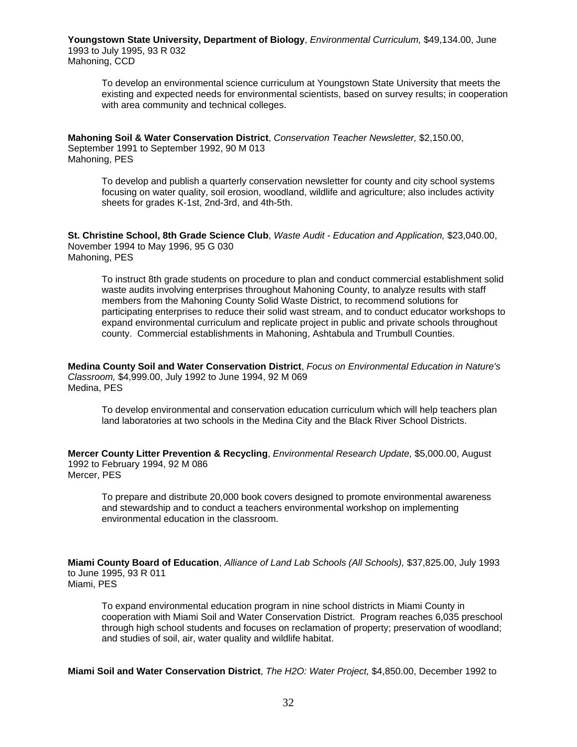**Youngstown State University, Department of Biology**, *Environmental Curriculum,* $49,134.00, June 1993 to July 1995, 93 R 032
Mahoning, CCD

> To develop an environmental science curriculum at Youngstown State University that meets the existing and expected needs for environmental scientists, based on survey results; in cooperation with area community and technical colleges.

**Mahoning Soil & Water Conservation District**, *Conservation Teacher Newsletter,* $2,150.00, September 1991 to September 1992, 90 M 013
Mahoning, PES

> To develop and publish a quarterly conservation newsletter for county and city school systems focusing on water quality, soil erosion, woodland, wildlife and agriculture; also includes activity sheets for grades K-1st, 2nd-3rd, and 4th-5th.

**St. Christine School, 8th Grade Science Club**, *Waste Audit - Education and Application,* $23,040.00, November 1994 to May 1996, 95 G 030
Mahoning, PES

> To instruct 8th grade students on procedure to plan and conduct commercial establishment solid waste audits involving enterprises throughout Mahoning County, to analyze results with staff members from the Mahoning County Solid Waste District, to recommend solutions for participating enterprises to reduce their solid wast stream, and to conduct educator workshops to expand environmental curriculum and replicate project in public and private schools throughout county. Commercial establishments in Mahoning, Ashtabula and Trumbull Counties.

**Medina County Soil and Water Conservation District**, *Focus on Environmental Education in Nature's Classroom,* $4,999.00, July 1992 to June 1994, 92 M 069
Medina, PES

> To develop environmental and conservation education curriculum which will help teachers plan land laboratories at two schools in the Medina City and the Black River School Districts.

**Mercer County Litter Prevention & Recycling**, *Environmental Research Update,* $5,000.00, August 1992 to February 1994, 92 M 086
Mercer, PES

> To prepare and distribute 20,000 book covers designed to promote environmental awareness and stewardship and to conduct a teachers environmental workshop on implementing environmental education in the classroom.

**Miami County Board of Education**, *Alliance of Land Lab Schools (All Schools),* $37,825.00, July 1993 to June 1995, 93 R 011
Miami, PES

> To expand environmental education program in nine school districts in Miami County in cooperation with Miami Soil and Water Conservation District. Program reaches 6,035 preschool through high school students and focuses on reclamation of property; preservation of woodland; and studies of soil, air, water quality and wildlife habitat.

**Miami Soil and Water Conservation District**, *The H2O: Water Project,* $4,850.00, December 1992 to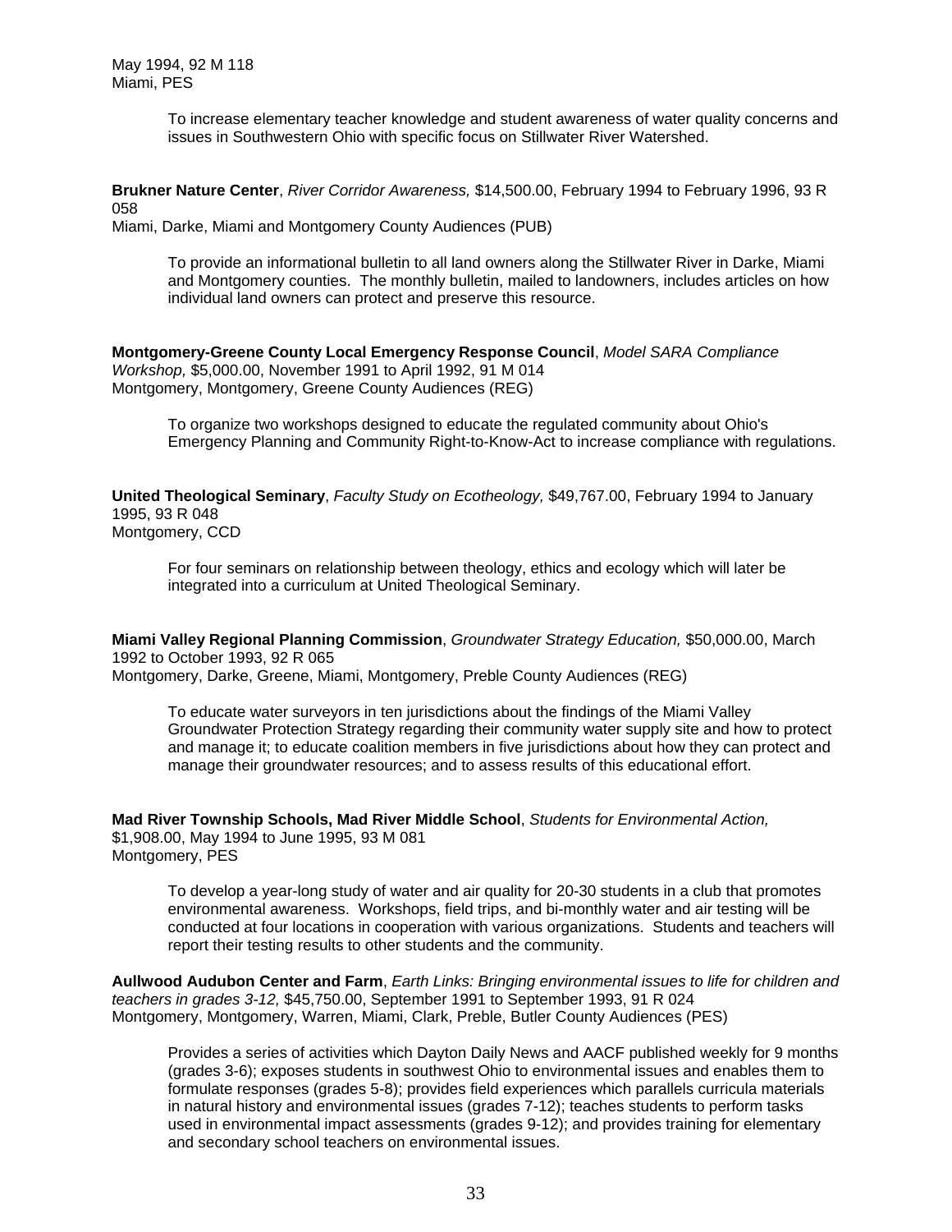May 1994, 92 M 118
Miami, PES

> To increase elementary teacher knowledge and student awareness of water quality concerns and issues in Southwestern Ohio with specific focus on Stillwater River Watershed.

**Brukner Nature Center**, *River Corridor Awareness,* $14,500.00, February 1994 to February 1996, 93 R 058
Miami, Darke, Miami and Montgomery County Audiences (PUB)

> To provide an informational bulletin to all land owners along the Stillwater River in Darke, Miami and Montgomery counties. The monthly bulletin, mailed to landowners, includes articles on how individual land owners can protect and preserve this resource.

**Montgomery-Greene County Local Emergency Response Council**, *Model SARA Compliance Workshop,* $5,000.00, November 1991 to April 1992, 91 M 014
Montgomery, Montgomery, Greene County Audiences (REG)

> To organize two workshops designed to educate the regulated community about Ohio's Emergency Planning and Community Right-to-Know-Act to increase compliance with regulations.

**United Theological Seminary**, *Faculty Study on Ecotheology,* $49,767.00, February 1994 to January 1995, 93 R 048
Montgomery, CCD

> For four seminars on relationship between theology, ethics and ecology which will later be integrated into a curriculum at United Theological Seminary.

**Miami Valley Regional Planning Commission**, *Groundwater Strategy Education,* $50,000.00, March 1992 to October 1993, 92 R 065
Montgomery, Darke, Greene, Miami, Montgomery, Preble County Audiences (REG)

> To educate water surveyors in ten jurisdictions about the findings of the Miami Valley Groundwater Protection Strategy regarding their community water supply site and how to protect and manage it; to educate coalition members in five jurisdictions about how they can protect and manage their groundwater resources; and to assess results of this educational effort.

**Mad River Township Schools, Mad River Middle School**, *Students for Environmental Action,* $1,908.00, May 1994 to June 1995, 93 M 081
Montgomery, PES

> To develop a year-long study of water and air quality for 20-30 students in a club that promotes environmental awareness. Workshops, field trips, and bi-monthly water and air testing will be conducted at four locations in cooperation with various organizations. Students and teachers will report their testing results to other students and the community.

**Aullwood Audubon Center and Farm**, *Earth Links: Bringing environmental issues to life for children and teachers in grades 3-12,* $45,750.00, September 1991 to September 1993, 91 R 024
Montgomery, Montgomery, Warren, Miami, Clark, Preble, Butler County Audiences (PES)

> Provides a series of activities which Dayton Daily News and AACF published weekly for 9 months (grades 3-6); exposes students in southwest Ohio to environmental issues and enables them to formulate responses (grades 5-8); provides field experiences which parallels curricula materials in natural history and environmental issues (grades 7-12); teaches students to perform tasks used in environmental impact assessments (grades 9-12); and provides training for elementary and secondary school teachers on environmental issues.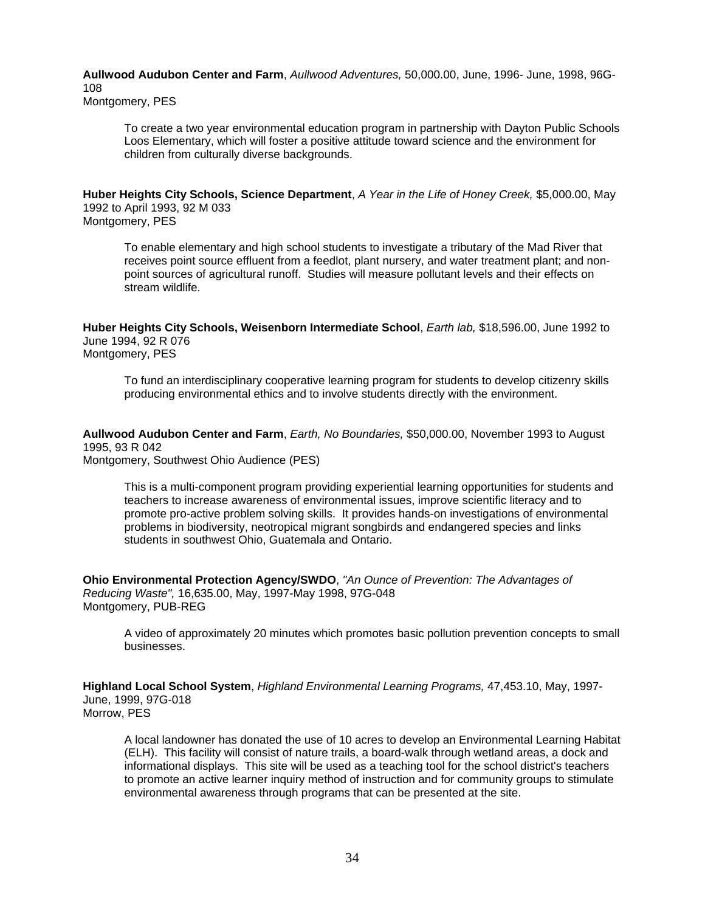**Aullwood Audubon Center and Farm**, *Aullwood Adventures,* 50,000.00, June, 1996- June, 1998, 96G-108
Montgomery, PES

> To create a two year environmental education program in partnership with Dayton Public Schools Loos Elementary, which will foster a positive attitude toward science and the environment for children from culturally diverse backgrounds.

**Huber Heights City Schools, Science Department**, *A Year in the Life of Honey Creek,* $5,000.00, May 1992 to April 1993, 92 M 033
Montgomery, PES

> To enable elementary and high school students to investigate a tributary of the Mad River that receives point source effluent from a feedlot, plant nursery, and water treatment plant; and non-point sources of agricultural runoff. Studies will measure pollutant levels and their effects on stream wildlife.

**Huber Heights City Schools, Weisenborn Intermediate School**, *Earth lab,* $18,596.00, June 1992 to June 1994, 92 R 076
Montgomery, PES

> To fund an interdisciplinary cooperative learning program for students to develop citizenry skills producing environmental ethics and to involve students directly with the environment.

**Aullwood Audubon Center and Farm**, *Earth, No Boundaries,* $50,000.00, November 1993 to August 1995, 93 R 042
Montgomery, Southwest Ohio Audience (PES)

> This is a multi-component program providing experiential learning opportunities for students and teachers to increase awareness of environmental issues, improve scientific literacy and to promote pro-active problem solving skills. It provides hands-on investigations of environmental problems in biodiversity, neotropical migrant songbirds and endangered species and links students in southwest Ohio, Guatemala and Ontario.

**Ohio Environmental Protection Agency/SWDO**, *"An Ounce of Prevention: The Advantages of Reducing Waste",* 16,635.00, May, 1997-May 1998, 97G-048
Montgomery, PUB-REG

> A video of approximately 20 minutes which promotes basic pollution prevention concepts to small businesses.

**Highland Local School System**, *Highland Environmental Learning Programs,* 47,453.10, May, 1997-June, 1999, 97G-018
Morrow, PES

> A local landowner has donated the use of 10 acres to develop an Environmental Learning Habitat (ELH). This facility will consist of nature trails, a board-walk through wetland areas, a dock and informational displays. This site will be used as a teaching tool for the school district's teachers to promote an active learner inquiry method of instruction and for community groups to stimulate environmental awareness through programs that can be presented at the site.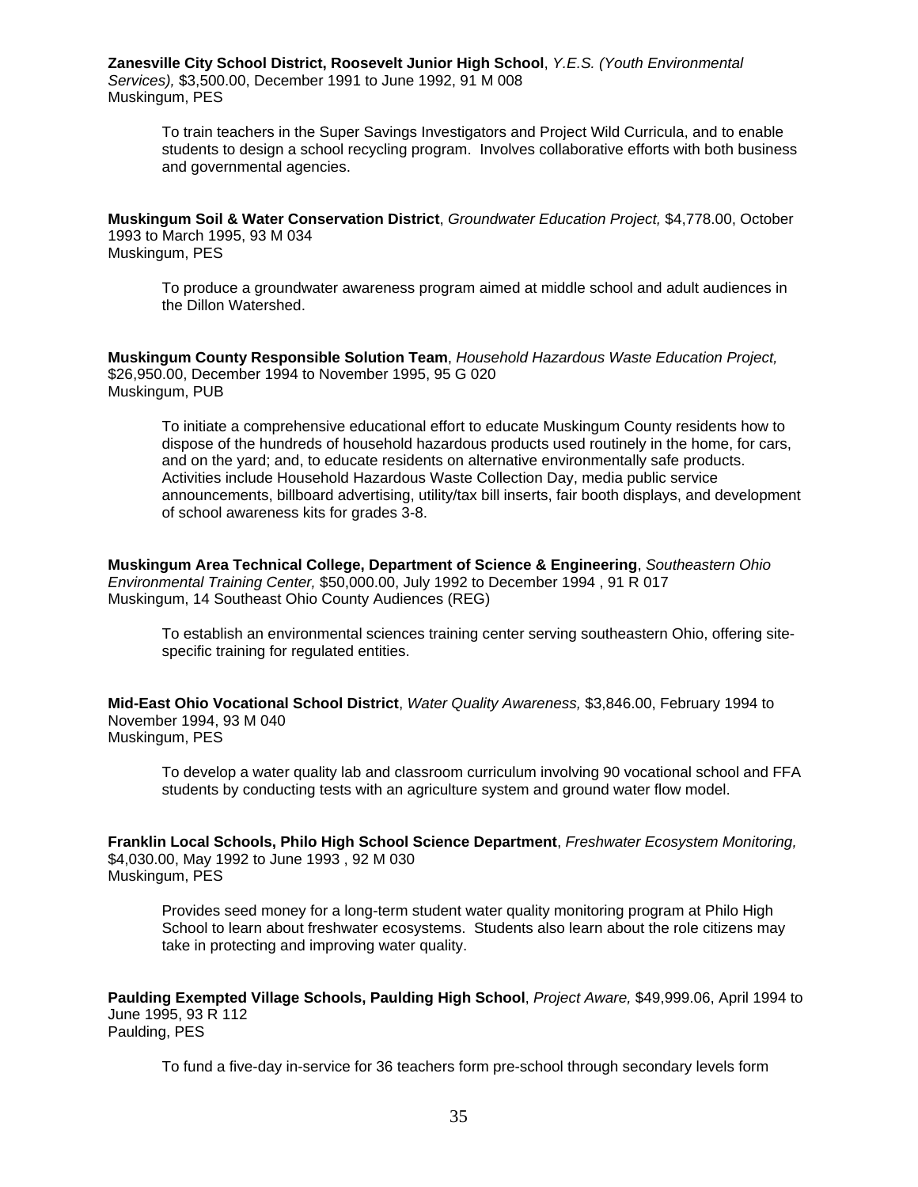**Zanesville City School District, Roosevelt Junior High School**, *Y.E.S. (Youth Environmental Services),* $3,500.00, December 1991 to June 1992, 91 M 008
Muskingum, PES

To train teachers in the Super Savings Investigators and Project Wild Curricula, and to enable students to design a school recycling program. Involves collaborative efforts with both business and governmental agencies.

**Muskingum Soil & Water Conservation District**, *Groundwater Education Project,* $4,778.00, October 1993 to March 1995, 93 M 034
Muskingum, PES

To produce a groundwater awareness program aimed at middle school and adult audiences in the Dillon Watershed.

**Muskingum County Responsible Solution Team**, *Household Hazardous Waste Education Project,* $26,950.00, December 1994 to November 1995, 95 G 020
Muskingum, PUB

To initiate a comprehensive educational effort to educate Muskingum County residents how to dispose of the hundreds of household hazardous products used routinely in the home, for cars, and on the yard; and, to educate residents on alternative environmentally safe products. Activities include Household Hazardous Waste Collection Day, media public service announcements, billboard advertising, utility/tax bill inserts, fair booth displays, and development of school awareness kits for grades 3-8.

**Muskingum Area Technical College, Department of Science & Engineering**, *Southeastern Ohio Environmental Training Center,* $50,000.00, July 1992 to December 1994 , 91 R 017
Muskingum, 14 Southeast Ohio County Audiences (REG)

To establish an environmental sciences training center serving southeastern Ohio, offering site-specific training for regulated entities.

**Mid-East Ohio Vocational School District**, *Water Quality Awareness,* $3,846.00, February 1994 to November 1994, 93 M 040
Muskingum, PES

To develop a water quality lab and classroom curriculum involving 90 vocational school and FFA students by conducting tests with an agriculture system and ground water flow model.

**Franklin Local Schools, Philo High School Science Department**, *Freshwater Ecosystem Monitoring,* $4,030.00, May 1992 to June 1993 , 92 M 030
Muskingum, PES

Provides seed money for a long-term student water quality monitoring program at Philo High School to learn about freshwater ecosystems. Students also learn about the role citizens may take in protecting and improving water quality.

**Paulding Exempted Village Schools, Paulding High School**, *Project Aware,* $49,999.06, April 1994 to June 1995, 93 R 112
Paulding, PES

To fund a five-day in-service for 36 teachers form pre-school through secondary levels form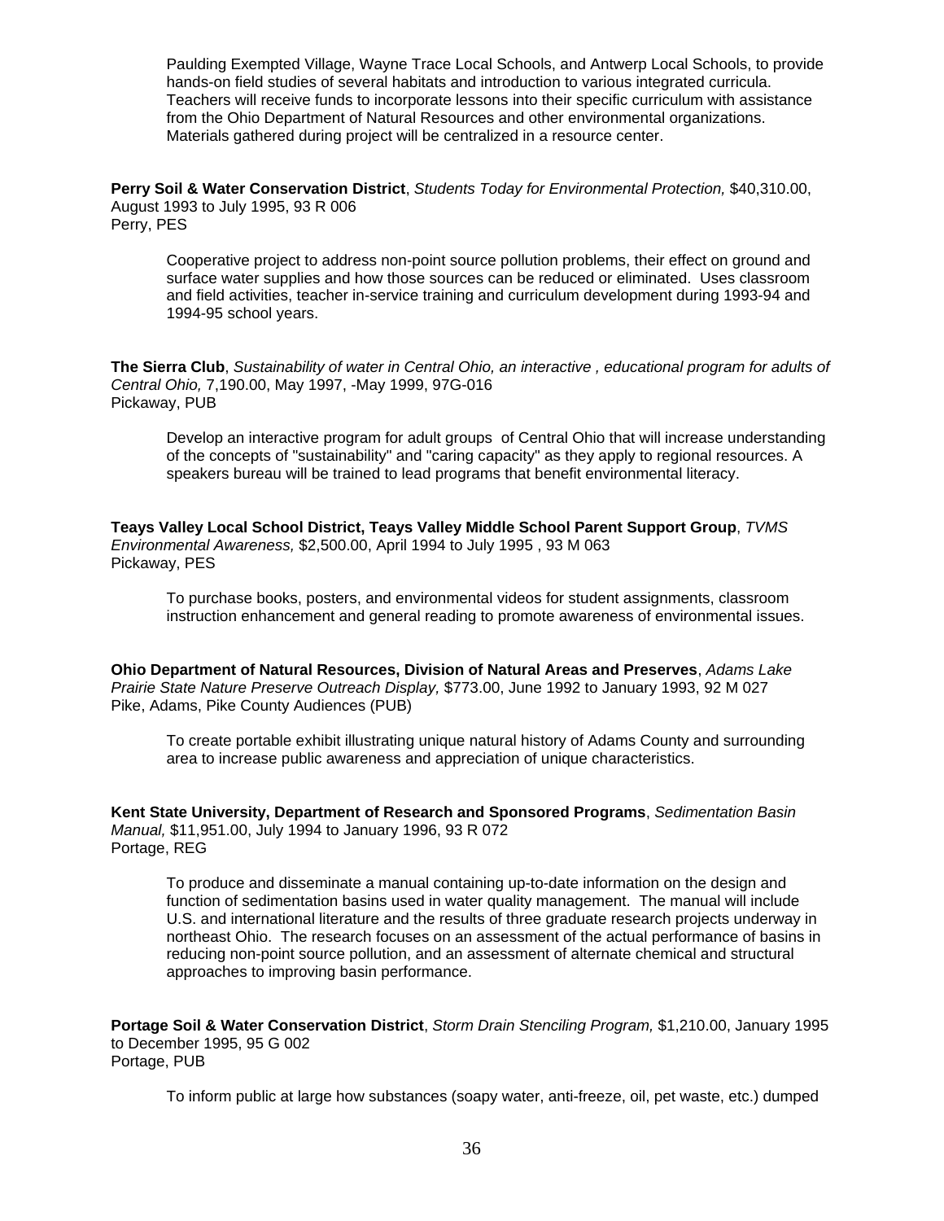Paulding Exempted Village, Wayne Trace Local Schools, and Antwerp Local Schools, to provide hands-on field studies of several habitats and introduction to various integrated curricula. Teachers will receive funds to incorporate lessons into their specific curriculum with assistance from the Ohio Department of Natural Resources and other environmental organizations. Materials gathered during project will be centralized in a resource center.

**Perry Soil & Water Conservation District**, *Students Today for Environmental Protection,* $40,310.00, August 1993 to July 1995, 93 R 006
Perry, PES

Cooperative project to address non-point source pollution problems, their effect on ground and surface water supplies and how those sources can be reduced or eliminated. Uses classroom and field activities, teacher in-service training and curriculum development during 1993-94 and 1994-95 school years.

**The Sierra Club**, *Sustainability of water in Central Ohio, an interactive , educational program for adults of Central Ohio,* 7,190.00, May 1997, -May 1999, 97G-016
Pickaway, PUB

Develop an interactive program for adult groups of Central Ohio that will increase understanding of the concepts of "sustainability" and "caring capacity" as they apply to regional resources. A speakers bureau will be trained to lead programs that benefit environmental literacy.

**Teays Valley Local School District, Teays Valley Middle School Parent Support Group**, *TVMS Environmental Awareness,* $2,500.00, April 1994 to July 1995 , 93 M 063
Pickaway, PES

To purchase books, posters, and environmental videos for student assignments, classroom instruction enhancement and general reading to promote awareness of environmental issues.

**Ohio Department of Natural Resources, Division of Natural Areas and Preserves**, *Adams Lake Prairie State Nature Preserve Outreach Display,* $773.00, June 1992 to January 1993, 92 M 027
Pike, Adams, Pike County Audiences (PUB)

To create portable exhibit illustrating unique natural history of Adams County and surrounding area to increase public awareness and appreciation of unique characteristics.

**Kent State University, Department of Research and Sponsored Programs**, *Sedimentation Basin Manual,* $11,951.00, July 1994 to January 1996, 93 R 072
Portage, REG

To produce and disseminate a manual containing up-to-date information on the design and function of sedimentation basins used in water quality management. The manual will include U.S. and international literature and the results of three graduate research projects underway in northeast Ohio. The research focuses on an assessment of the actual performance of basins in reducing non-point source pollution, and an assessment of alternate chemical and structural approaches to improving basin performance.

**Portage Soil & Water Conservation District**, *Storm Drain Stenciling Program,* $1,210.00, January 1995 to December 1995, 95 G 002
Portage, PUB

To inform public at large how substances (soapy water, anti-freeze, oil, pet waste, etc.) dumped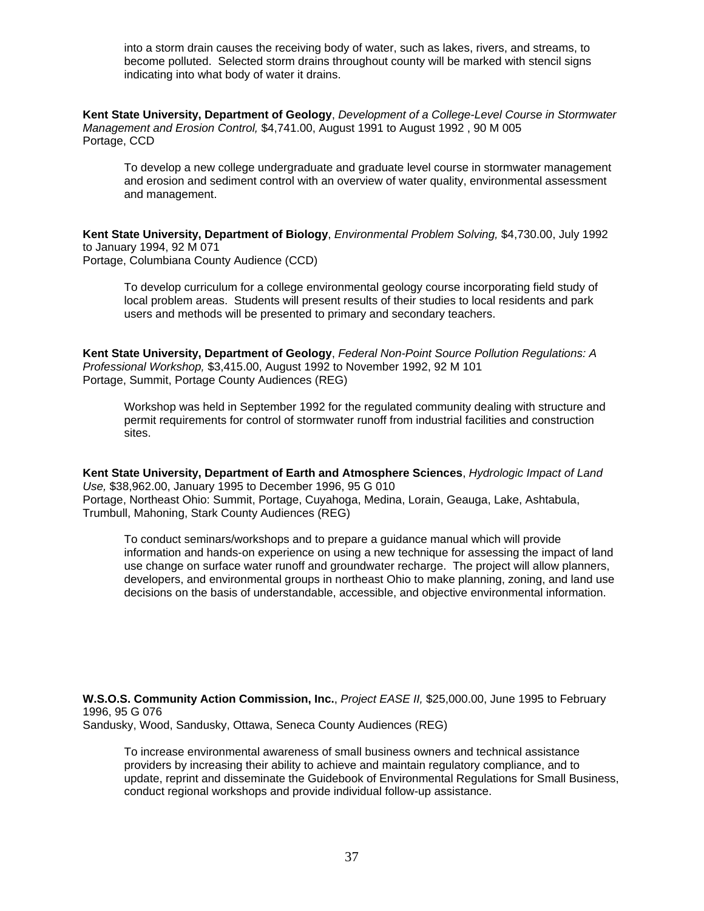into a storm drain causes the receiving body of water, such as lakes, rivers, and streams, to become polluted. Selected storm drains throughout county will be marked with stencil signs indicating into what body of water it drains.

**Kent State University, Department of Geology**, *Development of a College-Level Course in Stormwater Management and Erosion Control,* $4,741.00, August 1991 to August 1992 , 90 M 005
Portage, CCD

> To develop a new college undergraduate and graduate level course in stormwater management and erosion and sediment control with an overview of water quality, environmental assessment and management.

**Kent State University, Department of Biology**, *Environmental Problem Solving,* $4,730.00, July 1992 to January 1994, 92 M 071
Portage, Columbiana County Audience (CCD)

> To develop curriculum for a college environmental geology course incorporating field study of local problem areas. Students will present results of their studies to local residents and park users and methods will be presented to primary and secondary teachers.

**Kent State University, Department of Geology**, *Federal Non-Point Source Pollution Regulations: A Professional Workshop,* $3,415.00, August 1992 to November 1992, 92 M 101
Portage, Summit, Portage County Audiences (REG)

> Workshop was held in September 1992 for the regulated community dealing with structure and permit requirements for control of stormwater runoff from industrial facilities and construction sites.

**Kent State University, Department of Earth and Atmosphere Sciences**, *Hydrologic Impact of Land Use,* $38,962.00, January 1995 to December 1996, 95 G 010
Portage, Northeast Ohio: Summit, Portage, Cuyahoga, Medina, Lorain, Geauga, Lake, Ashtabula, Trumbull, Mahoning, Stark County Audiences (REG)

> To conduct seminars/workshops and to prepare a guidance manual which will provide information and hands-on experience on using a new technique for assessing the impact of land use change on surface water runoff and groundwater recharge. The project will allow planners, developers, and environmental groups in northeast Ohio to make planning, zoning, and land use decisions on the basis of understandable, accessible, and objective environmental information.

**W.S.O.S. Community Action Commission, Inc.**, *Project EASE II,* $25,000.00, June 1995 to February 1996, 95 G 076
Sandusky, Wood, Sandusky, Ottawa, Seneca County Audiences (REG)

> To increase environmental awareness of small business owners and technical assistance providers by increasing their ability to achieve and maintain regulatory compliance, and to update, reprint and disseminate the Guidebook of Environmental Regulations for Small Business, conduct regional workshops and provide individual follow-up assistance.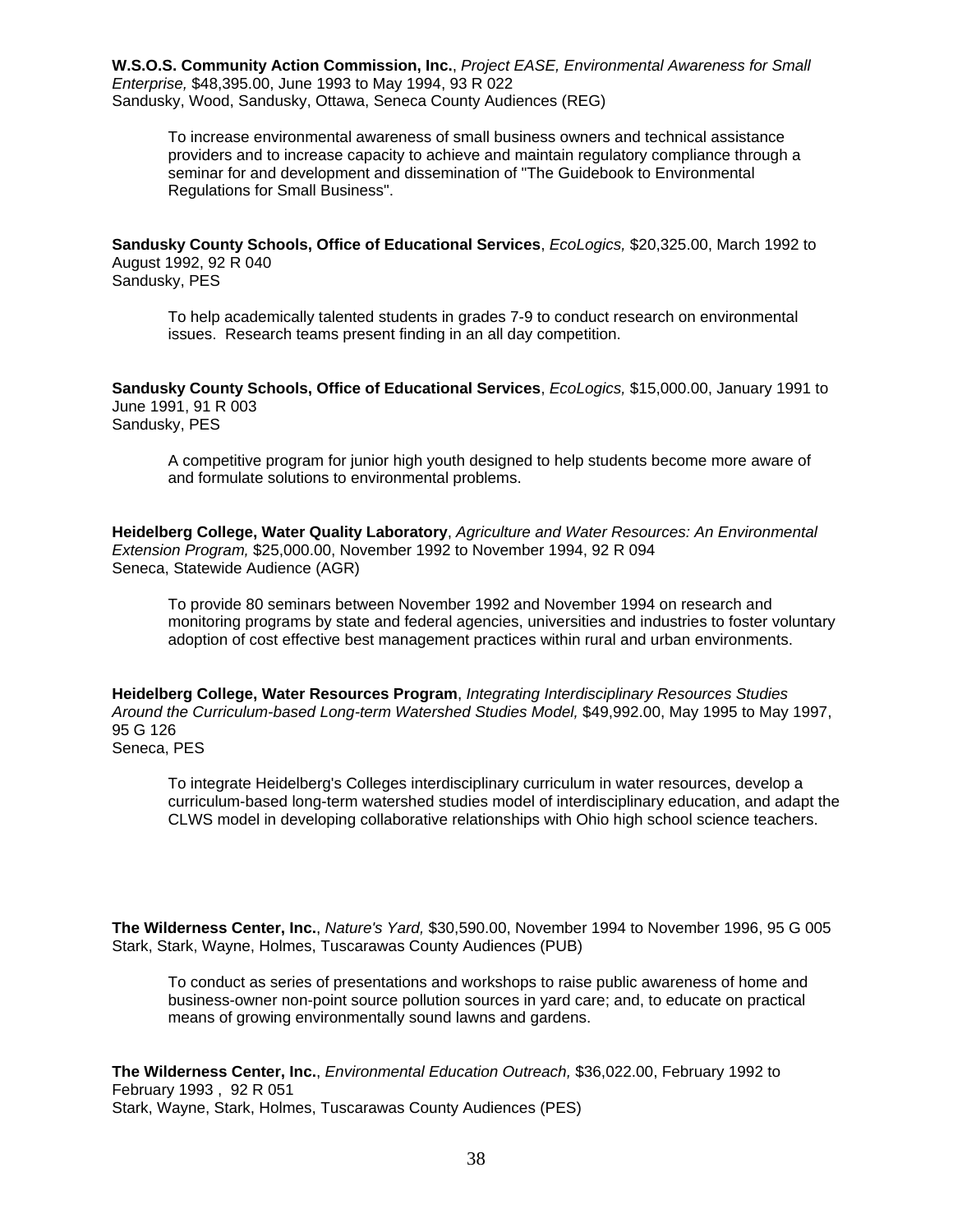**W.S.O.S. Community Action Commission, Inc.**, *Project EASE, Environmental Awareness for Small Enterprise,* $48,395.00, June 1993 to May 1994, 93 R 022
Sandusky, Wood, Sandusky, Ottawa, Seneca County Audiences (REG)

> To increase environmental awareness of small business owners and technical assistance providers and to increase capacity to achieve and maintain regulatory compliance through a seminar for and development and dissemination of "The Guidebook to Environmental Regulations for Small Business".

**Sandusky County Schools, Office of Educational Services**, *EcoLogics,* $20,325.00, March 1992 to August 1992, 92 R 040
Sandusky, PES

> To help academically talented students in grades 7-9 to conduct research on environmental issues. Research teams present finding in an all day competition.

**Sandusky County Schools, Office of Educational Services**, *EcoLogics,* $15,000.00, January 1991 to June 1991, 91 R 003
Sandusky, PES

> A competitive program for junior high youth designed to help students become more aware of and formulate solutions to environmental problems.

**Heidelberg College, Water Quality Laboratory**, *Agriculture and Water Resources: An Environmental Extension Program,* $25,000.00, November 1992 to November 1994, 92 R 094
Seneca, Statewide Audience (AGR)

> To provide 80 seminars between November 1992 and November 1994 on research and monitoring programs by state and federal agencies, universities and industries to foster voluntary adoption of cost effective best management practices within rural and urban environments.

**Heidelberg College, Water Resources Program**, *Integrating Interdisciplinary Resources Studies Around the Curriculum-based Long-term Watershed Studies Model,* $49,992.00, May 1995 to May 1997, 95 G 126
Seneca, PES

> To integrate Heidelberg's Colleges interdisciplinary curriculum in water resources, develop a curriculum-based long-term watershed studies model of interdisciplinary education, and adapt the CLWS model in developing collaborative relationships with Ohio high school science teachers.

**The Wilderness Center, Inc.**, *Nature's Yard,* $30,590.00, November 1994 to November 1996, 95 G 005
Stark, Stark, Wayne, Holmes, Tuscarawas County Audiences (PUB)

> To conduct as series of presentations and workshops to raise public awareness of home and business-owner non-point source pollution sources in yard care; and, to educate on practical means of growing environmentally sound lawns and gardens.

**The Wilderness Center, Inc.**, *Environmental Education Outreach,* $36,022.00, February 1992 to February 1993 , 92 R 051
Stark, Wayne, Stark, Holmes, Tuscarawas County Audiences (PES)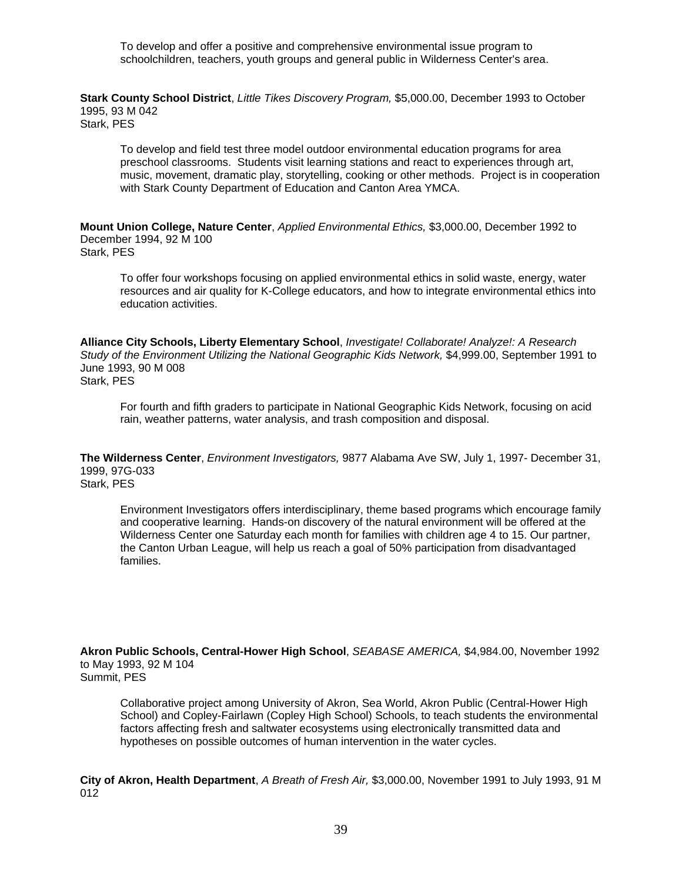To develop and offer a positive and comprehensive environmental issue program to schoolchildren, teachers, youth groups and general public in Wilderness Center's area.

**Stark County School District**, *Little Tikes Discovery Program,* $5,000.00, December 1993 to October 1995, 93 M 042
Stark, PES

To develop and field test three model outdoor environmental education programs for area preschool classrooms. Students visit learning stations and react to experiences through art, music, movement, dramatic play, storytelling, cooking or other methods. Project is in cooperation with Stark County Department of Education and Canton Area YMCA.

**Mount Union College, Nature Center**, *Applied Environmental Ethics,* $3,000.00, December 1992 to December 1994, 92 M 100
Stark, PES

To offer four workshops focusing on applied environmental ethics in solid waste, energy, water resources and air quality for K-College educators, and how to integrate environmental ethics into education activities.

**Alliance City Schools, Liberty Elementary School**, *Investigate! Collaborate! Analyze!: A Research Study of the Environment Utilizing the National Geographic Kids Network,* $4,999.00, September 1991 to June 1993, 90 M 008
Stark, PES

For fourth and fifth graders to participate in National Geographic Kids Network, focusing on acid rain, weather patterns, water analysis, and trash composition and disposal.

**The Wilderness Center**, *Environment Investigators,* 9877 Alabama Ave SW, July 1, 1997- December 31, 1999, 97G-033
Stark, PES

Environment Investigators offers interdisciplinary, theme based programs which encourage family and cooperative learning. Hands-on discovery of the natural environment will be offered at the Wilderness Center one Saturday each month for families with children age 4 to 15. Our partner, the Canton Urban League, will help us reach a goal of 50% participation from disadvantaged families.

**Akron Public Schools, Central-Hower High School**, *SEABASE AMERICA,* $4,984.00, November 1992 to May 1993, 92 M 104
Summit, PES

Collaborative project among University of Akron, Sea World, Akron Public (Central-Hower High School) and Copley-Fairlawn (Copley High School) Schools, to teach students the environmental factors affecting fresh and saltwater ecosystems using electronically transmitted data and hypotheses on possible outcomes of human intervention in the water cycles.

**City of Akron, Health Department**, *A Breath of Fresh Air,* $3,000.00, November 1991 to July 1993, 91 M 012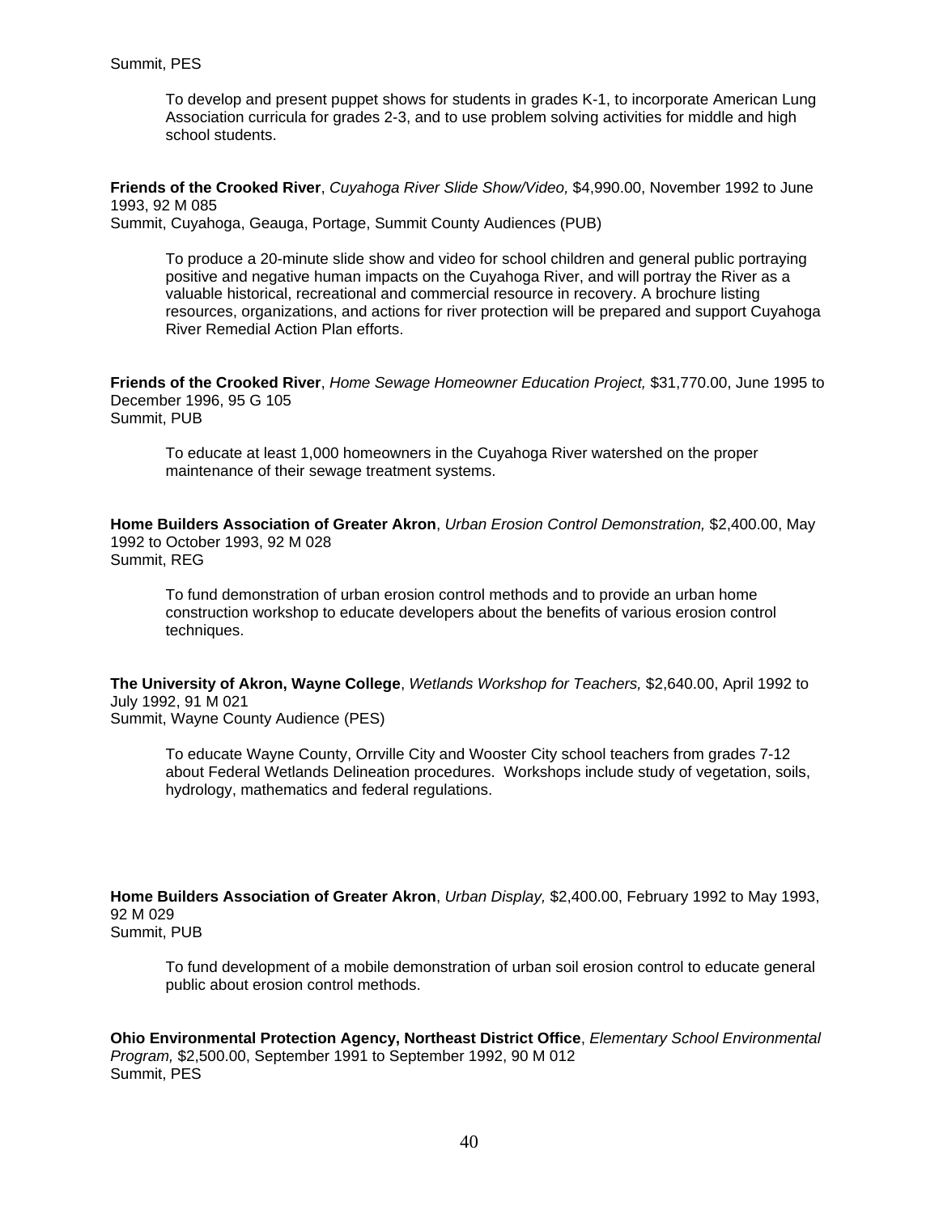Summit, PES

> To develop and present puppet shows for students in grades K-1, to incorporate American Lung Association curricula for grades 2-3, and to use problem solving activities for middle and high school students.

**Friends of the Crooked River**, *Cuyahoga River Slide Show/Video,* $4,990.00, November 1992 to June 1993, 92 M 085
Summit, Cuyahoga, Geauga, Portage, Summit County Audiences (PUB)

> To produce a 20-minute slide show and video for school children and general public portraying positive and negative human impacts on the Cuyahoga River, and will portray the River as a valuable historical, recreational and commercial resource in recovery. A brochure listing resources, organizations, and actions for river protection will be prepared and support Cuyahoga River Remedial Action Plan efforts.

**Friends of the Crooked River**, *Home Sewage Homeowner Education Project,* $31,770.00, June 1995 to December 1996, 95 G 105
Summit, PUB

> To educate at least 1,000 homeowners in the Cuyahoga River watershed on the proper maintenance of their sewage treatment systems.

**Home Builders Association of Greater Akron**, *Urban Erosion Control Demonstration,* $2,400.00, May 1992 to October 1993, 92 M 028
Summit, REG

> To fund demonstration of urban erosion control methods and to provide an urban home construction workshop to educate developers about the benefits of various erosion control techniques.

**The University of Akron, Wayne College**, *Wetlands Workshop for Teachers,* $2,640.00, April 1992 to July 1992, 91 M 021
Summit, Wayne County Audience (PES)

> To educate Wayne County, Orrville City and Wooster City school teachers from grades 7-12 about Federal Wetlands Delineation procedures. Workshops include study of vegetation, soils, hydrology, mathematics and federal regulations.

**Home Builders Association of Greater Akron**, *Urban Display,* $2,400.00, February 1992 to May 1993, 92 M 029
Summit, PUB

> To fund development of a mobile demonstration of urban soil erosion control to educate general public about erosion control methods.

**Ohio Environmental Protection Agency, Northeast District Office**, *Elementary School Environmental Program,* $2,500.00, September 1991 to September 1992, 90 M 012
Summit, PES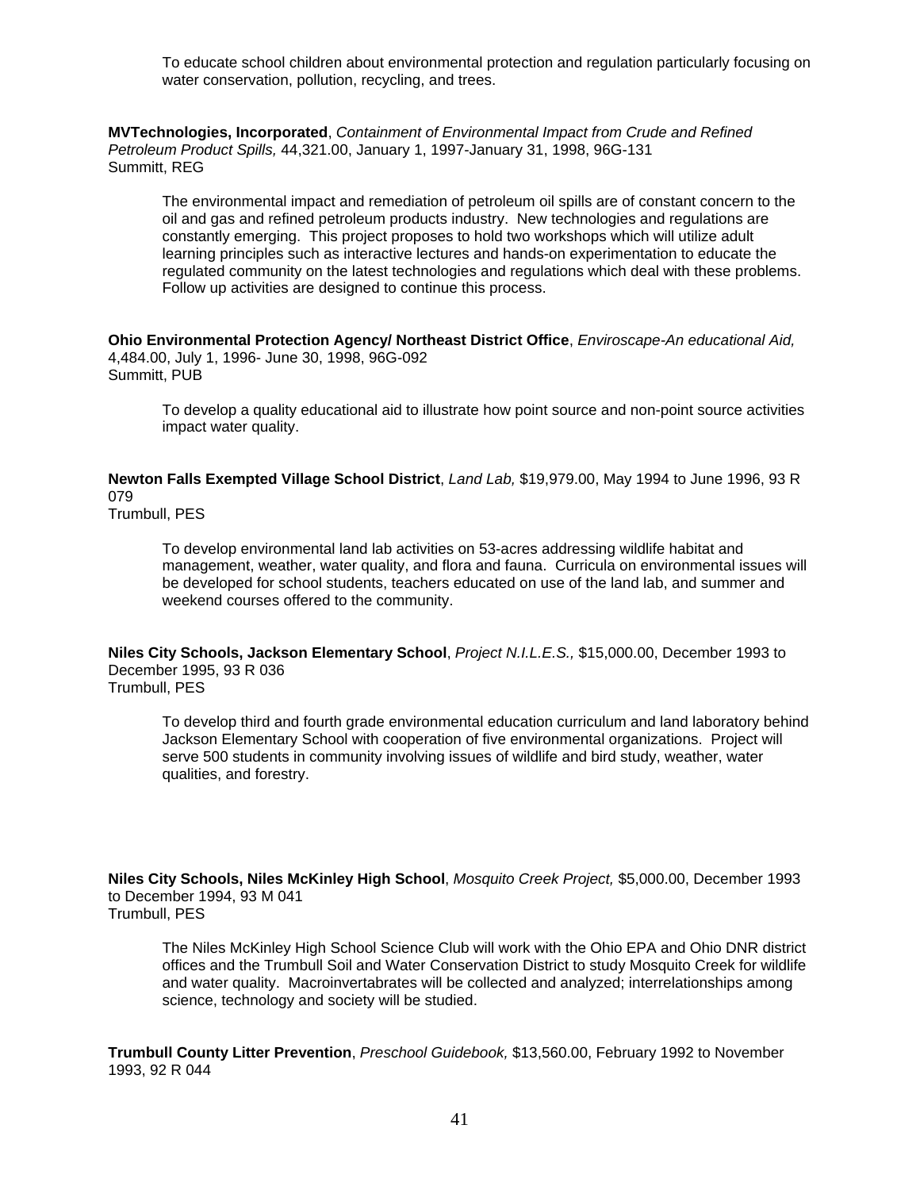To educate school children about environmental protection and regulation particularly focusing on water conservation, pollution, recycling, and trees.

**MVTechnologies, Incorporated**, *Containment of Environmental Impact from Crude and Refined Petroleum Product Spills,* 44,321.00, January 1, 1997-January 31, 1998, 96G-131
Summitt, REG

The environmental impact and remediation of petroleum oil spills are of constant concern to the oil and gas and refined petroleum products industry. New technologies and regulations are constantly emerging. This project proposes to hold two workshops which will utilize adult learning principles such as interactive lectures and hands-on experimentation to educate the regulated community on the latest technologies and regulations which deal with these problems. Follow up activities are designed to continue this process.

**Ohio Environmental Protection Agency/ Northeast District Office**, *Enviroscape-An educational Aid,* 4,484.00, July 1, 1996- June 30, 1998, 96G-092
Summitt, PUB

To develop a quality educational aid to illustrate how point source and non-point source activities impact water quality.

**Newton Falls Exempted Village School District**, *Land Lab,* $19,979.00, May 1994 to June 1996, 93 R 079
Trumbull, PES

To develop environmental land lab activities on 53-acres addressing wildlife habitat and management, weather, water quality, and flora and fauna. Curricula on environmental issues will be developed for school students, teachers educated on use of the land lab, and summer and weekend courses offered to the community.

**Niles City Schools, Jackson Elementary School**, *Project N.I.L.E.S.,* $15,000.00, December 1993 to December 1995, 93 R 036
Trumbull, PES

To develop third and fourth grade environmental education curriculum and land laboratory behind Jackson Elementary School with cooperation of five environmental organizations. Project will serve 500 students in community involving issues of wildlife and bird study, weather, water qualities, and forestry.

**Niles City Schools, Niles McKinley High School**, *Mosquito Creek Project,* $5,000.00, December 1993 to December 1994, 93 M 041
Trumbull, PES

The Niles McKinley High School Science Club will work with the Ohio EPA and Ohio DNR district offices and the Trumbull Soil and Water Conservation District to study Mosquito Creek for wildlife and water quality. Macroinvertabrates will be collected and analyzed; interrelationships among science, technology and society will be studied.

**Trumbull County Litter Prevention**, *Preschool Guidebook,* $13,560.00, February 1992 to November 1993, 92 R 044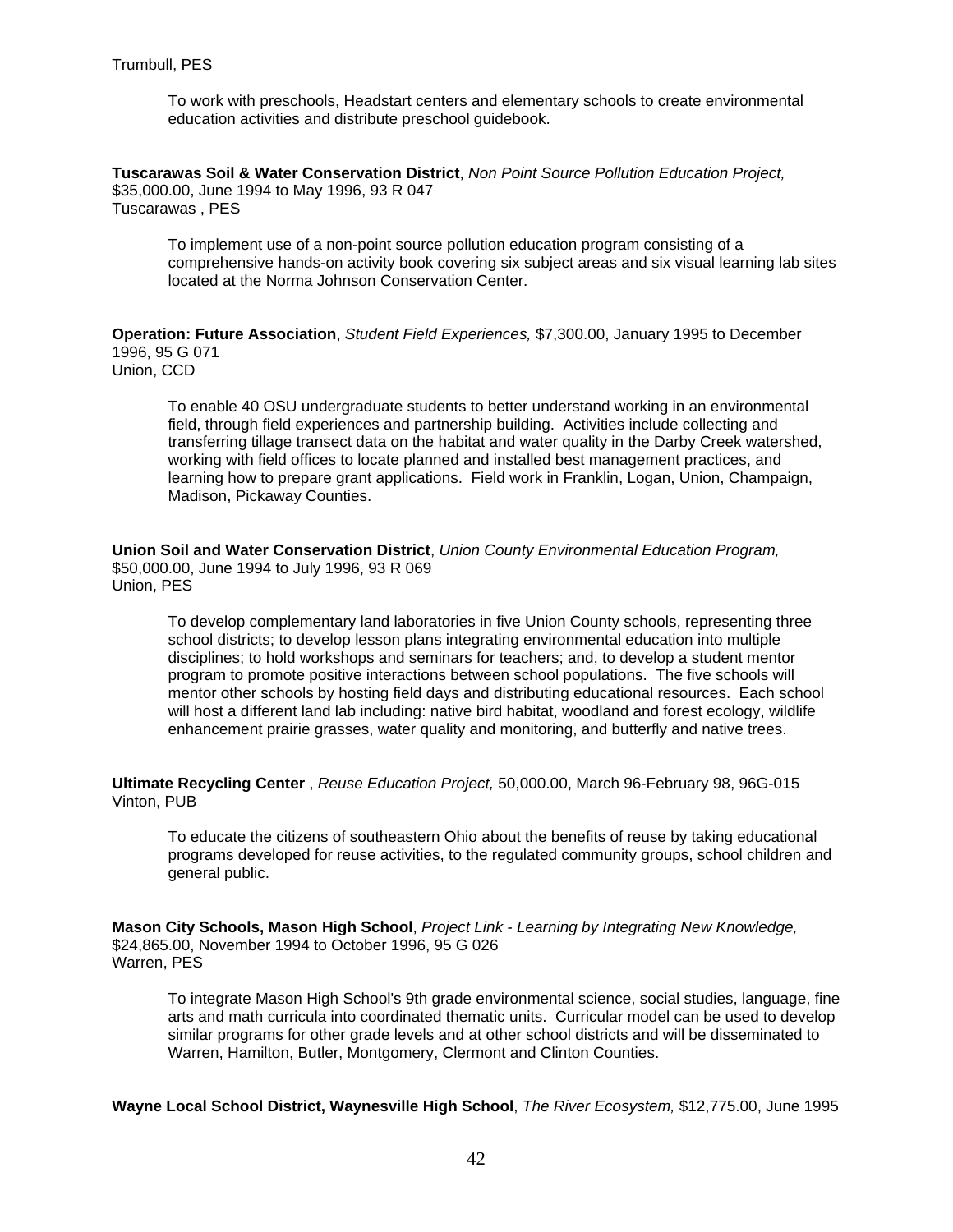Trumbull, PES

> To work with preschools, Headstart centers and elementary schools to create environmental education activities and distribute preschool guidebook.

**Tuscarawas Soil & Water Conservation District**, *Non Point Source Pollution Education Project,* $35,000.00, June 1994 to May 1996, 93 R 047
Tuscarawas , PES

> To implement use of a non-point source pollution education program consisting of a comprehensive hands-on activity book covering six subject areas and six visual learning lab sites located at the Norma Johnson Conservation Center.

**Operation: Future Association**, *Student Field Experiences,* $7,300.00, January 1995 to December 1996, 95 G 071
Union, CCD

> To enable 40 OSU undergraduate students to better understand working in an environmental field, through field experiences and partnership building. Activities include collecting and transferring tillage transect data on the habitat and water quality in the Darby Creek watershed, working with field offices to locate planned and installed best management practices, and learning how to prepare grant applications. Field work in Franklin, Logan, Union, Champaign, Madison, Pickaway Counties.

**Union Soil and Water Conservation District**, *Union County Environmental Education Program,* $50,000.00, June 1994 to July 1996, 93 R 069
Union, PES

> To develop complementary land laboratories in five Union County schools, representing three school districts; to develop lesson plans integrating environmental education into multiple disciplines; to hold workshops and seminars for teachers; and, to develop a student mentor program to promote positive interactions between school populations. The five schools will mentor other schools by hosting field days and distributing educational resources. Each school will host a different land lab including: native bird habitat, woodland and forest ecology, wildlife enhancement prairie grasses, water quality and monitoring, and butterfly and native trees.

**Ultimate Recycling Center** , *Reuse Education Project,* 50,000.00, March 96-February 98, 96G-015
Vinton, PUB

> To educate the citizens of southeastern Ohio about the benefits of reuse by taking educational programs developed for reuse activities, to the regulated community groups, school children and general public.

**Mason City Schools, Mason High School**, *Project Link - Learning by Integrating New Knowledge,* $24,865.00, November 1994 to October 1996, 95 G 026
Warren, PES

> To integrate Mason High School's 9th grade environmental science, social studies, language, fine arts and math curricula into coordinated thematic units. Curricular model can be used to develop similar programs for other grade levels and at other school districts and will be disseminated to Warren, Hamilton, Butler, Montgomery, Clermont and Clinton Counties.

**Wayne Local School District, Waynesville High School**, *The River Ecosystem,* $12,775.00, June 1995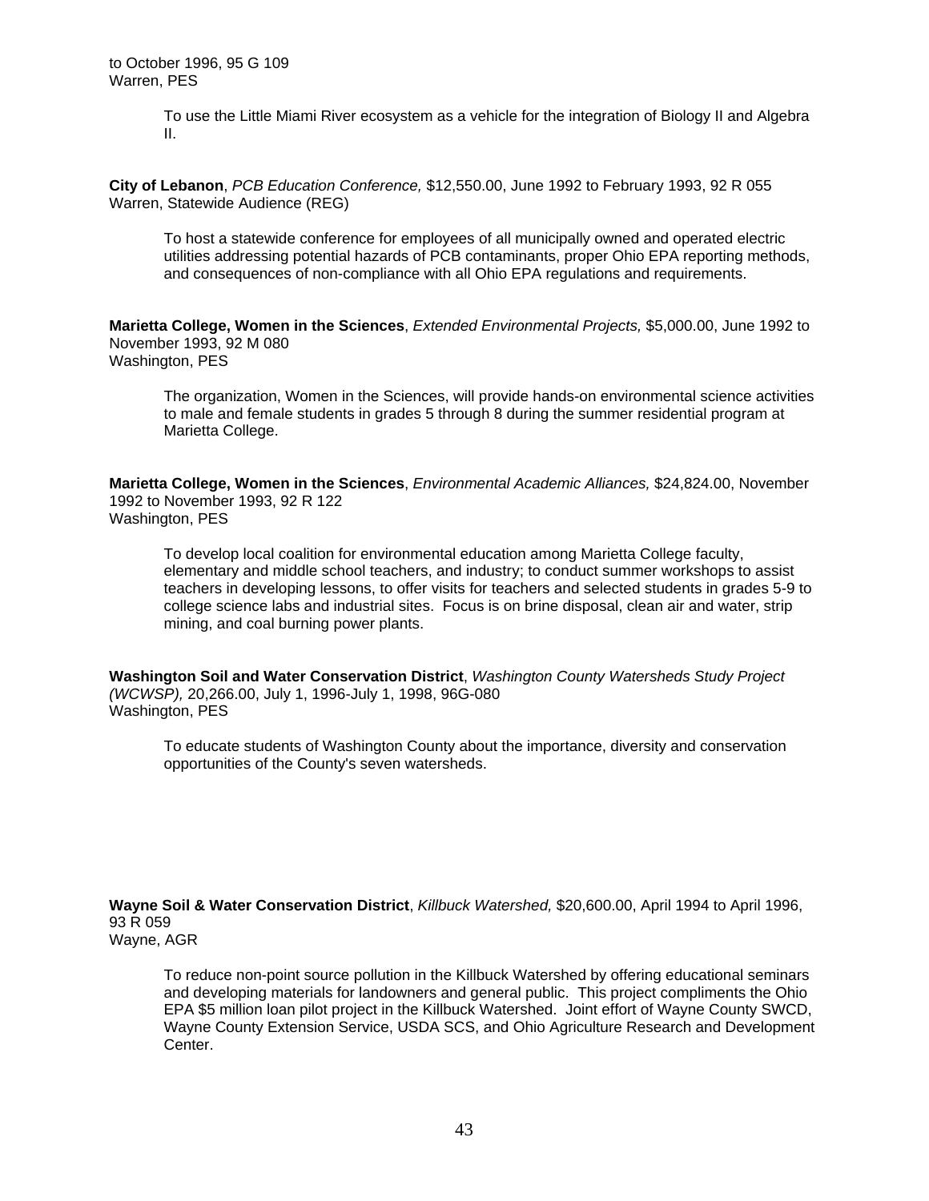to October 1996, 95 G 109
Warren, PES

To use the Little Miami River ecosystem as a vehicle for the integration of Biology II and Algebra II.

**City of Lebanon**, *PCB Education Conference,* $12,550.00, June 1992 to February 1993, 92 R 055
Warren, Statewide Audience (REG)

To host a statewide conference for employees of all municipally owned and operated electric utilities addressing potential hazards of PCB contaminants, proper Ohio EPA reporting methods, and consequences of non-compliance with all Ohio EPA regulations and requirements.

**Marietta College, Women in the Sciences**, *Extended Environmental Projects,* $5,000.00, June 1992 to November 1993, 92 M 080
Washington, PES

The organization, Women in the Sciences, will provide hands-on environmental science activities to male and female students in grades 5 through 8 during the summer residential program at Marietta College.

**Marietta College, Women in the Sciences**, *Environmental Academic Alliances,* $24,824.00, November 1992 to November 1993, 92 R 122
Washington, PES

To develop local coalition for environmental education among Marietta College faculty, elementary and middle school teachers, and industry; to conduct summer workshops to assist teachers in developing lessons, to offer visits for teachers and selected students in grades 5-9 to college science labs and industrial sites. Focus is on brine disposal, clean air and water, strip mining, and coal burning power plants.

**Washington Soil and Water Conservation District**, *Washington County Watersheds Study Project (WCWSP),* 20,266.00, July 1, 1996-July 1, 1998, 96G-080
Washington, PES

To educate students of Washington County about the importance, diversity and conservation opportunities of the County's seven watersheds.

**Wayne Soil & Water Conservation District**, *Killbuck Watershed,* $20,600.00, April 1994 to April 1996, 93 R 059
Wayne, AGR

To reduce non-point source pollution in the Killbuck Watershed by offering educational seminars and developing materials for landowners and general public. This project compliments the Ohio EPA $5 million loan pilot project in the Killbuck Watershed. Joint effort of Wayne County SWCD, Wayne County Extension Service, USDA SCS, and Ohio Agriculture Research and Development Center.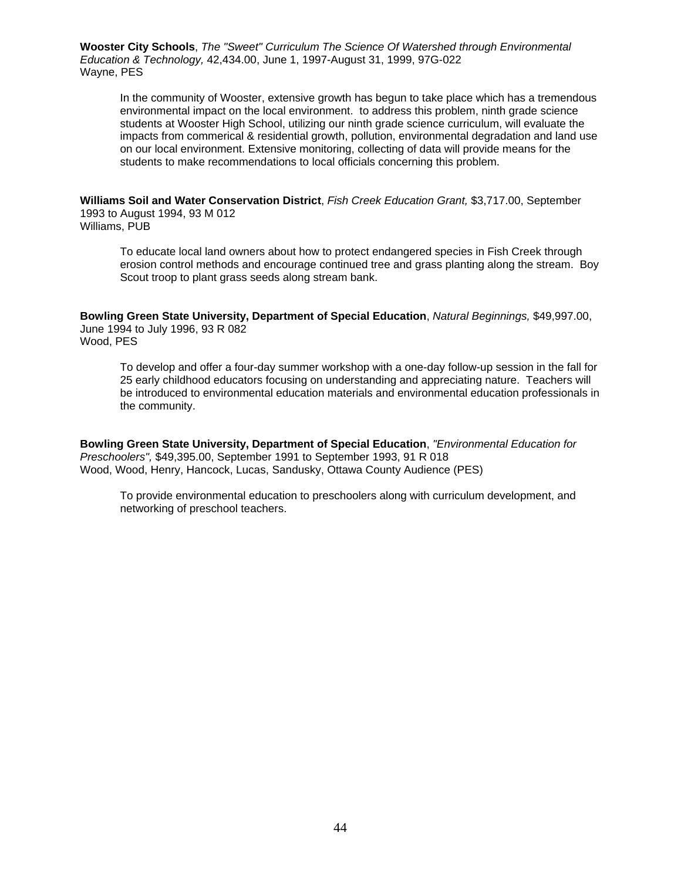**Wooster City Schools**, *The "Sweet" Curriculum The Science Of Watershed through Environmental Education & Technology,* 42,434.00, June 1, 1997-August 31, 1999, 97G-022
Wayne, PES

> In the community of Wooster, extensive growth has begun to take place which has a tremendous environmental impact on the local environment. to address this problem, ninth grade science students at Wooster High School, utilizing our ninth grade science curriculum, will evaluate the impacts from commerical & residential growth, pollution, environmental degradation and land use on our local environment. Extensive monitoring, collecting of data will provide means for the students to make recommendations to local officials concerning this problem.

**Williams Soil and Water Conservation District**, *Fish Creek Education Grant,* $3,717.00, September 1993 to August 1994, 93 M 012
Williams, PUB

> To educate local land owners about how to protect endangered species in Fish Creek through erosion control methods and encourage continued tree and grass planting along the stream. Boy Scout troop to plant grass seeds along stream bank.

**Bowling Green State University, Department of Special Education**, *Natural Beginnings,* $49,997.00, June 1994 to July 1996, 93 R 082
Wood, PES

> To develop and offer a four-day summer workshop with a one-day follow-up session in the fall for 25 early childhood educators focusing on understanding and appreciating nature. Teachers will be introduced to environmental education materials and environmental education professionals in the community.

**Bowling Green State University, Department of Special Education**, *"Environmental Education for Preschoolers",* $49,395.00, September 1991 to September 1993, 91 R 018
Wood, Wood, Henry, Hancock, Lucas, Sandusky, Ottawa County Audience (PES)

> To provide environmental education to preschoolers along with curriculum development, and networking of preschool teachers.